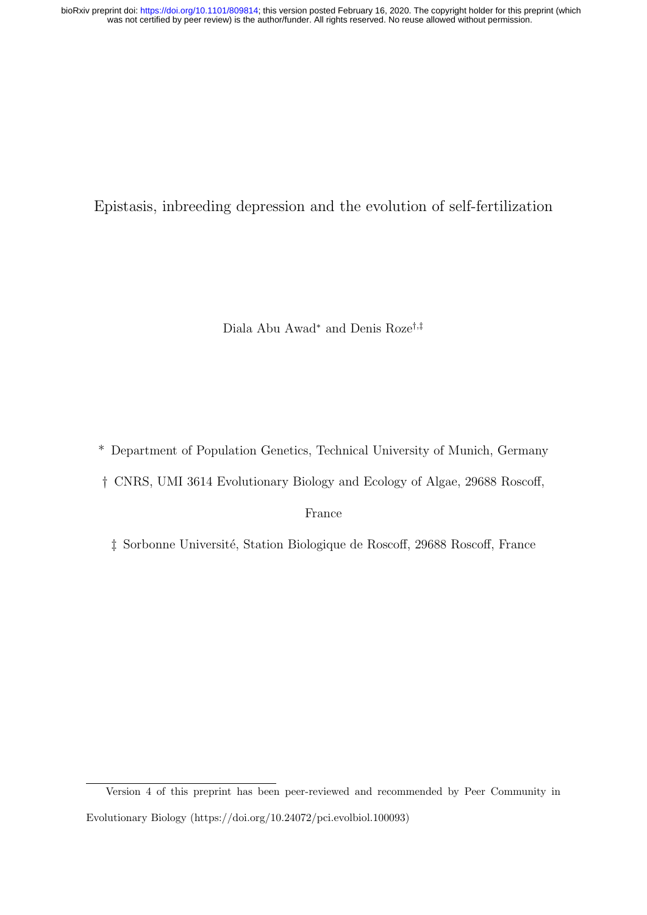# Epistasis, inbreeding depression and the evolution of self-fertilization

Diala Abu Awad* and Denis Roze†,‡

* Department of Population Genetics, Technical University of Munich, Germany

† CNRS, UMI 3614 Evolutionary Biology and Ecology of Algae, 29688 Roscoff, France

‡ Sorbonne Université, Station Biologique de Roscoff, 29688 Roscoff, France

Version 4 of this preprint has been peer-reviewed and recommended by Peer Community in Evolutionary Biology (https://doi.org/10.24072/pci.evolbiol.100093)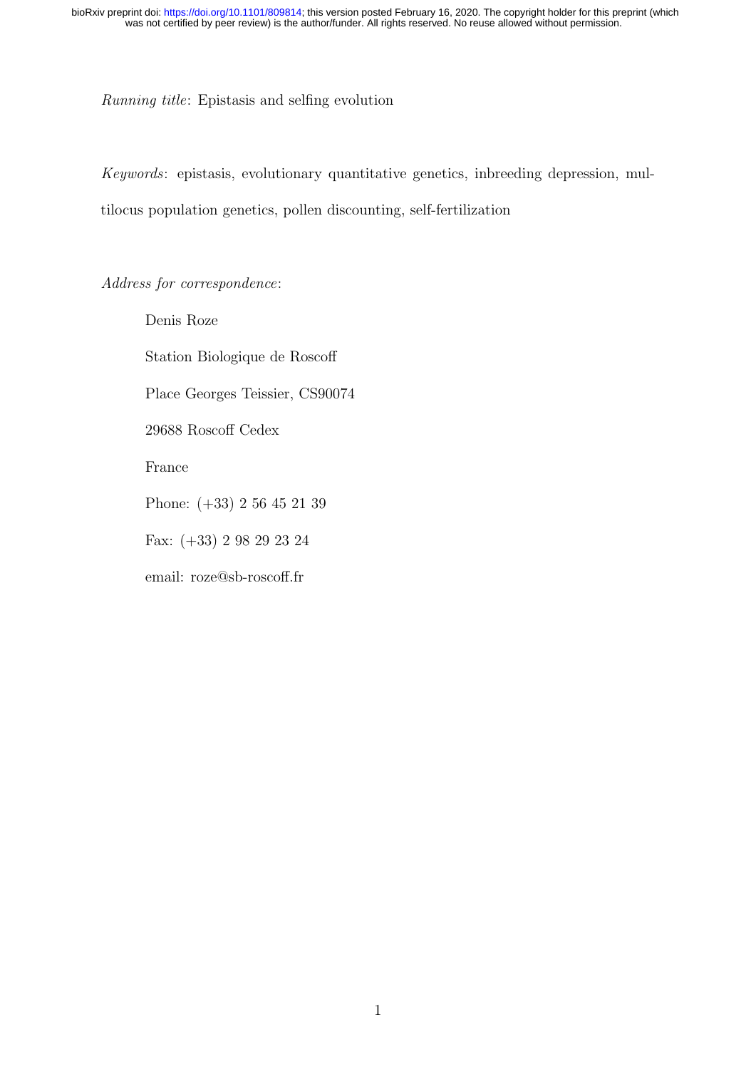*Running title*: Epistasis and selfing evolution

*Keywords*: epistasis, evolutionary quantitative genetics, inbreeding depression, multilocus population genetics, pollen discounting, self-fertilization

*Address for correspondence*:

Denis Roze

Station Biologique de Roscoff

Place Georges Teissier, CS90074

29688 Roscoff Cedex

France

Phone: (+33) 2 56 45 21 39

Fax: (+33) 2 98 29 23 24

email: roze@sb-roscoff.fr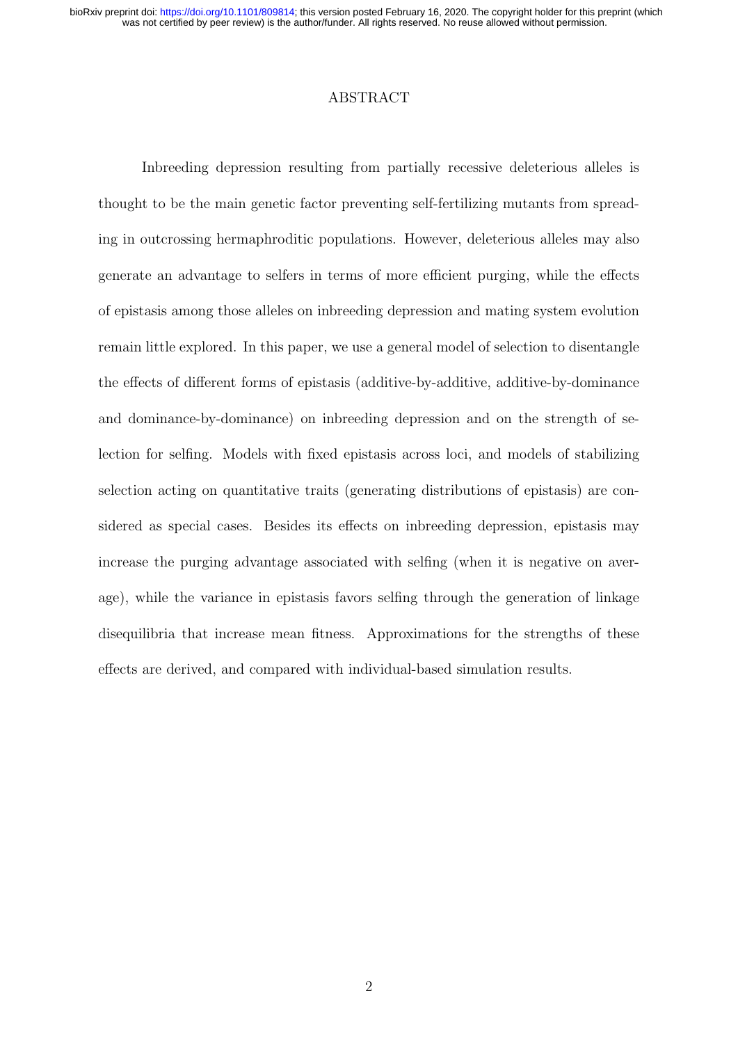## ABSTRACT

Inbreeding depression resulting from partially recessive deleterious alleles is thought to be the main genetic factor preventing self-fertilizing mutants from spreading in outcrossing hermaphroditic populations. However, deleterious alleles may also generate an advantage to selfers in terms of more efficient purging, while the effects of epistasis among those alleles on inbreeding depression and mating system evolution remain little explored. In this paper, we use a general model of selection to disentangle the effects of different forms of epistasis (additive-by-additive, additive-by-dominance and dominance-by-dominance) on inbreeding depression and on the strength of selection for selfing. Models with fixed epistasis across loci, and models of stabilizing selection acting on quantitative traits (generating distributions of epistasis) are considered as special cases. Besides its effects on inbreeding depression, epistasis may increase the purging advantage associated with selfing (when it is negative on average), while the variance in epistasis favors selfing through the generation of linkage disequilibria that increase mean fitness. Approximations for the strengths of these effects are derived, and compared with individual-based simulation results.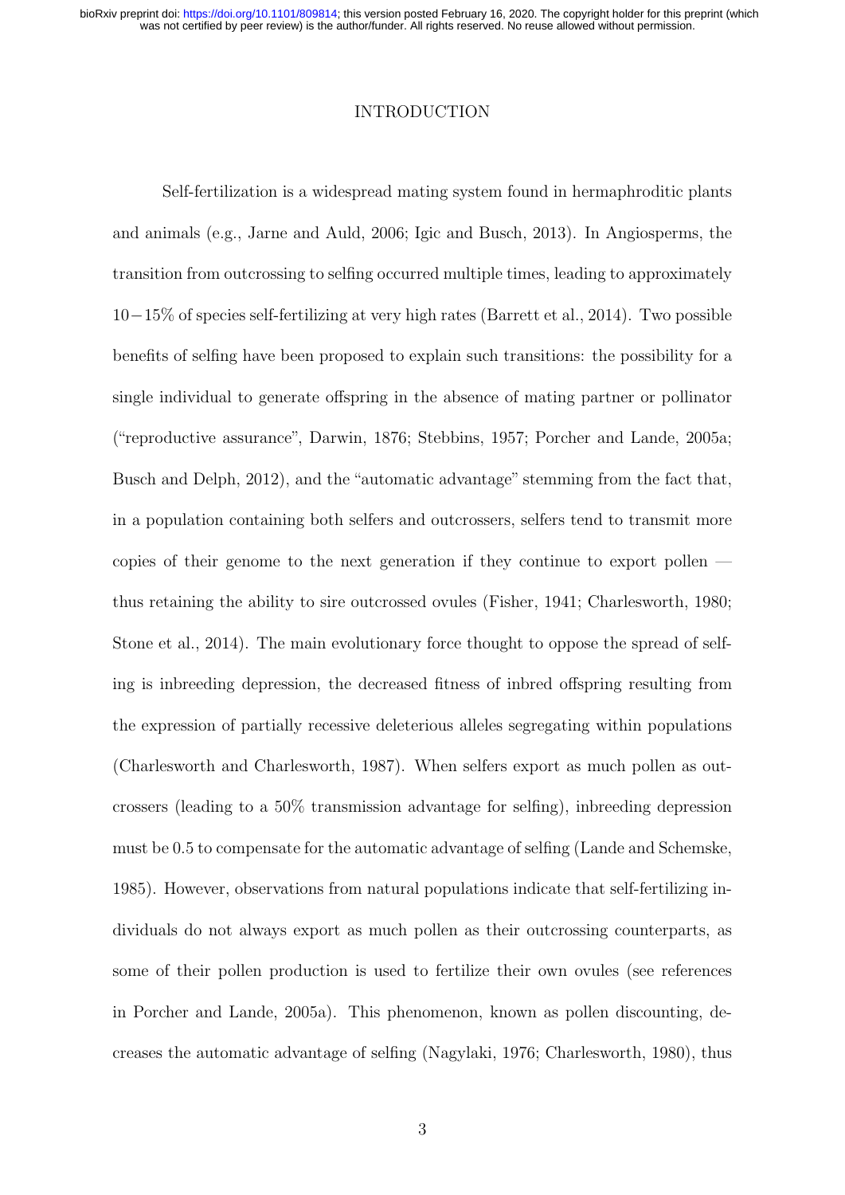# INTRODUCTION

Self-fertilization is a widespread mating system found in hermaphroditic plants and animals (e.g., Jarne and Auld, 2006; Igic and Busch, 2013). In Angiosperms, the transition from outcrossing to selfing occurred multiple times, leading to approximately $10-15\%$ of species self-fertilizing at very high rates (Barrett et al., 2014). Two possible benefits of selfing have been proposed to explain such transitions: the possibility for a single individual to generate offspring in the absence of mating partner or pollinator ("reproductive assurance", Darwin, 1876; Stebbins, 1957; Porcher and Lande, 2005a; Busch and Delph, 2012), and the "automatic advantage" stemming from the fact that, in a population containing both selfers and outcrossers, selfers tend to transmit more copies of their genome to the next generation if they continue to export pollen — thus retaining the ability to sire outcrossed ovules (Fisher, 1941; Charlesworth, 1980; Stone et al., 2014). The main evolutionary force thought to oppose the spread of selfing is inbreeding depression, the decreased fitness of inbred offspring resulting from the expression of partially recessive deleterious alleles segregating within populations (Charlesworth and Charlesworth, 1987). When selfers export as much pollen as outcrossers (leading to a 50% transmission advantage for selfing), inbreeding depression must be 0.5 to compensate for the automatic advantage of selfing (Lande and Schemske, 1985). However, observations from natural populations indicate that self-fertilizing individuals do not always export as much pollen as their outcrossing counterparts, as some of their pollen production is used to fertilize their own ovules (see references in Porcher and Lande, 2005a). This phenomenon, known as pollen discounting, decreases the automatic advantage of selfing (Nagylaki, 1976; Charlesworth, 1980), thus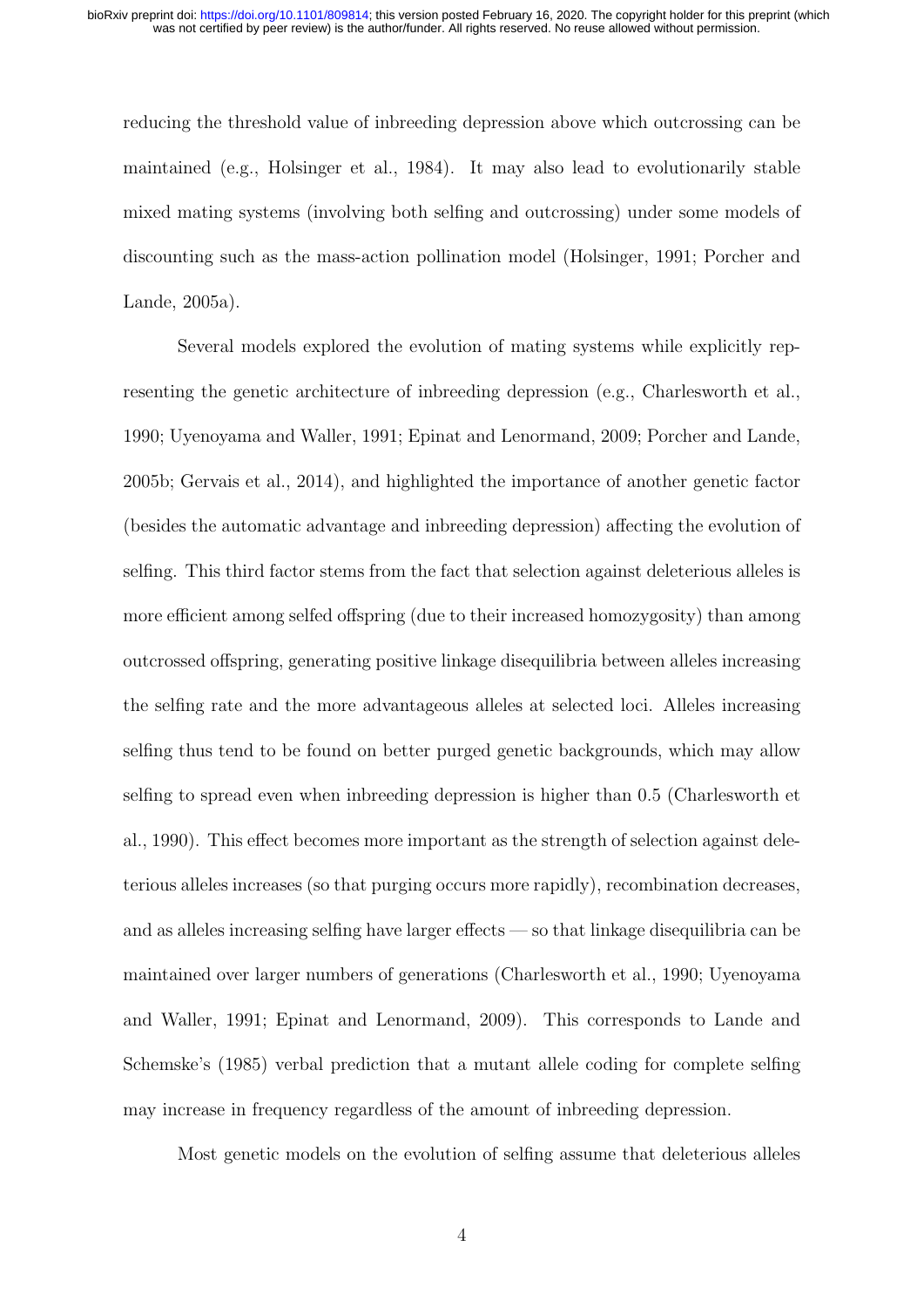reducing the threshold value of inbreeding depression above which outcrossing can be maintained (e.g., Holsinger et al., 1984). It may also lead to evolutionarily stable mixed mating systems (involving both selfing and outcrossing) under some models of discounting such as the mass-action pollination model (Holsinger, 1991; Porcher and Lande, 2005a).

Several models explored the evolution of mating systems while explicitly representing the genetic architecture of inbreeding depression (e.g., Charlesworth et al., 1990; Uyenoyama and Waller, 1991; Epinat and Lenormand, 2009; Porcher and Lande, 2005b; Gervais et al., 2014), and highlighted the importance of another genetic factor (besides the automatic advantage and inbreeding depression) affecting the evolution of selfing. This third factor stems from the fact that selection against deleterious alleles is more efficient among selfed offspring (due to their increased homozygosity) than among outcrossed offspring, generating positive linkage disequilibria between alleles increasing the selfing rate and the more advantageous alleles at selected loci. Alleles increasing selfing thus tend to be found on better purged genetic backgrounds, which may allow selfing to spread even when inbreeding depression is higher than 0.5 (Charlesworth et al., 1990). This effect becomes more important as the strength of selection against deleterious alleles increases (so that purging occurs more rapidly), recombination decreases, and as alleles increasing selfing have larger effects — so that linkage disequilibria can be maintained over larger numbers of generations (Charlesworth et al., 1990; Uyenoyama and Waller, 1991; Epinat and Lenormand, 2009). This corresponds to Lande and Schemske's (1985) verbal prediction that a mutant allele coding for complete selfing may increase in frequency regardless of the amount of inbreeding depression.

Most genetic models on the evolution of selfing assume that deleterious alleles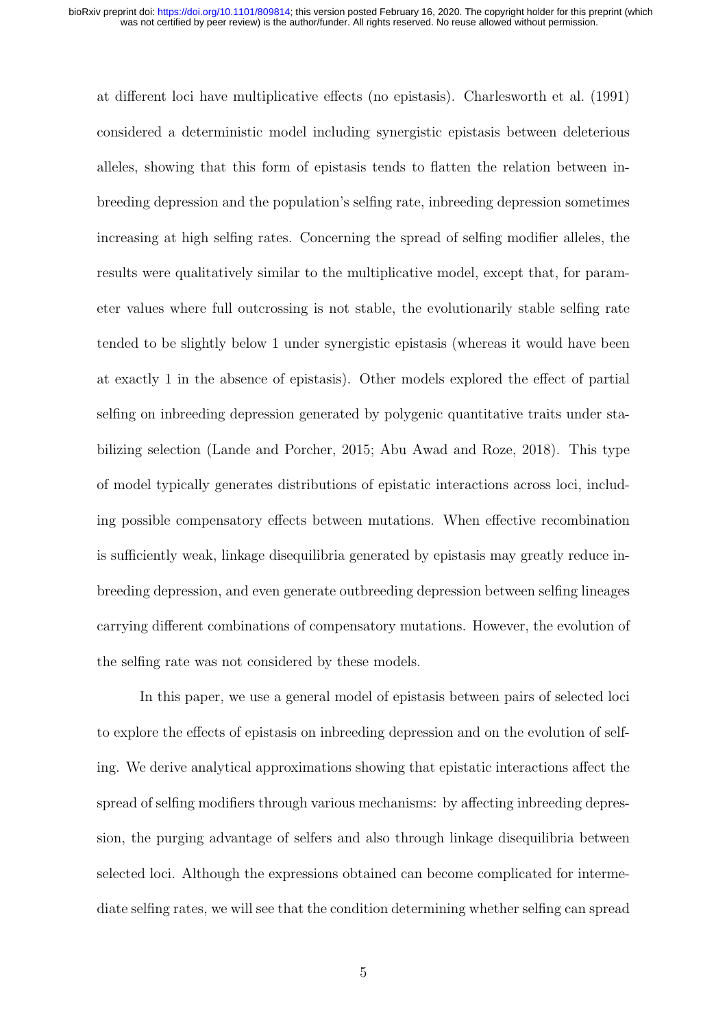at different loci have multiplicative effects (no epistasis). Charlesworth et al. (1991) considered a deterministic model including synergistic epistasis between deleterious alleles, showing that this form of epistasis tends to flatten the relation between inbreeding depression and the population's selfing rate, inbreeding depression sometimes increasing at high selfing rates. Concerning the spread of selfing modifier alleles, the results were qualitatively similar to the multiplicative model, except that, for parameter values where full outcrossing is not stable, the evolutionarily stable selfing rate tended to be slightly below 1 under synergistic epistasis (whereas it would have been at exactly 1 in the absence of epistasis). Other models explored the effect of partial selfing on inbreeding depression generated by polygenic quantitative traits under stabilizing selection (Lande and Porcher, 2015; Abu Awad and Roze, 2018). This type of model typically generates distributions of epistatic interactions across loci, including possible compensatory effects between mutations. When effective recombination is sufficiently weak, linkage disequilibria generated by epistasis may greatly reduce inbreeding depression, and even generate outbreeding depression between selfing lineages carrying different combinations of compensatory mutations. However, the evolution of the selfing rate was not considered by these models.

In this paper, we use a general model of epistasis between pairs of selected loci to explore the effects of epistasis on inbreeding depression and on the evolution of selfing. We derive analytical approximations showing that epistatic interactions affect the spread of selfing modifiers through various mechanisms: by affecting inbreeding depression, the purging advantage of selfers and also through linkage disequilibria between selected loci. Although the expressions obtained can become complicated for intermediate selfing rates, we will see that the condition determining whether selfing can spread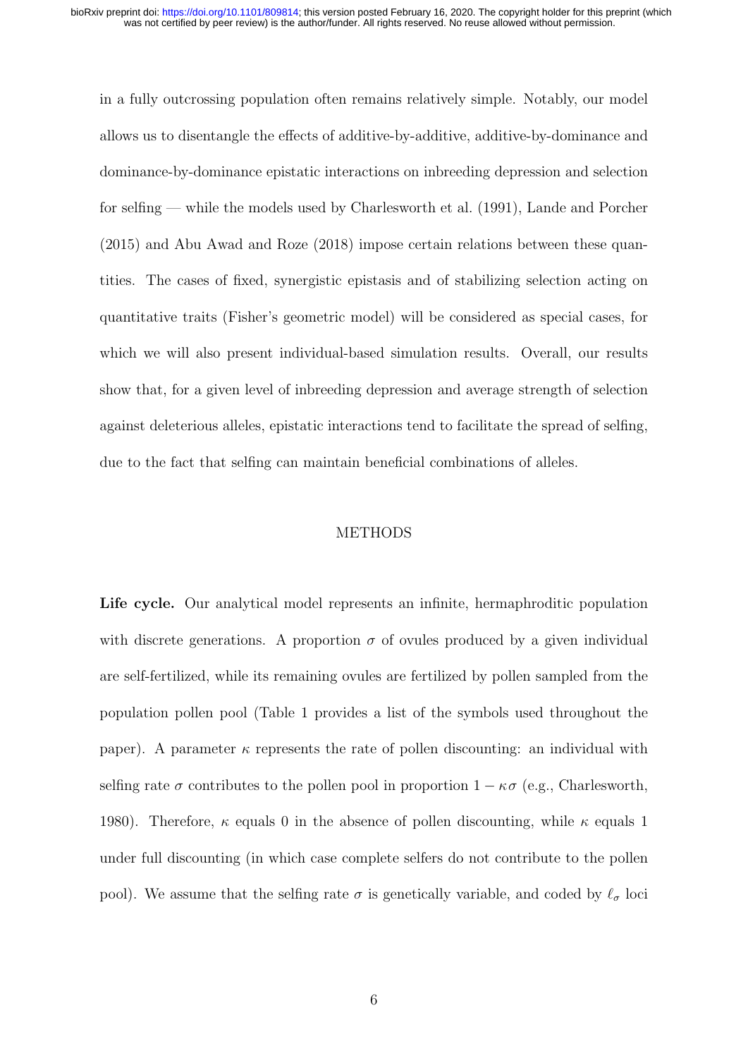in a fully outcrossing population often remains relatively simple. Notably, our model allows us to disentangle the effects of additive-by-additive, additive-by-dominance and dominance-by-dominance epistatic interactions on inbreeding depression and selection for selfing — while the models used by Charlesworth et al. (1991), Lande and Porcher (2015) and Abu Awad and Roze (2018) impose certain relations between these quantities. The cases of fixed, synergistic epistasis and of stabilizing selection acting on quantitative traits (Fisher's geometric model) will be considered as special cases, for which we will also present individual-based simulation results. Overall, our results show that, for a given level of inbreeding depression and average strength of selection against deleterious alleles, epistatic interactions tend to facilitate the spread of selfing, due to the fact that selfing can maintain beneficial combinations of alleles.

## METHODS

**Life cycle.** Our analytical model represents an infinite, hermaphroditic population with discrete generations. A proportion $\sigma$ of ovules produced by a given individual are self-fertilized, while its remaining ovules are fertilized by pollen sampled from the population pollen pool (Table 1 provides a list of the symbols used throughout the paper). A parameter $\kappa$ represents the rate of pollen discounting: an individual with selfing rate $\sigma$ contributes to the pollen pool in proportion $1 - \kappa\sigma$ (e.g., Charlesworth, 1980). Therefore, $\kappa$ equals 0 in the absence of pollen discounting, while $\kappa$ equals 1 under full discounting (in which case complete selfers do not contribute to the pollen pool). We assume that the selfing rate $\sigma$ is genetically variable, and coded by $\ell_\sigma$ loci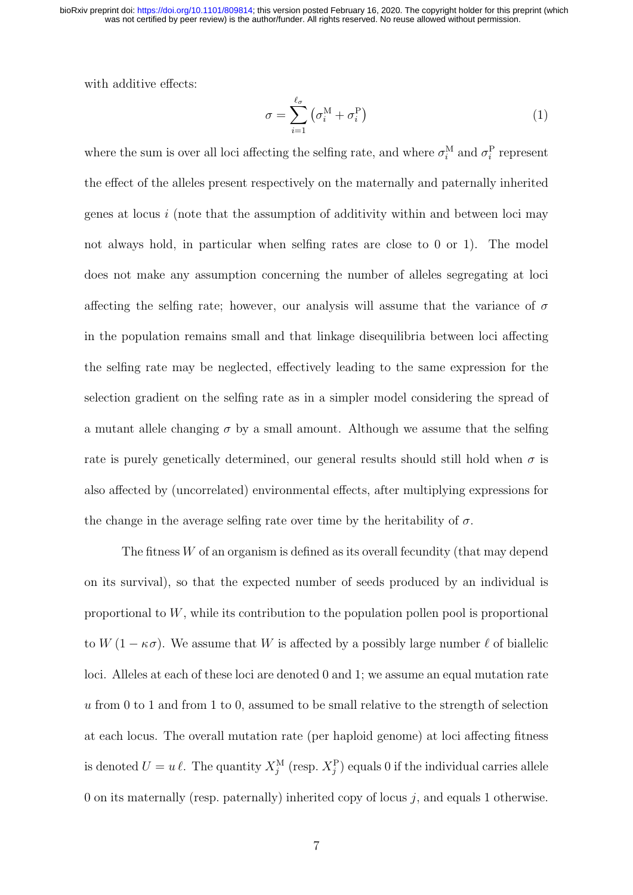with additive effects:

$$\sigma = \sum_{i=1}^{\ell_\sigma} \left(\sigma_i^{\mathrm{M}} + \sigma_i^{\mathrm{P}}\right) \tag{1}$$

where the sum is over all loci affecting the selfing rate, and where $\sigma_i^{\mathrm{M}}$ and $\sigma_i^{\mathrm{P}}$ represent the effect of the alleles present respectively on the maternally and paternally inherited genes at locus $i$ (note that the assumption of additivity within and between loci may not always hold, in particular when selfing rates are close to 0 or 1). The model does not make any assumption concerning the number of alleles segregating at loci affecting the selfing rate; however, our analysis will assume that the variance of $\sigma$ in the population remains small and that linkage disequilibria between loci affecting the selfing rate may be neglected, effectively leading to the same expression for the selection gradient on the selfing rate as in a simpler model considering the spread of a mutant allele changing $\sigma$ by a small amount. Although we assume that the selfing rate is purely genetically determined, our general results should still hold when $\sigma$ is also affected by (uncorrelated) environmental effects, after multiplying expressions for the change in the average selfing rate over time by the heritability of $\sigma$.

The fitness $W$ of an organism is defined as its overall fecundity (that may depend on its survival), so that the expected number of seeds produced by an individual is proportional to $W$, while its contribution to the population pollen pool is proportional to $W(1 - \kappa\sigma)$. We assume that $W$ is affected by a possibly large number $\ell$ of biallelic loci. Alleles at each of these loci are denoted 0 and 1; we assume an equal mutation rate $u$ from 0 to 1 and from 1 to 0, assumed to be small relative to the strength of selection at each locus. The overall mutation rate (per haploid genome) at loci affecting fitness is denoted $U = u\,\ell$. The quantity $X_j^{\mathrm{M}}$ (resp. $X_j^{\mathrm{P}}$) equals 0 if the individual carries allele 0 on its maternally (resp. paternally) inherited copy of locus $j$, and equals 1 otherwise.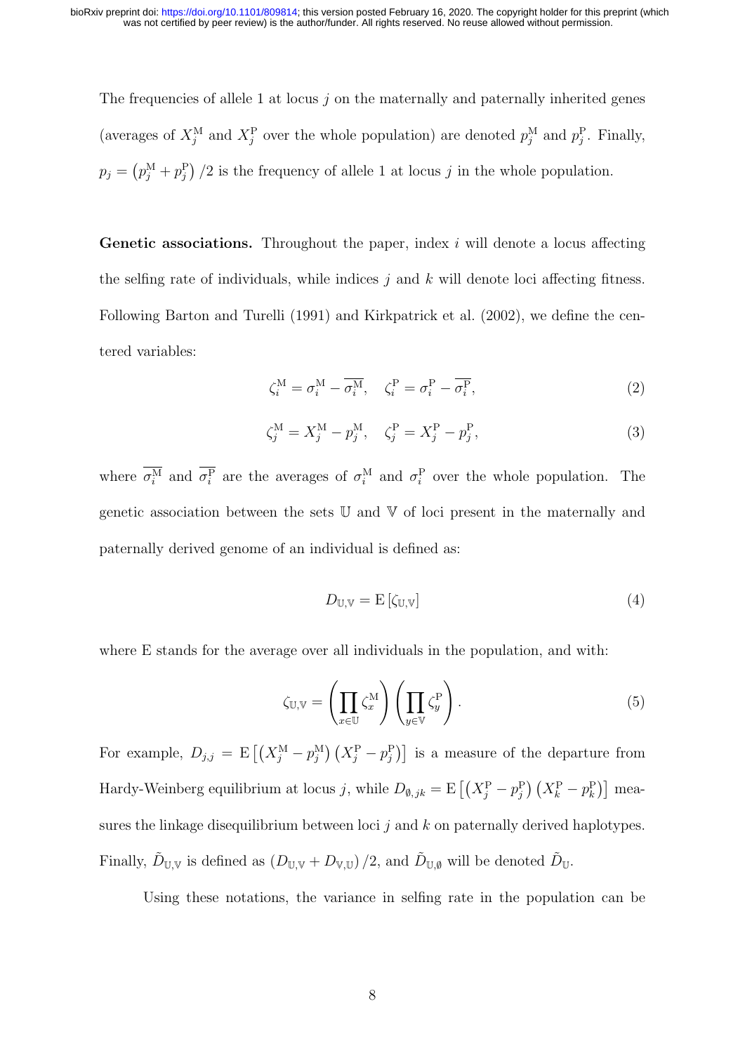The frequencies of allele 1 at locus $j$ on the maternally and paternally inherited genes (averages of $X_j^{\mathrm{M}}$ and $X_j^{\mathrm{P}}$ over the whole population) are denoted $p_j^{\mathrm{M}}$ and $p_j^{\mathrm{P}}$. Finally, $p_j = \left(p_j^{\mathrm{M}} + p_j^{\mathrm{P}}\right)/2$ is the frequency of allele 1 at locus $j$ in the whole population.

**Genetic associations.** Throughout the paper, index $i$ will denote a locus affecting the selfing rate of individuals, while indices $j$ and $k$ will denote loci affecting fitness. Following Barton and Turelli (1991) and Kirkpatrick et al. (2002), we define the centered variables:

$$\zeta_i^{\mathrm{M}} = \sigma_i^{\mathrm{M}} - \overline{\sigma_i^{\mathrm{M}}}, \quad \zeta_i^{\mathrm{P}} = \sigma_i^{\mathrm{P}} - \overline{\sigma_i^{\mathrm{P}}}, \tag{2}$$

$$\zeta_j^{\mathrm{M}} = X_j^{\mathrm{M}} - p_j^{\mathrm{M}}, \quad \zeta_j^{\mathrm{P}} = X_j^{\mathrm{P}} - p_j^{\mathrm{P}}, \tag{3}$$

where $\overline{\sigma_i^{\mathrm{M}}}$ and $\overline{\sigma_i^{\mathrm{P}}}$ are the averages of $\sigma_i^{\mathrm{M}}$ and $\sigma_i^{\mathrm{P}}$ over the whole population. The genetic association between the sets $\mathbb{U}$ and $\mathbb{V}$ of loci present in the maternally and paternally derived genome of an individual is defined as:

$$D_{\mathbb{U},\mathbb{V}} = \mathrm{E}\left[\zeta_{\mathbb{U},\mathbb{V}}\right] \tag{4}$$

where E stands for the average over all individuals in the population, and with:

$$\zeta_{\mathbb{U},\mathbb{V}} = \left(\prod_{x \in \mathbb{U}} \zeta_x^{\mathrm{M}}\right)\left(\prod_{y \in \mathbb{V}} \zeta_y^{\mathrm{P}}\right). \tag{5}$$

For example, $D_{j,j} = \mathrm{E}\left[\left(X_j^{\mathrm{M}} - p_j^{\mathrm{M}}\right)\left(X_j^{\mathrm{P}} - p_j^{\mathrm{P}}\right)\right]$ is a measure of the departure from Hardy-Weinberg equilibrium at locus $j$, while $D_{\emptyset,jk} = \mathrm{E}\left[\left(X_j^{\mathrm{P}} - p_j^{\mathrm{P}}\right)\left(X_k^{\mathrm{P}} - p_k^{\mathrm{P}}\right)\right]$ measures the linkage disequilibrium between loci $j$ and $k$ on paternally derived haplotypes. Finally, $\tilde{D}_{\mathbb{U},\mathbb{V}}$ is defined as $\left(D_{\mathbb{U},\mathbb{V}} + D_{\mathbb{V},\mathbb{U}}\right)/2$, and $\tilde{D}_{\mathbb{U},\emptyset}$ will be denoted $\tilde{D}_{\mathbb{U}}$.

Using these notations, the variance in selfing rate in the population can be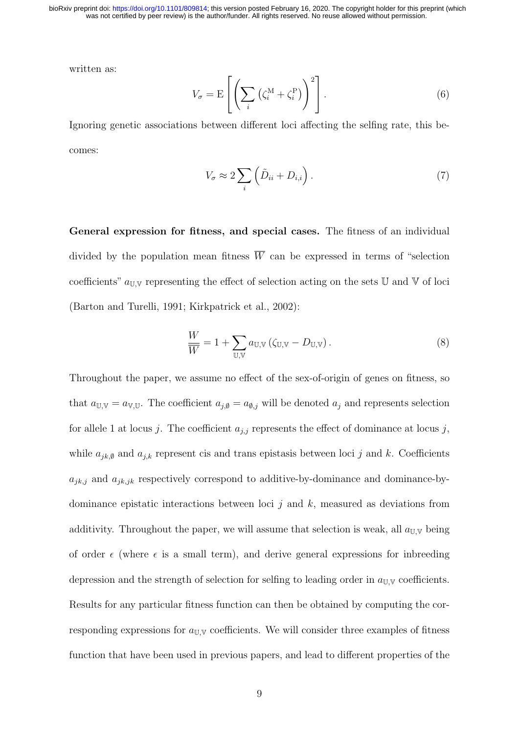written as:

$$V_{\sigma} = \mathrm{E}\left[\left(\sum_{i}\left(\zeta_i^{\mathrm{M}} + \zeta_i^{\mathrm{P}}\right)\right)^2\right]. \tag{6}$$

Ignoring genetic associations between different loci affecting the selfing rate, this becomes:

$$V_{\sigma} \approx 2\sum_{i}\left(\tilde{D}_{ii} + D_{i,i}\right). \tag{7}$$

**General expression for fitness, and special cases.** The fitness of an individual divided by the population mean fitness $\overline{W}$ can be expressed in terms of "selection coefficients" $a_{\mathbb{U},\mathbb{V}}$ representing the effect of selection acting on the sets $\mathbb{U}$ and $\mathbb{V}$ of loci (Barton and Turelli, 1991; Kirkpatrick et al., 2002):

$$\frac{W}{\overline{W}} = 1 + \sum_{\mathbb{U},\mathbb{V}} a_{\mathbb{U},\mathbb{V}}\left(\zeta_{\mathbb{U},\mathbb{V}} - D_{\mathbb{U},\mathbb{V}}\right). \tag{8}$$

Throughout the paper, we assume no effect of the sex-of-origin of genes on fitness, so that $a_{\mathbb{U},\mathbb{V}} = a_{\mathbb{V},\mathbb{U}}$. The coefficient $a_{j,\emptyset} = a_{\emptyset,j}$ will be denoted $a_j$ and represents selection for allele 1 at locus $j$. The coefficient $a_{j,j}$ represents the effect of dominance at locus $j$, while $a_{jk,\emptyset}$ and $a_{j,k}$ represent cis and trans epistasis between loci $j$ and $k$. Coefficients $a_{jk,j}$ and $a_{jk,jk}$ respectively correspond to additive-by-dominance and dominance-by-dominance epistatic interactions between loci $j$ and $k$, measured as deviations from additivity. Throughout the paper, we will assume that selection is weak, all $a_{\mathbb{U},\mathbb{V}}$ being of order $\epsilon$ (where $\epsilon$ is a small term), and derive general expressions for inbreeding depression and the strength of selection for selfing to leading order in $a_{\mathbb{U},\mathbb{V}}$ coefficients. Results for any particular fitness function can then be obtained by computing the corresponding expressions for $a_{\mathbb{U},\mathbb{V}}$ coefficients. We will consider three examples of fitness function that have been used in previous papers, and lead to different properties of the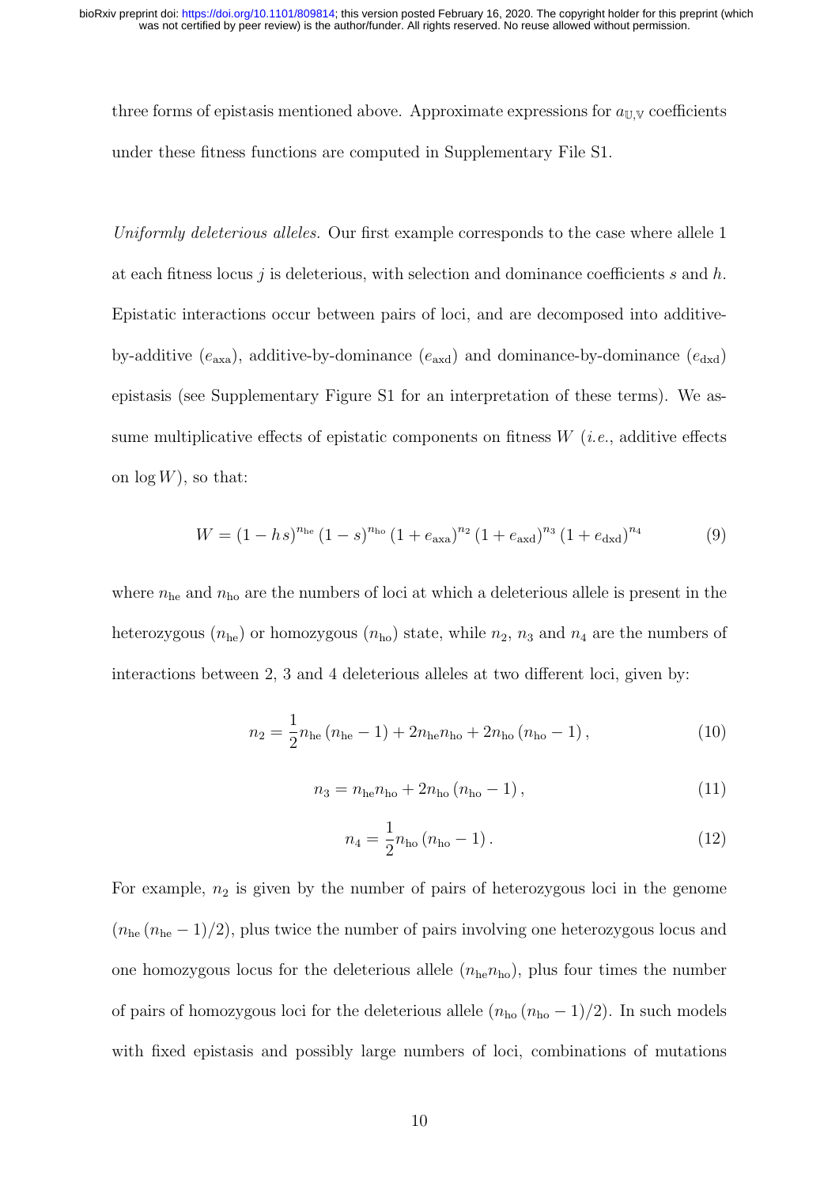three forms of epistasis mentioned above. Approximate expressions for $a_{\mathbb{U},\mathbb{V}}$ coefficients under these fitness functions are computed in Supplementary File S1.

*Uniformly deleterious alleles.* Our first example corresponds to the case where allele 1 at each fitness locus $j$ is deleterious, with selection and dominance coefficients $s$ and $h$. Epistatic interactions occur between pairs of loci, and are decomposed into additive-by-additive ($e_{\text{axa}}$), additive-by-dominance ($e_{\text{axd}}$) and dominance-by-dominance ($e_{\text{dxd}}$) epistasis (see Supplementary Figure S1 for an interpretation of these terms). We assume multiplicative effects of epistatic components on fitness $W$ (*i.e.*, additive effects on $\log W$), so that:

$$W = (1 - h\,s)^{n_{\text{he}}} (1 - s)^{n_{\text{ho}}} (1 + e_{\text{axa}})^{n_2} (1 + e_{\text{axd}})^{n_3} (1 + e_{\text{dxd}})^{n_4} \tag{9}$$

where $n_{\text{he}}$ and $n_{\text{ho}}$ are the numbers of loci at which a deleterious allele is present in the heterozygous ($n_{\text{he}}$) or homozygous ($n_{\text{ho}}$) state, while $n_2$, $n_3$ and $n_4$ are the numbers of interactions between 2, 3 and 4 deleterious alleles at two different loci, given by:

$$n_2 = \frac{1}{2} n_{\text{he}} (n_{\text{he}} - 1) + 2 n_{\text{he}} n_{\text{ho}} + 2 n_{\text{ho}} (n_{\text{ho}} - 1), \tag{10}$$

$$n_3 = n_{\text{he}} n_{\text{ho}} + 2 n_{\text{ho}} (n_{\text{ho}} - 1), \tag{11}$$

$$n_4 = \frac{1}{2} n_{\text{ho}} (n_{\text{ho}} - 1). \tag{12}$$

For example, $n_2$ is given by the number of pairs of heterozygous loci in the genome ($n_{\text{he}} (n_{\text{he}} - 1)/2$), plus twice the number of pairs involving one heterozygous locus and one homozygous locus for the deleterious allele ($n_{\text{he}} n_{\text{ho}}$), plus four times the number of pairs of homozygous loci for the deleterious allele ($n_{\text{ho}} (n_{\text{ho}} - 1)/2$). In such models with fixed epistasis and possibly large numbers of loci, combinations of mutations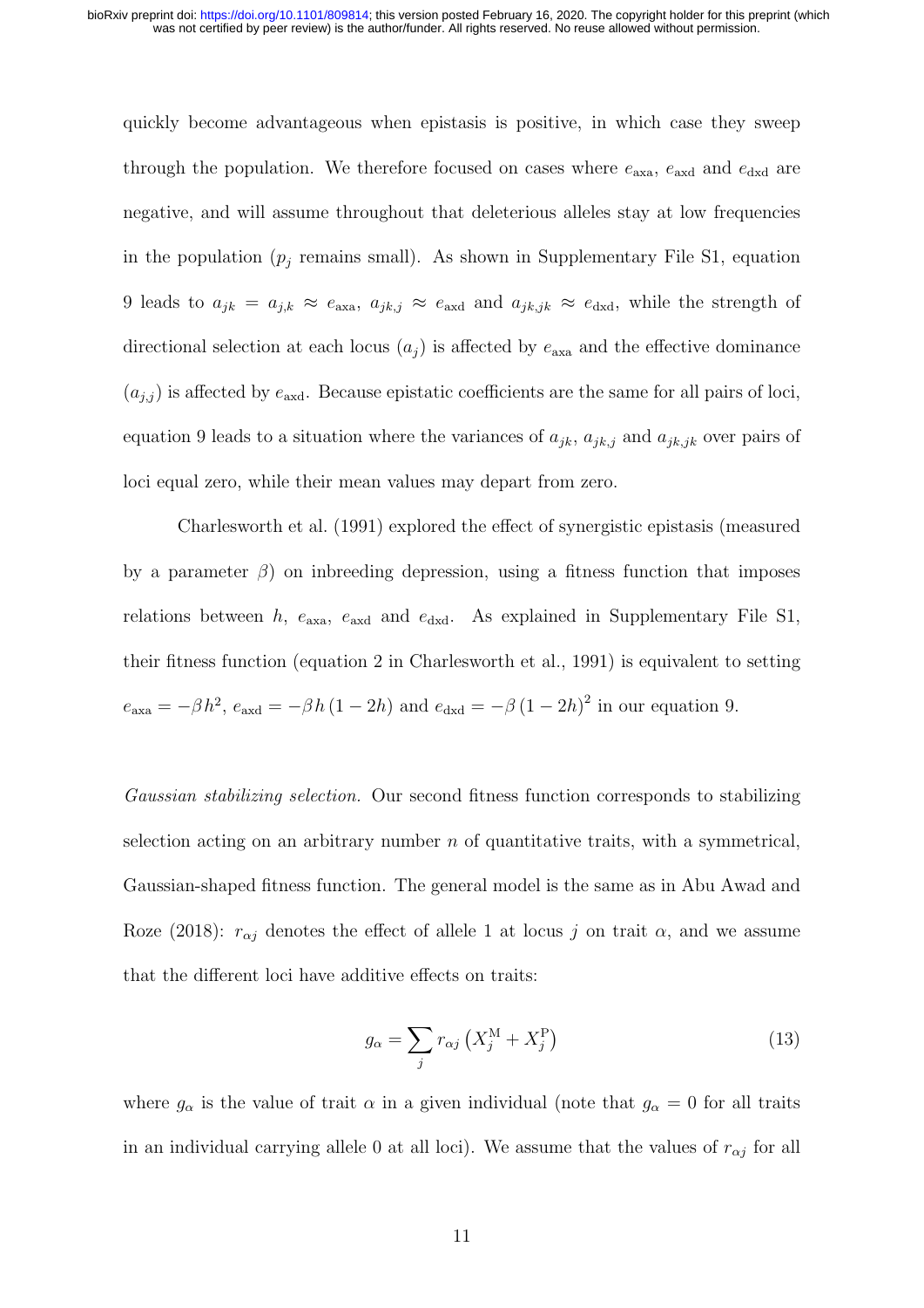quickly become advantageous when epistasis is positive, in which case they sweep through the population. We therefore focused on cases where $e_{\mathrm{axa}}$, $e_{\mathrm{axd}}$ and $e_{\mathrm{dxd}}$ are negative, and will assume throughout that deleterious alleles stay at low frequencies in the population ($p_j$ remains small). As shown in Supplementary File S1, equation 9 leads to $a_{jk} = a_{j,k} \approx e_{\mathrm{axa}}$, $a_{jk,j} \approx e_{\mathrm{axd}}$ and $a_{jk,jk} \approx e_{\mathrm{dxd}}$, while the strength of directional selection at each locus ($a_j$) is affected by $e_{\mathrm{axa}}$ and the effective dominance ($a_{j,j}$) is affected by $e_{\mathrm{axd}}$. Because epistatic coefficients are the same for all pairs of loci, equation 9 leads to a situation where the variances of $a_{jk}$, $a_{jk,j}$ and $a_{jk,jk}$ over pairs of loci equal zero, while their mean values may depart from zero.

Charlesworth et al. (1991) explored the effect of synergistic epistasis (measured by a parameter $\beta$) on inbreeding depression, using a fitness function that imposes relations between $h$, $e_{\mathrm{axa}}$, $e_{\mathrm{axd}}$ and $e_{\mathrm{dxd}}$. As explained in Supplementary File S1, their fitness function (equation 2 in Charlesworth et al., 1991) is equivalent to setting $e_{\mathrm{axa}} = -\beta h^2$, $e_{\mathrm{axd}} = -\beta h (1 - 2h)$ and $e_{\mathrm{dxd}} = -\beta (1 - 2h)^2$ in our equation 9.

*Gaussian stabilizing selection.* Our second fitness function corresponds to stabilizing selection acting on an arbitrary number $n$ of quantitative traits, with a symmetrical, Gaussian-shaped fitness function. The general model is the same as in Abu Awad and Roze (2018): $r_{\alpha j}$ denotes the effect of allele 1 at locus $j$ on trait $\alpha$, and we assume that the different loci have additive effects on traits:

$$g_{\alpha} = \sum_{j} r_{\alpha j} \left( X_j^{\mathrm{M}} + X_j^{\mathrm{P}} \right) \tag{13}$$

where $g_{\alpha}$ is the value of trait $\alpha$ in a given individual (note that $g_{\alpha} = 0$ for all traits in an individual carrying allele 0 at all loci). We assume that the values of $r_{\alpha j}$ for all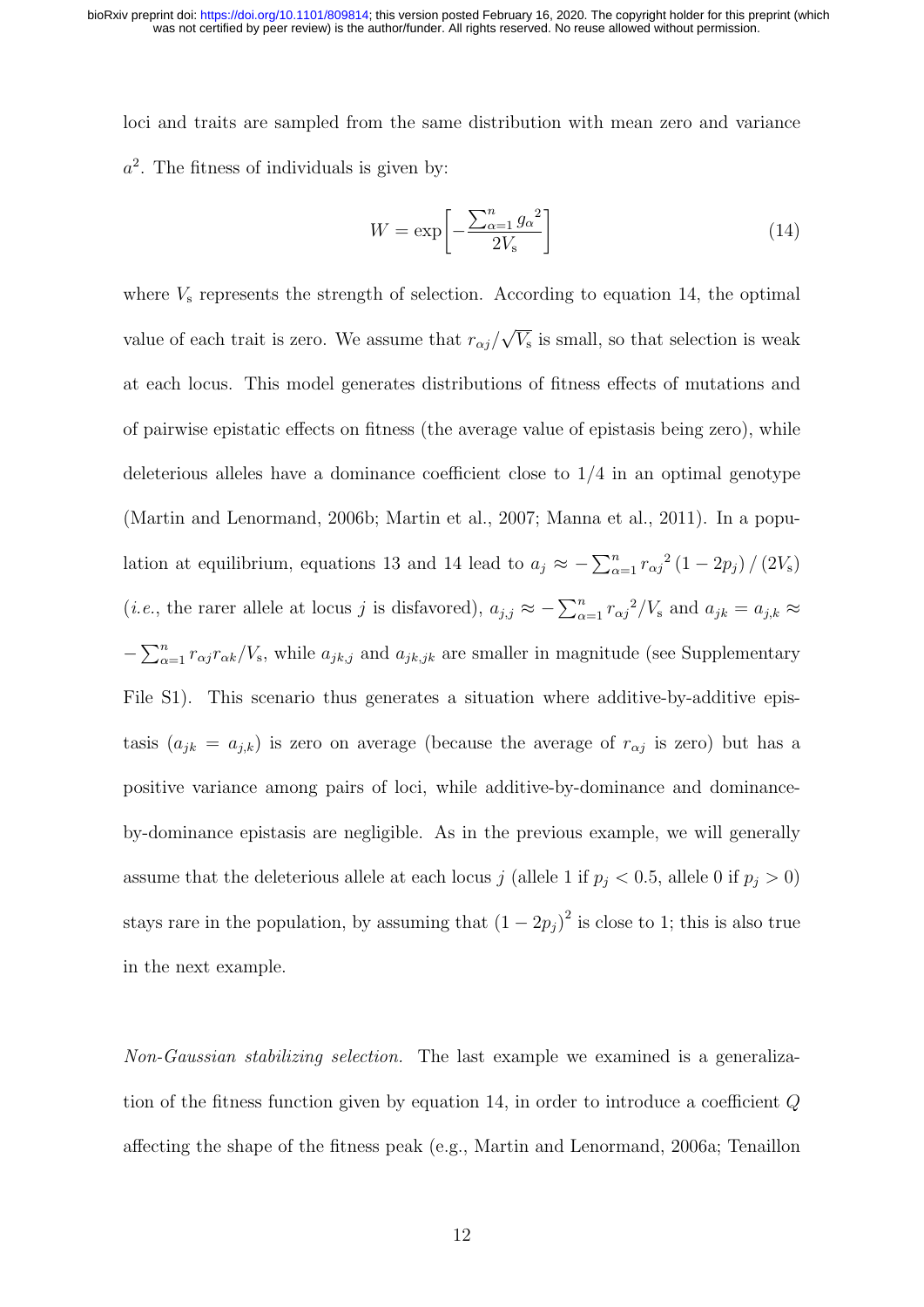loci and traits are sampled from the same distribution with mean zero and variance $a^2$. The fitness of individuals is given by:

$$W = \exp\left[-\frac{\sum_{\alpha=1}^{n} {g_\alpha}^2}{2V_s}\right] \tag{14}$$

where $V_s$ represents the strength of selection. According to equation 14, the optimal value of each trait is zero. We assume that $r_{\alpha j}/\sqrt{V_s}$ is small, so that selection is weak at each locus. This model generates distributions of fitness effects of mutations and of pairwise epistatic effects on fitness (the average value of epistasis being zero), while deleterious alleles have a dominance coefficient close to 1/4 in an optimal genotype (Martin and Lenormand, 2006b; Martin et al., 2007; Manna et al., 2011). In a population at equilibrium, equations 13 and 14 lead to $a_j \approx -\sum_{\alpha=1}^{n} {r_{\alpha j}}^2 (1-2p_j)/(2V_s)$ (*i.e.*, the rarer allele at locus $j$ is disfavored), $a_{j,j} \approx -\sum_{\alpha=1}^{n} {r_{\alpha j}}^2/V_s$ and $a_{jk} = a_{j,k} \approx -\sum_{\alpha=1}^{n} r_{\alpha j} r_{\alpha k}/V_s$, while $a_{jk,j}$ and $a_{jk,jk}$ are smaller in magnitude (see Supplementary File S1). This scenario thus generates a situation where additive-by-additive epistasis ($a_{jk} = a_{j,k}$) is zero on average (because the average of $r_{\alpha j}$ is zero) but has a positive variance among pairs of loci, while additive-by-dominance and dominance-by-dominance epistasis are negligible. As in the previous example, we will generally assume that the deleterious allele at each locus $j$ (allele 1 if $p_j < 0.5$, allele 0 if $p_j > 0$) stays rare in the population, by assuming that $(1-2p_j)^2$ is close to 1; this is also true in the next example.

*Non-Gaussian stabilizing selection.* The last example we examined is a generalization of the fitness function given by equation 14, in order to introduce a coefficient $Q$ affecting the shape of the fitness peak (e.g., Martin and Lenormand, 2006a; Tenaillon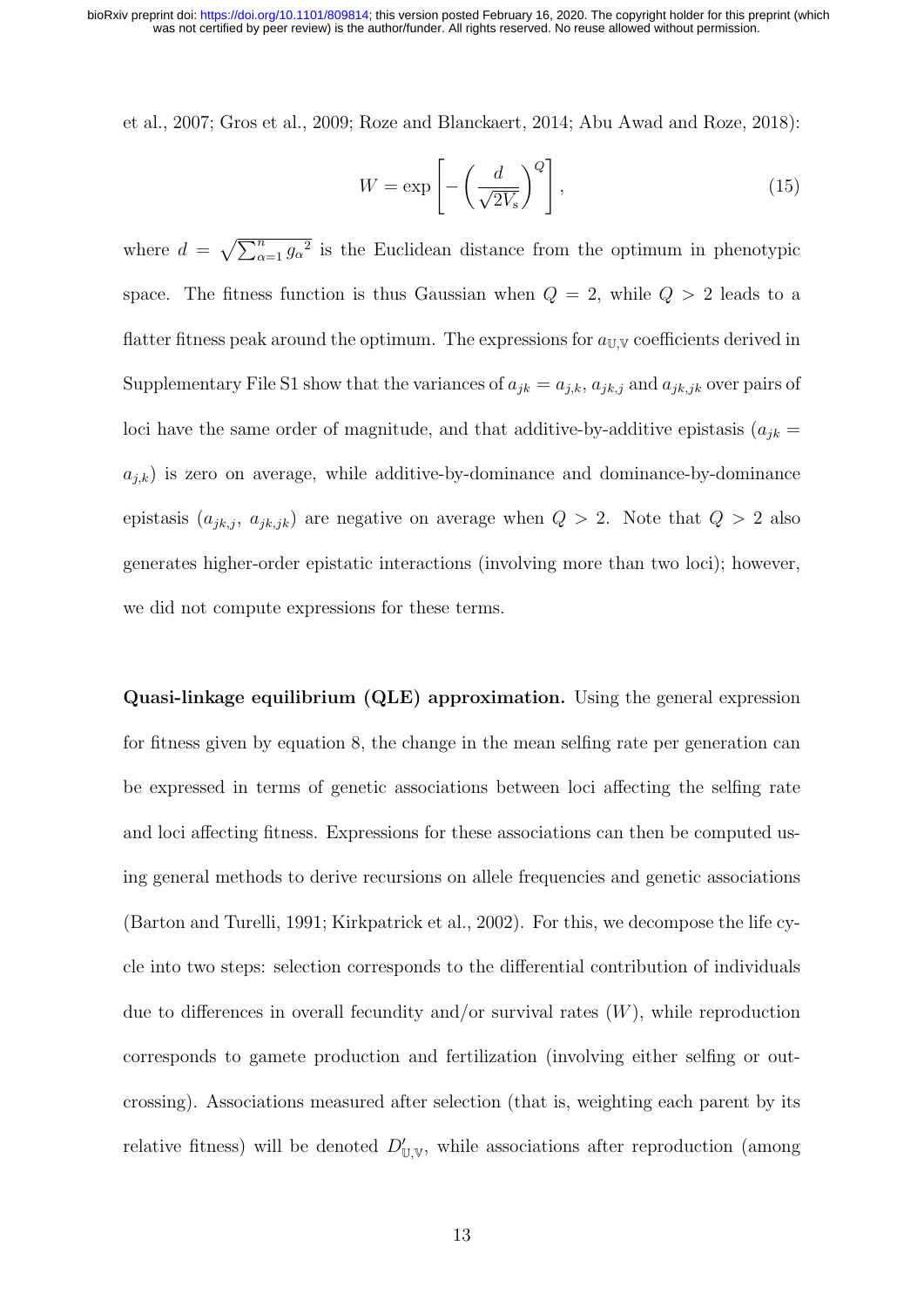et al., 2007; Gros et al., 2009; Roze and Blanckaert, 2014; Abu Awad and Roze, 2018):

$$W = \exp\left[-\left(\frac{d}{\sqrt{2V_\mathrm{s}}}\right)^Q\right], \tag{15}$$

where $d = \sqrt{\sum_{\alpha=1}^{n} {g_\alpha}^2}$ is the Euclidean distance from the optimum in phenotypic space. The fitness function is thus Gaussian when $Q = 2$, while $Q > 2$ leads to a flatter fitness peak around the optimum. The expressions for $a_{\mathbb{U},\mathbb{V}}$ coefficients derived in Supplementary File S1 show that the variances of $a_{jk} = a_{j,k}$, $a_{jk,j}$ and $a_{jk,jk}$ over pairs of loci have the same order of magnitude, and that additive-by-additive epistasis ($a_{jk} = a_{j,k}$) is zero on average, while additive-by-dominance and dominance-by-dominance epistasis ($a_{jk,j}$, $a_{jk,jk}$) are negative on average when $Q > 2$. Note that $Q > 2$ also generates higher-order epistatic interactions (involving more than two loci); however, we did not compute expressions for these terms.

**Quasi-linkage equilibrium (QLE) approximation.** Using the general expression for fitness given by equation 8, the change in the mean selfing rate per generation can be expressed in terms of genetic associations between loci affecting the selfing rate and loci affecting fitness. Expressions for these associations can then be computed using general methods to derive recursions on allele frequencies and genetic associations (Barton and Turelli, 1991; Kirkpatrick et al., 2002). For this, we decompose the life cycle into two steps: selection corresponds to the differential contribution of individuals due to differences in overall fecundity and/or survival rates ($W$), while reproduction corresponds to gamete production and fertilization (involving either selfing or outcrossing). Associations measured after selection (that is, weighting each parent by its relative fitness) will be denoted $D'_{\mathbb{U},\mathbb{V}}$, while associations after reproduction (among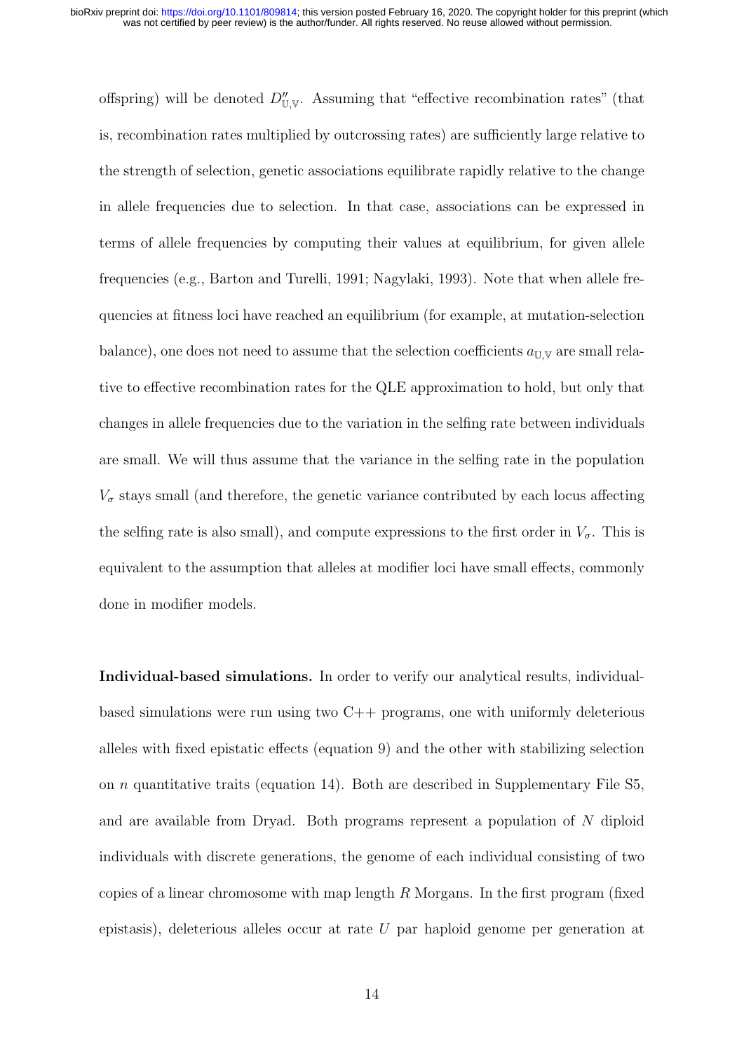offspring) will be denoted $D''_{\mathbb{U},\mathbb{V}}$. Assuming that "effective recombination rates" (that is, recombination rates multiplied by outcrossing rates) are sufficiently large relative to the strength of selection, genetic associations equilibrate rapidly relative to the change in allele frequencies due to selection. In that case, associations can be expressed in terms of allele frequencies by computing their values at equilibrium, for given allele frequencies (e.g., Barton and Turelli, 1991; Nagylaki, 1993). Note that when allele frequencies at fitness loci have reached an equilibrium (for example, at mutation-selection balance), one does not need to assume that the selection coefficients $a_{\mathbb{U},\mathbb{V}}$ are small relative to effective recombination rates for the QLE approximation to hold, but only that changes in allele frequencies due to the variation in the selfing rate between individuals are small. We will thus assume that the variance in the selfing rate in the population $V_\sigma$ stays small (and therefore, the genetic variance contributed by each locus affecting the selfing rate is also small), and compute expressions to the first order in $V_\sigma$. This is equivalent to the assumption that alleles at modifier loci have small effects, commonly done in modifier models.

**Individual-based simulations.** In order to verify our analytical results, individual-based simulations were run using two C++ programs, one with uniformly deleterious alleles with fixed epistatic effects (equation 9) and the other with stabilizing selection on $n$ quantitative traits (equation 14). Both are described in Supplementary File S5, and are available from Dryad. Both programs represent a population of $N$ diploid individuals with discrete generations, the genome of each individual consisting of two copies of a linear chromosome with map length $R$ Morgans. In the first program (fixed epistasis), deleterious alleles occur at rate $U$ par haploid genome per generation at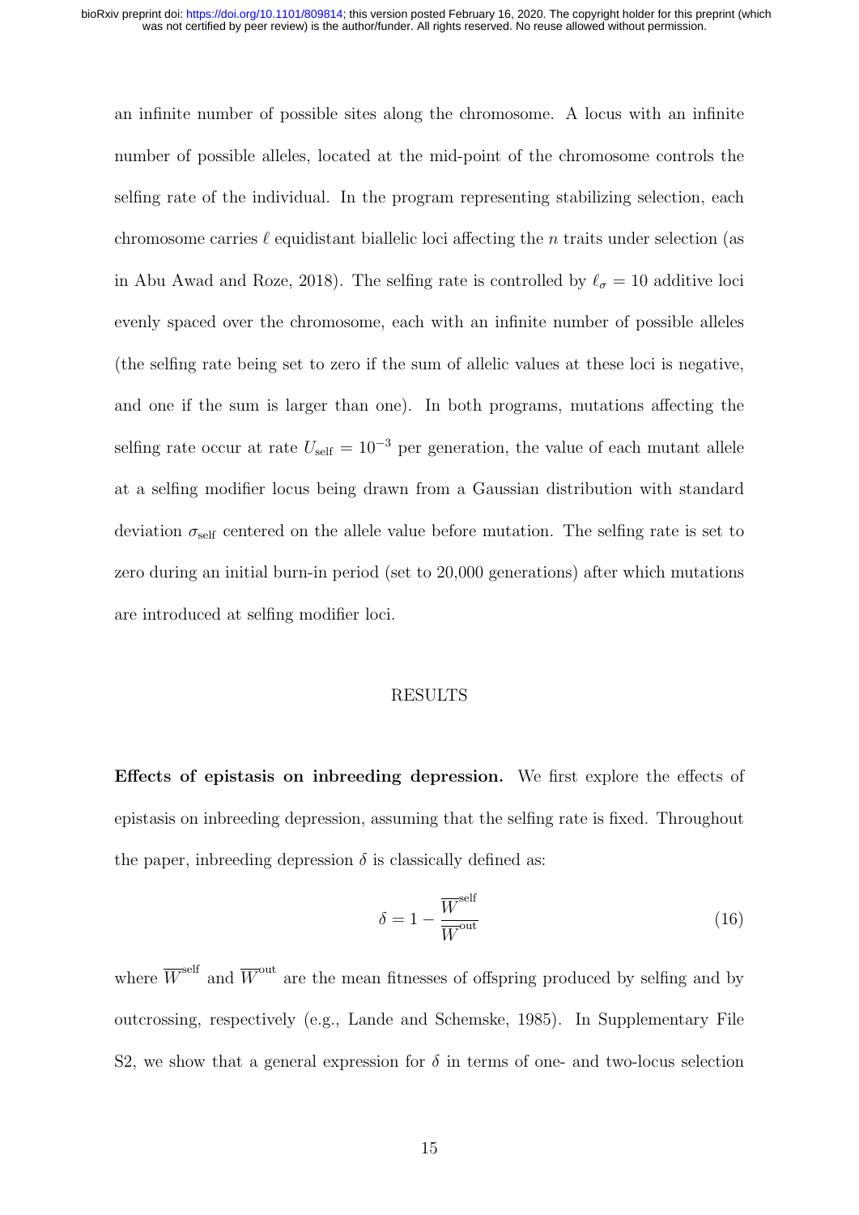an infinite number of possible sites along the chromosome. A locus with an infinite number of possible alleles, located at the mid-point of the chromosome controls the selfing rate of the individual. In the program representing stabilizing selection, each chromosome carries $\ell$ equidistant biallelic loci affecting the $n$ traits under selection (as in Abu Awad and Roze, 2018). The selfing rate is controlled by $\ell_\sigma = 10$ additive loci evenly spaced over the chromosome, each with an infinite number of possible alleles (the selfing rate being set to zero if the sum of allelic values at these loci is negative, and one if the sum is larger than one). In both programs, mutations affecting the selfing rate occur at rate $U_{\text{self}} = 10^{-3}$ per generation, the value of each mutant allele at a selfing modifier locus being drawn from a Gaussian distribution with standard deviation $\sigma_{\text{self}}$ centered on the allele value before mutation. The selfing rate is set to zero during an initial burn-in period (set to 20,000 generations) after which mutations are introduced at selfing modifier loci.

## RESULTS

**Effects of epistasis on inbreeding depression.** We first explore the effects of epistasis on inbreeding depression, assuming that the selfing rate is fixed. Throughout the paper, inbreeding depression $\delta$ is classically defined as:

$$\delta = 1 - \frac{\overline{W}^{\text{self}}}{\overline{W}^{\text{out}}} \tag{16}$$

where $\overline{W}^{\text{self}}$ and $\overline{W}^{\text{out}}$ are the mean fitnesses of offspring produced by selfing and by outcrossing, respectively (e.g., Lande and Schemske, 1985). In Supplementary File S2, we show that a general expression for $\delta$ in terms of one- and two-locus selection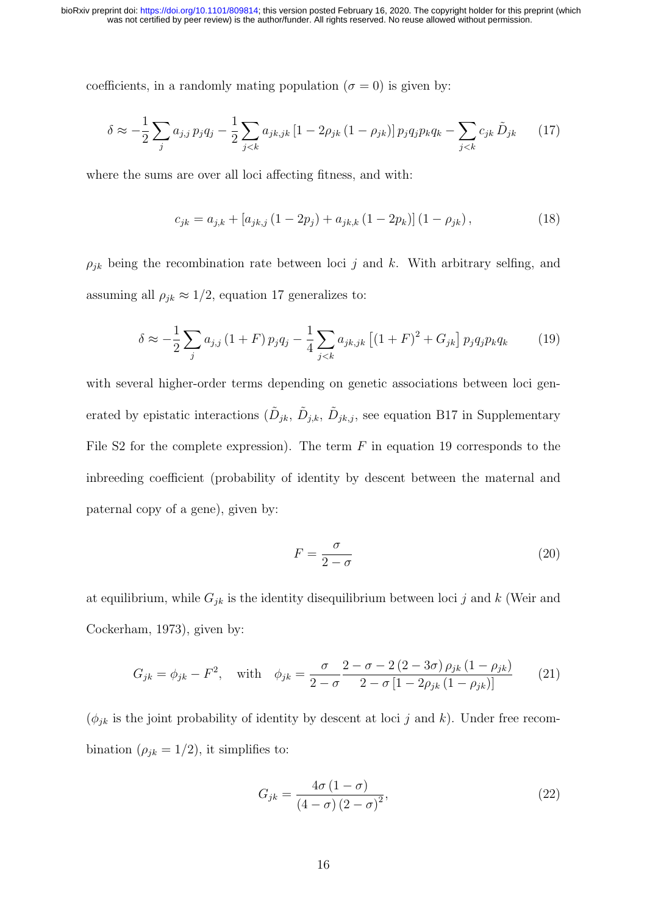coefficients, in a randomly mating population ($\sigma = 0$) is given by:

$$\delta \approx -\frac{1}{2}\sum_{j} a_{j,j}\, p_j q_j - \frac{1}{2}\sum_{j<k} a_{jk,jk}\left[1 - 2\rho_{jk}\left(1-\rho_{jk}\right)\right] p_j q_j p_k q_k - \sum_{j<k} c_{jk}\, \tilde{D}_{jk} \qquad (17)$$

where the sums are over all loci affecting fitness, and with:

$$c_{jk} = a_{j,k} + \left[a_{jk,j}\left(1-2p_j\right) + a_{jk,k}\left(1-2p_k\right)\right]\left(1-\rho_{jk}\right), \qquad (18)$$

$\rho_{jk}$ being the recombination rate between loci $j$ and $k$. With arbitrary selfing, and assuming all $\rho_{jk} \approx 1/2$, equation 17 generalizes to:

$$\delta \approx -\frac{1}{2}\sum_{j} a_{j,j}\left(1+F\right) p_j q_j - \frac{1}{4}\sum_{j<k} a_{jk,jk}\left[\left(1+F\right)^2 + G_{jk}\right] p_j q_j p_k q_k \qquad (19)$$

with several higher-order terms depending on genetic associations between loci generated by epistatic interactions ($\tilde{D}_{jk}$, $\tilde{D}_{j,k}$, $\tilde{D}_{jk,j}$, see equation B17 in Supplementary File S2 for the complete expression). The term $F$ in equation 19 corresponds to the inbreeding coefficient (probability of identity by descent between the maternal and paternal copy of a gene), given by:

$$F = \frac{\sigma}{2-\sigma} \qquad (20)$$

at equilibrium, while $G_{jk}$ is the identity disequilibrium between loci $j$ and $k$ (Weir and Cockerham, 1973), given by:

$$G_{jk} = \phi_{jk} - F^2, \quad \text{with} \quad \phi_{jk} = \frac{\sigma}{2-\sigma}\,\frac{2-\sigma-2\left(2-3\sigma\right)\rho_{jk}\left(1-\rho_{jk}\right)}{2-\sigma\left[1-2\rho_{jk}\left(1-\rho_{jk}\right)\right]} \qquad (21)$$

($\phi_{jk}$ is the joint probability of identity by descent at loci $j$ and $k$). Under free recombination ($\rho_{jk} = 1/2$), it simplifies to:

$$G_{jk} = \frac{4\sigma\left(1-\sigma\right)}{\left(4-\sigma\right)\left(2-\sigma\right)^2}, \qquad (22)$$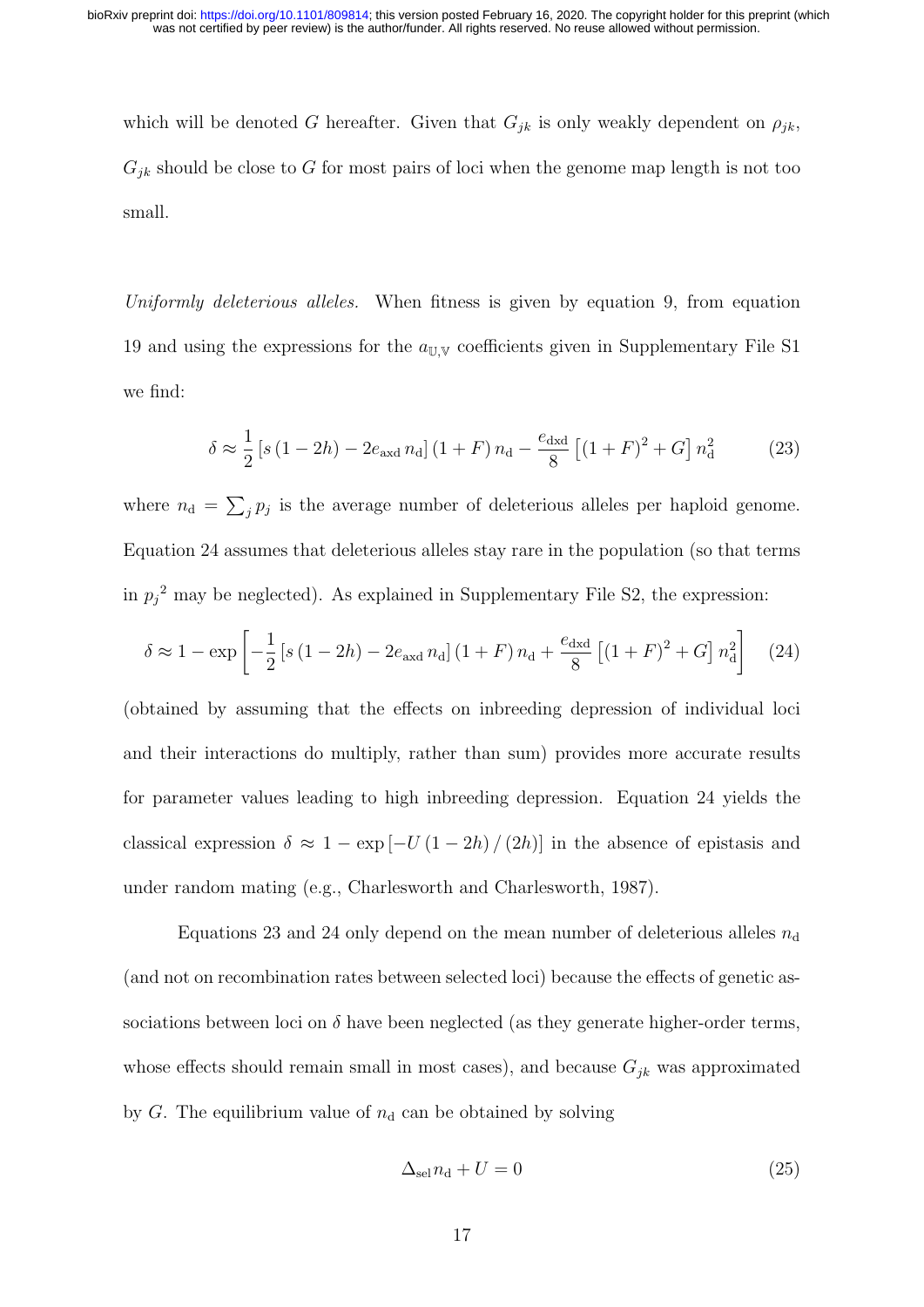which will be denoted $G$ hereafter. Given that $G_{jk}$ is only weakly dependent on $\rho_{jk}$, $G_{jk}$ should be close to $G$ for most pairs of loci when the genome map length is not too small.

*Uniformly deleterious alleles.* When fitness is given by equation 9, from equation 19 and using the expressions for the $a_{\mathbb{U},\mathbb{V}}$ coefficients given in Supplementary File S1 we find:

$$\delta \approx \frac{1}{2}\left[s\left(1-2h\right) - 2e_{\mathrm{axd}}\, n_{\mathrm{d}}\right]\left(1+F\right) n_{\mathrm{d}} - \frac{e_{\mathrm{dxd}}}{8}\left[\left(1+F\right)^2 + G\right] n_{\mathrm{d}}^2 \tag{23}$$

where $n_{\mathrm{d}} = \sum_j p_j$ is the average number of deleterious alleles per haploid genome. Equation 24 assumes that deleterious alleles stay rare in the population (so that terms in ${p_j}^2$ may be neglected). As explained in Supplementary File S2, the expression:

$$\delta \approx 1 - \exp\left[-\frac{1}{2}\left[s\left(1-2h\right) - 2e_{\mathrm{axd}}\, n_{\mathrm{d}}\right]\left(1+F\right) n_{\mathrm{d}} + \frac{e_{\mathrm{dxd}}}{8}\left[\left(1+F\right)^2 + G\right] n_{\mathrm{d}}^2\right] \tag{24}$$

(obtained by assuming that the effects on inbreeding depression of individual loci and their interactions do multiply, rather than sum) provides more accurate results for parameter values leading to high inbreeding depression. Equation 24 yields the classical expression $\delta \approx 1 - \exp\left[-U\left(1-2h\right)/\left(2h\right)\right]$ in the absence of epistasis and under random mating (e.g., Charlesworth and Charlesworth, 1987).

Equations 23 and 24 only depend on the mean number of deleterious alleles $n_{\mathrm{d}}$ (and not on recombination rates between selected loci) because the effects of genetic associations between loci on $\delta$ have been neglected (as they generate higher-order terms, whose effects should remain small in most cases), and because $G_{jk}$ was approximated by $G$. The equilibrium value of $n_{\mathrm{d}}$ can be obtained by solving

$$\Delta_{\mathrm{sel}}\, n_{\mathrm{d}} + U = 0 \tag{25}$$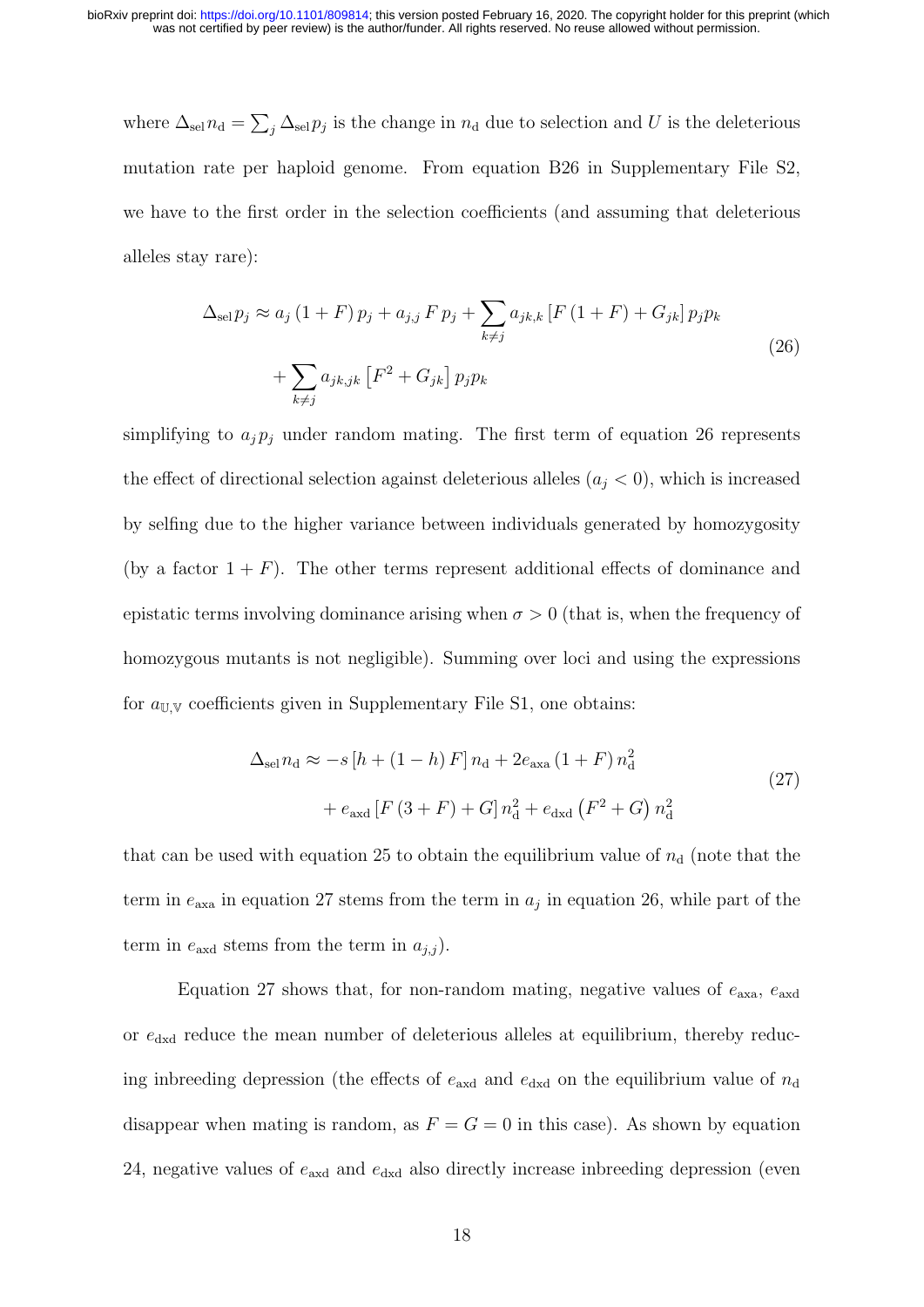where $\Delta_{\text{sel}} n_{\text{d}} = \sum_j \Delta_{\text{sel}} p_j$ is the change in $n_{\text{d}}$ due to selection and $U$ is the deleterious mutation rate per haploid genome. From equation B26 in Supplementary File S2, we have to the first order in the selection coefficients (and assuming that deleterious alleles stay rare):

$$
\begin{aligned}
\Delta_{\text{sel}} p_j \approx\; & a_j \,(1+F)\, p_j + a_{j,j}\, F\, p_j + \sum_{k \neq j} a_{jk,k} \left[F\,(1+F) + G_{jk}\right] p_j p_k \\
& + \sum_{k \neq j} a_{jk,jk} \left[F^2 + G_{jk}\right] p_j p_k
\end{aligned}
\tag{26}
$$

simplifying to $a_j p_j$ under random mating. The first term of equation 26 represents the effect of directional selection against deleterious alleles ($a_j < 0$), which is increased by selfing due to the higher variance between individuals generated by homozygosity (by a factor $1 + F$). The other terms represent additional effects of dominance and epistatic terms involving dominance arising when $\sigma > 0$ (that is, when the frequency of homozygous mutants is not negligible). Summing over loci and using the expressions for $a_{\mathbb{U},\mathbb{V}}$ coefficients given in Supplementary File S1, one obtains:

$$
\begin{aligned}
\Delta_{\text{sel}} n_{\text{d}} \approx\; & -s\left[h + (1-h)\,F\right] n_{\text{d}} + 2 e_{\text{axa}}\,(1+F)\, n_{\text{d}}^2 \\
& + e_{\text{axd}}\left[F\,(3+F) + G\right] n_{\text{d}}^2 + e_{\text{dxd}}\left(F^2 + G\right) n_{\text{d}}^2
\end{aligned}
\tag{27}
$$

that can be used with equation 25 to obtain the equilibrium value of $n_{\text{d}}$ (note that the term in $e_{\text{axa}}$ in equation 27 stems from the term in $a_j$ in equation 26, while part of the term in $e_{\text{axd}}$ stems from the term in $a_{j,j}$).

Equation 27 shows that, for non-random mating, negative values of $e_{\text{axa}}$, $e_{\text{axd}}$ or $e_{\text{dxd}}$ reduce the mean number of deleterious alleles at equilibrium, thereby reducing inbreeding depression (the effects of $e_{\text{axd}}$ and $e_{\text{dxd}}$ on the equilibrium value of $n_{\text{d}}$ disappear when mating is random, as $F = G = 0$ in this case). As shown by equation 24, negative values of $e_{\text{axd}}$ and $e_{\text{dxd}}$ also directly increase inbreeding depression (even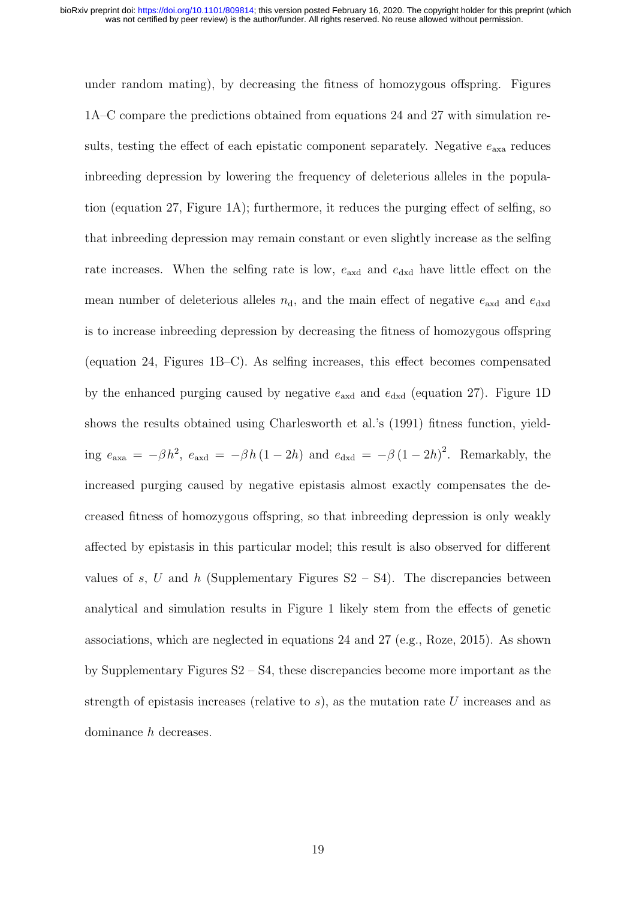under random mating), by decreasing the fitness of homozygous offspring. Figures 1A–C compare the predictions obtained from equations 24 and 27 with simulation results, testing the effect of each epistatic component separately. Negative $e_{\text{axa}}$ reduces inbreeding depression by lowering the frequency of deleterious alleles in the population (equation 27, Figure 1A); furthermore, it reduces the purging effect of selfing, so that inbreeding depression may remain constant or even slightly increase as the selfing rate increases. When the selfing rate is low, $e_{\text{axd}}$ and $e_{\text{dxd}}$ have little effect on the mean number of deleterious alleles $n_{\text{d}}$, and the main effect of negative $e_{\text{axd}}$ and $e_{\text{dxd}}$ is to increase inbreeding depression by decreasing the fitness of homozygous offspring (equation 24, Figures 1B–C). As selfing increases, this effect becomes compensated by the enhanced purging caused by negative $e_{\text{axd}}$ and $e_{\text{dxd}}$ (equation 27). Figure 1D shows the results obtained using Charlesworth et al.'s (1991) fitness function, yielding $e_{\text{axa}} = -\beta h^2$, $e_{\text{axd}} = -\beta h (1 - 2h)$ and $e_{\text{dxd}} = -\beta (1 - 2h)^2$. Remarkably, the increased purging caused by negative epistasis almost exactly compensates the decreased fitness of homozygous offspring, so that inbreeding depression is only weakly affected by epistasis in this particular model; this result is also observed for different values of $s$, $U$ and $h$ (Supplementary Figures S2 – S4). The discrepancies between analytical and simulation results in Figure 1 likely stem from the effects of genetic associations, which are neglected in equations 24 and 27 (e.g., Roze, 2015). As shown by Supplementary Figures S2 – S4, these discrepancies become more important as the strength of epistasis increases (relative to $s$), as the mutation rate $U$ increases and as dominance $h$ decreases.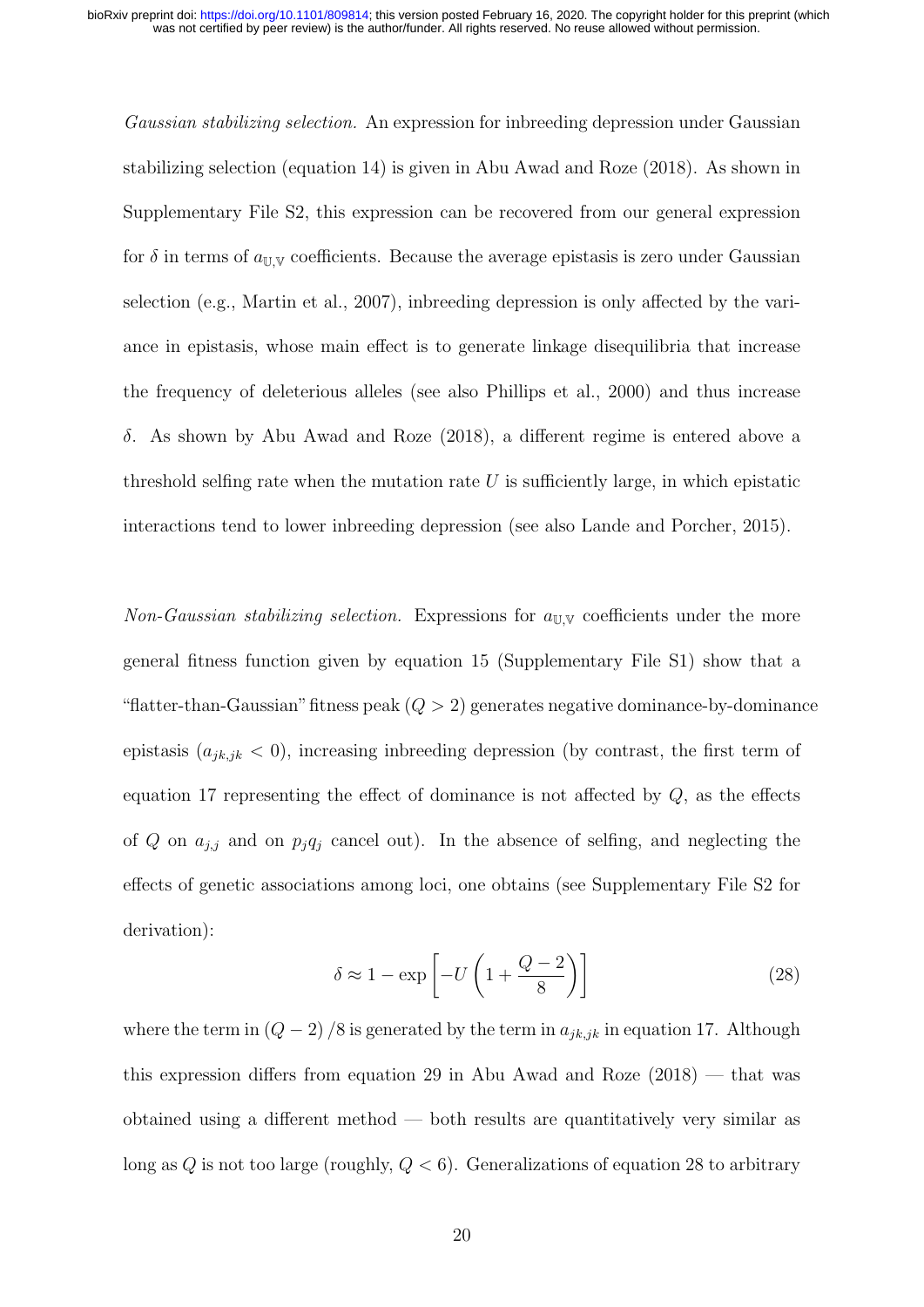*Gaussian stabilizing selection.* An expression for inbreeding depression under Gaussian stabilizing selection (equation 14) is given in Abu Awad and Roze (2018). As shown in Supplementary File S2, this expression can be recovered from our general expression for $\delta$ in terms of $a_{\mathbb{U},\mathbb{V}}$ coefficients. Because the average epistasis is zero under Gaussian selection (e.g., Martin et al., 2007), inbreeding depression is only affected by the variance in epistasis, whose main effect is to generate linkage disequilibria that increase the frequency of deleterious alleles (see also Phillips et al., 2000) and thus increase $\delta$. As shown by Abu Awad and Roze (2018), a different regime is entered above a threshold selfing rate when the mutation rate $U$ is sufficiently large, in which epistatic interactions tend to lower inbreeding depression (see also Lande and Porcher, 2015).

*Non-Gaussian stabilizing selection.* Expressions for $a_{\mathbb{U},\mathbb{V}}$ coefficients under the more general fitness function given by equation 15 (Supplementary File S1) show that a "flatter-than-Gaussian" fitness peak ($Q > 2$) generates negative dominance-by-dominance epistasis ($a_{jk,jk} < 0$), increasing inbreeding depression (by contrast, the first term of equation 17 representing the effect of dominance is not affected by $Q$, as the effects of $Q$ on $a_{j,j}$ and on $p_j q_j$ cancel out). In the absence of selfing, and neglecting the effects of genetic associations among loci, one obtains (see Supplementary File S2 for derivation):

$$\delta \approx 1 - \exp\left[-U\left(1 + \frac{Q-2}{8}\right)\right] \tag{28}$$

where the term in $(Q-2)/8$ is generated by the term in $a_{jk,jk}$ in equation 17. Although this expression differs from equation 29 in Abu Awad and Roze (2018) — that was obtained using a different method — both results are quantitatively very similar as long as $Q$ is not too large (roughly, $Q < 6$). Generalizations of equation 28 to arbitrary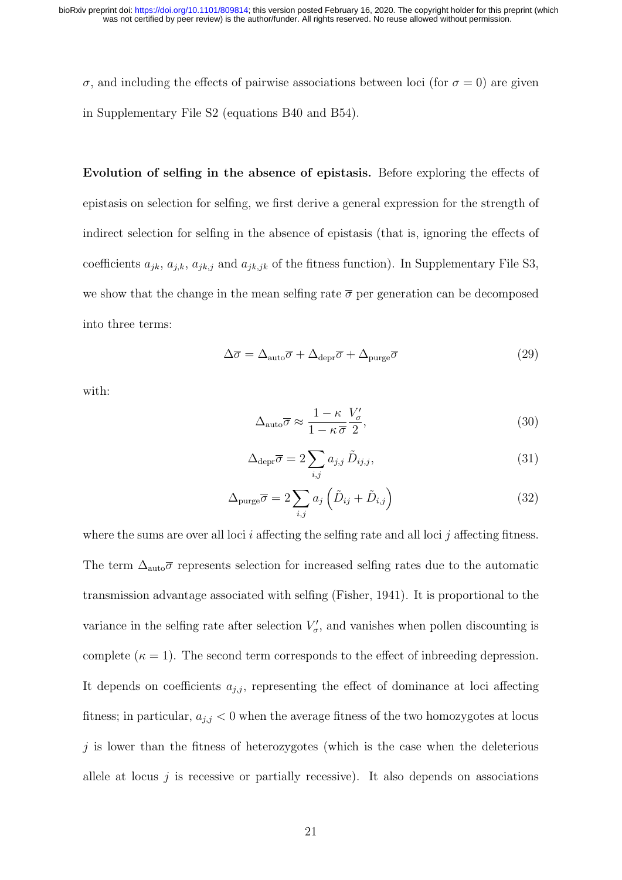$\sigma$, and including the effects of pairwise associations between loci (for $\sigma = 0$) are given in Supplementary File S2 (equations B40 and B54).

**Evolution of selfing in the absence of epistasis.** Before exploring the effects of epistasis on selection for selfing, we first derive a general expression for the strength of indirect selection for selfing in the absence of epistasis (that is, ignoring the effects of coefficients $a_{jk}$, $a_{j,k}$, $a_{jk,j}$ and $a_{jk,jk}$ of the fitness function). In Supplementary File S3, we show that the change in the mean selfing rate $\overline{\sigma}$ per generation can be decomposed into three terms:

$$\Delta\overline{\sigma} = \Delta_{\text{auto}}\overline{\sigma} + \Delta_{\text{depr}}\overline{\sigma} + \Delta_{\text{purge}}\overline{\sigma} \tag{29}$$

with:

$$\Delta_{\text{auto}}\overline{\sigma} \approx \frac{1-\kappa}{1-\kappa\,\overline{\sigma}}\frac{V'_{\sigma}}{2}, \tag{30}$$

$$\Delta_{\text{depr}}\overline{\sigma} = 2\sum_{i,j} a_{j,j}\,\tilde{D}_{ij,j}, \tag{31}$$

$$\Delta_{\text{purge}}\overline{\sigma} = 2\sum_{i,j} a_j\left(\tilde{D}_{ij} + \tilde{D}_{i,j}\right) \tag{32}$$

where the sums are over all loci $i$ affecting the selfing rate and all loci $j$ affecting fitness. The term $\Delta_{\text{auto}}\overline{\sigma}$ represents selection for increased selfing rates due to the automatic transmission advantage associated with selfing (Fisher, 1941). It is proportional to the variance in the selfing rate after selection $V'_{\sigma}$, and vanishes when pollen discounting is complete ($\kappa = 1$). The second term corresponds to the effect of inbreeding depression. It depends on coefficients $a_{j,j}$, representing the effect of dominance at loci affecting fitness; in particular, $a_{j,j} < 0$ when the average fitness of the two homozygotes at locus $j$ is lower than the fitness of heterozygotes (which is the case when the deleterious allele at locus $j$ is recessive or partially recessive). It also depends on associations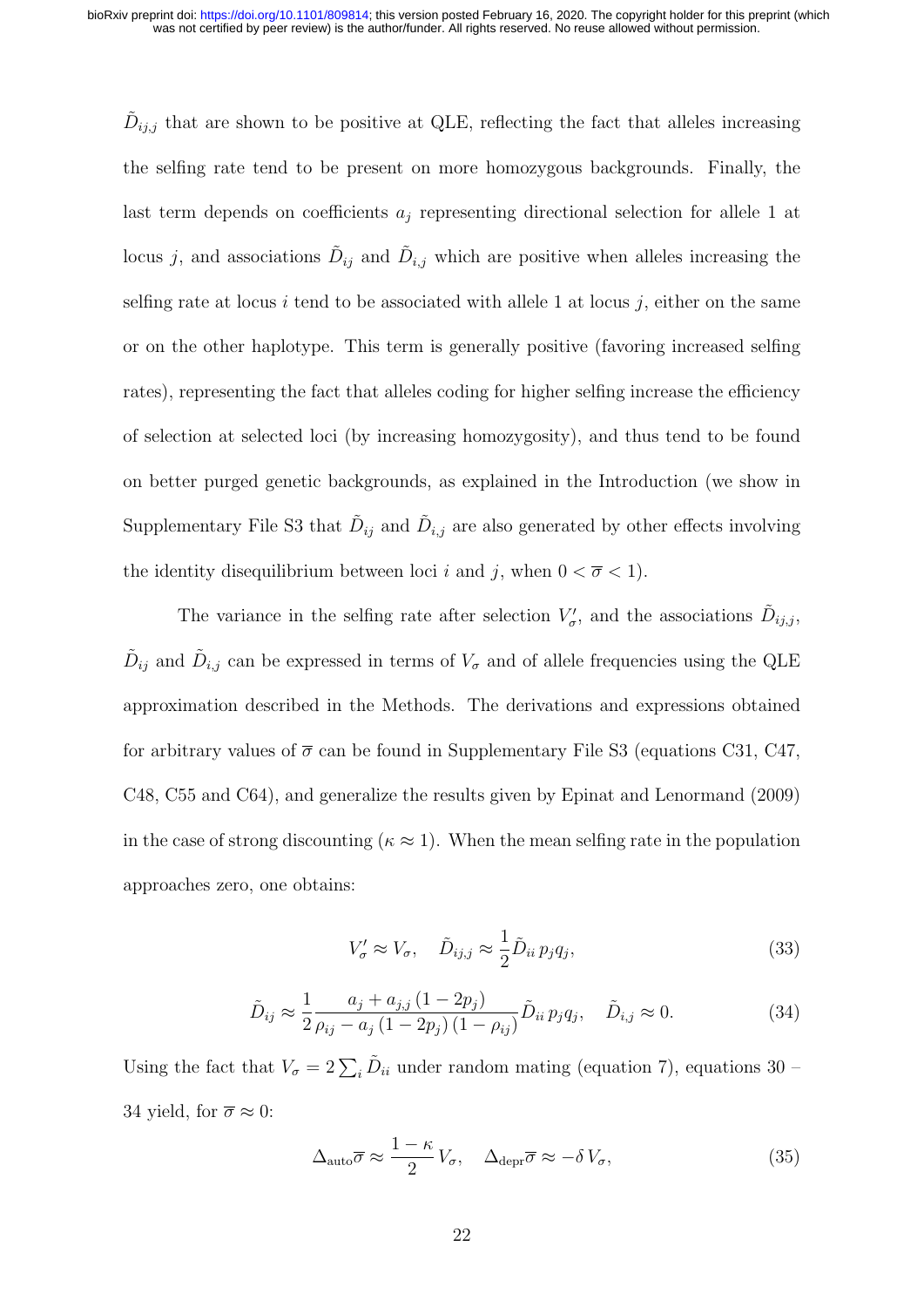$\tilde{D}_{ij,j}$ that are shown to be positive at QLE, reflecting the fact that alleles increasing the selfing rate tend to be present on more homozygous backgrounds. Finally, the last term depends on coefficients $a_j$ representing directional selection for allele 1 at locus $j$, and associations $\tilde{D}_{ij}$ and $\tilde{D}_{i,j}$ which are positive when alleles increasing the selfing rate at locus $i$ tend to be associated with allele 1 at locus $j$, either on the same or on the other haplotype. This term is generally positive (favoring increased selfing rates), representing the fact that alleles coding for higher selfing increase the efficiency of selection at selected loci (by increasing homozygosity), and thus tend to be found on better purged genetic backgrounds, as explained in the Introduction (we show in Supplementary File S3 that $\tilde{D}_{ij}$ and $\tilde{D}_{i,j}$ are also generated by other effects involving the identity disequilibrium between loci $i$ and $j$, when $0 < \overline{\sigma} < 1$).

The variance in the selfing rate after selection $V'_\sigma$, and the associations $\tilde{D}_{ij,j}$, $\tilde{D}_{ij}$ and $\tilde{D}_{i,j}$ can be expressed in terms of $V_\sigma$ and of allele frequencies using the QLE approximation described in the Methods. The derivations and expressions obtained for arbitrary values of $\overline{\sigma}$ can be found in Supplementary File S3 (equations C31, C47, C48, C55 and C64), and generalize the results given by Epinat and Lenormand (2009) in the case of strong discounting ($\kappa \approx 1$). When the mean selfing rate in the population approaches zero, one obtains:

$$V'_\sigma \approx V_\sigma, \quad \tilde{D}_{ij,j} \approx \frac{1}{2} \tilde{D}_{ii} \, p_j q_j, \tag{33}$$

$$\tilde{D}_{ij} \approx \frac{1}{2} \frac{a_j + a_{j,j} \, (1 - 2p_j)}{\rho_{ij} - a_j \, (1 - 2p_j) \, (1 - \rho_{ij})} \tilde{D}_{ii} \, p_j q_j, \quad \tilde{D}_{i,j} \approx 0. \tag{34}$$

Using the fact that $V_\sigma = 2 \sum_i \tilde{D}_{ii}$ under random mating (equation 7), equations 30 – 34 yield, for $\overline{\sigma} \approx 0$:

$$\Delta_{\text{auto}} \overline{\sigma} \approx \frac{1 - \kappa}{2} \, V_\sigma, \quad \Delta_{\text{depr}} \overline{\sigma} \approx -\delta \, V_\sigma, \tag{35}$$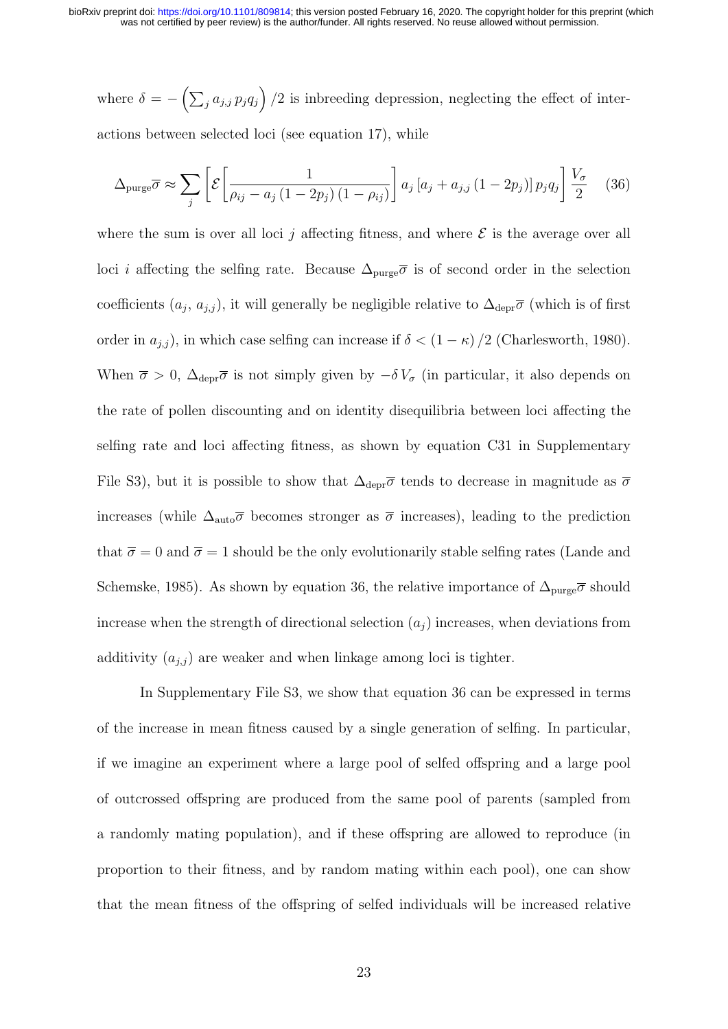where $\delta = -\left(\sum_j a_{j,j}\, p_j q_j\right)/2$ is inbreeding depression, neglecting the effect of interactions between selected loci (see equation 17), while

$$\Delta_{\text{purge}}\overline{\sigma} \approx \sum_j \left[\mathcal{E}\left[\frac{1}{\rho_{ij} - a_j\,(1-2p_j)\,(1-\rho_{ij})}\right] a_j \left[a_j + a_{j,j}\,(1-2p_j)\right] p_j q_j\right] \frac{V_\sigma}{2} \quad (36)$$

where the sum is over all loci $j$ affecting fitness, and where $\mathcal{E}$ is the average over all loci $i$ affecting the selfing rate. Because $\Delta_{\text{purge}}\overline{\sigma}$ is of second order in the selection coefficients ($a_j$, $a_{j,j}$), it will generally be negligible relative to $\Delta_{\text{depr}}\overline{\sigma}$ (which is of first order in $a_{j,j}$), in which case selfing can increase if $\delta < (1-\kappa)/2$ (Charlesworth, 1980). When $\overline{\sigma} > 0$, $\Delta_{\text{depr}}\overline{\sigma}$ is not simply given by $-\delta\, V_\sigma$ (in particular, it also depends on the rate of pollen discounting and on identity disequilibria between loci affecting the selfing rate and loci affecting fitness, as shown by equation C31 in Supplementary File S3), but it is possible to show that $\Delta_{\text{depr}}\overline{\sigma}$ tends to decrease in magnitude as $\overline{\sigma}$ increases (while $\Delta_{\text{auto}}\overline{\sigma}$ becomes stronger as $\overline{\sigma}$ increases), leading to the prediction that $\overline{\sigma} = 0$ and $\overline{\sigma} = 1$ should be the only evolutionarily stable selfing rates (Lande and Schemske, 1985). As shown by equation 36, the relative importance of $\Delta_{\text{purge}}\overline{\sigma}$ should increase when the strength of directional selection ($a_j$) increases, when deviations from additivity ($a_{j,j}$) are weaker and when linkage among loci is tighter.

In Supplementary File S3, we show that equation 36 can be expressed in terms of the increase in mean fitness caused by a single generation of selfing. In particular, if we imagine an experiment where a large pool of selfed offspring and a large pool of outcrossed offspring are produced from the same pool of parents (sampled from a randomly mating population), and if these offspring are allowed to reproduce (in proportion to their fitness, and by random mating within each pool), one can show that the mean fitness of the offspring of selfed individuals will be increased relative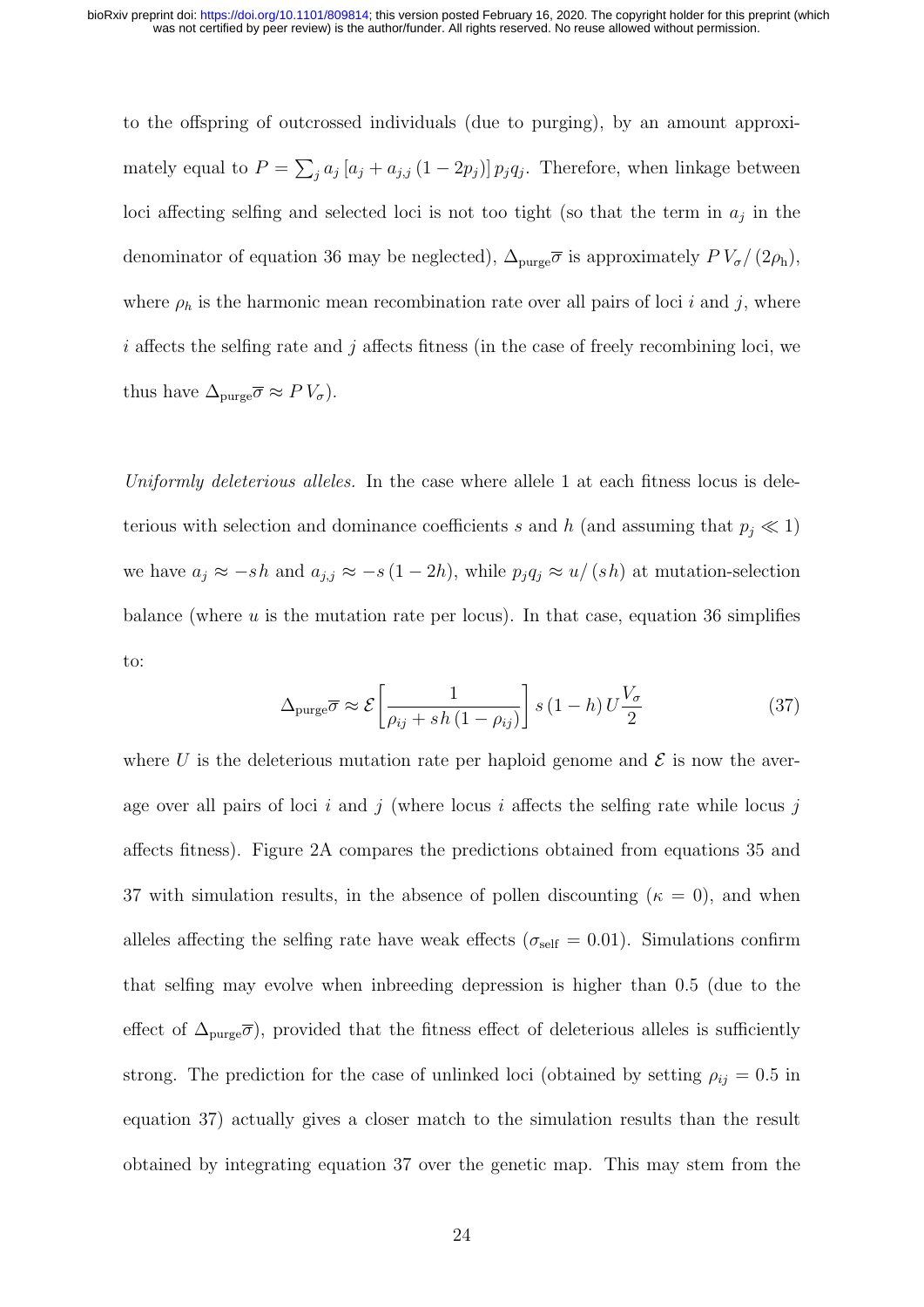to the offspring of outcrossed individuals (due to purging), by an amount approximately equal to $P = \sum_j a_j \left[a_j + a_{j,j}\left(1 - 2p_j\right)\right] p_j q_j$. Therefore, when linkage between loci affecting selfing and selected loci is not too tight (so that the term in $a_j$ in the denominator of equation 36 may be neglected), $\Delta_{\text{purge}}\overline{\sigma}$ is approximately $P\, V_\sigma / \left(2\rho_{\text{h}}\right)$, where $\rho_h$ is the harmonic mean recombination rate over all pairs of loci $i$ and $j$, where $i$ affects the selfing rate and $j$ affects fitness (in the case of freely recombining loci, we thus have $\Delta_{\text{purge}}\overline{\sigma} \approx P\, V_\sigma$).

*Uniformly deleterious alleles.* In the case where allele 1 at each fitness locus is deleterious with selection and dominance coefficients $s$ and $h$ (and assuming that $p_j \ll 1$) we have $a_j \approx -sh$ and $a_{j,j} \approx -s\left(1 - 2h\right)$, while $p_j q_j \approx u / \left(sh\right)$ at mutation-selection balance (where $u$ is the mutation rate per locus). In that case, equation 36 simplifies to:

$$\Delta_{\text{purge}}\overline{\sigma} \approx \mathcal{E}\left[\frac{1}{\rho_{ij} + sh\left(1 - \rho_{ij}\right)}\right] s\left(1 - h\right) U \frac{V_\sigma}{2} \tag{37}$$

where $U$ is the deleterious mutation rate per haploid genome and $\mathcal{E}$ is now the average over all pairs of loci $i$ and $j$ (where locus $i$ affects the selfing rate while locus $j$ affects fitness). Figure 2A compares the predictions obtained from equations 35 and 37 with simulation results, in the absence of pollen discounting ($\kappa = 0$), and when alleles affecting the selfing rate have weak effects ($\sigma_{\text{self}} = 0.01$). Simulations confirm that selfing may evolve when inbreeding depression is higher than 0.5 (due to the effect of $\Delta_{\text{purge}}\overline{\sigma}$), provided that the fitness effect of deleterious alleles is sufficiently strong. The prediction for the case of unlinked loci (obtained by setting $\rho_{ij} = 0.5$ in equation 37) actually gives a closer match to the simulation results than the result obtained by integrating equation 37 over the genetic map. This may stem from the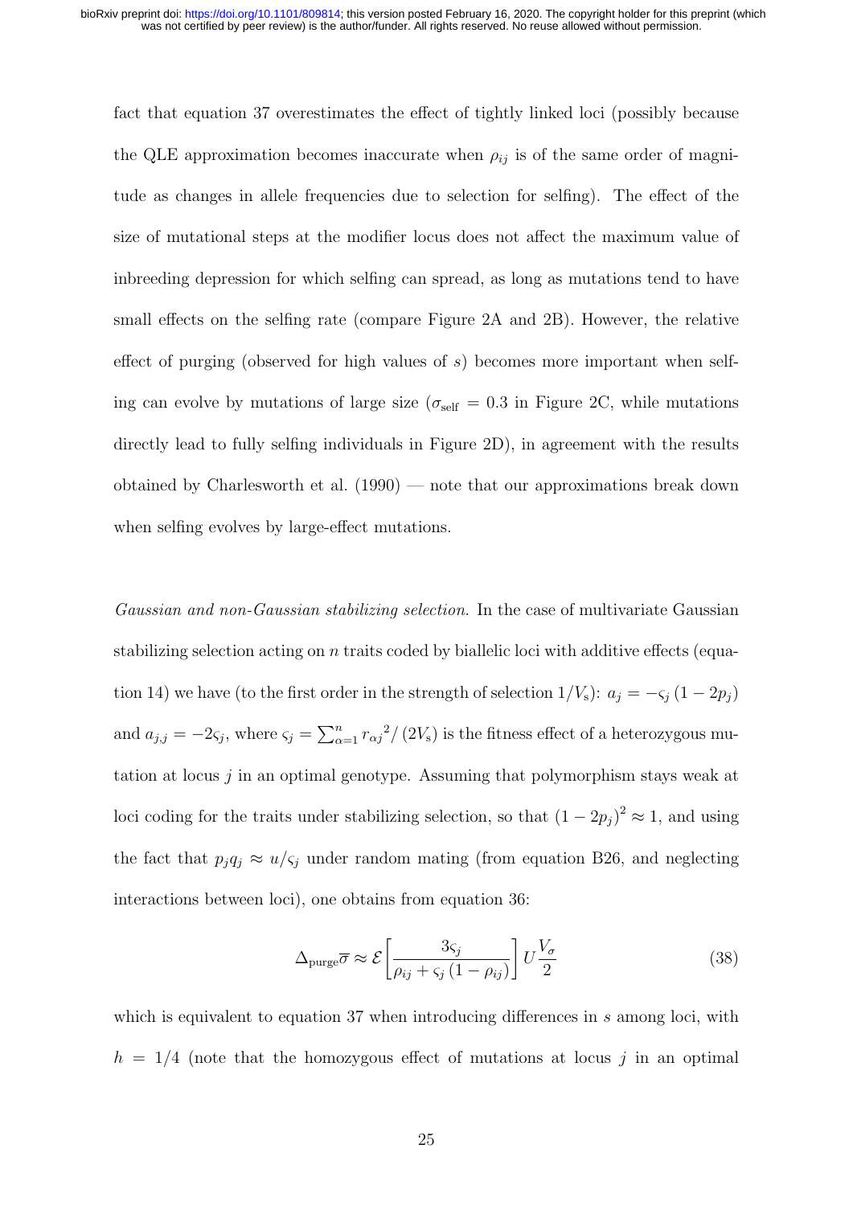fact that equation 37 overestimates the effect of tightly linked loci (possibly because the QLE approximation becomes inaccurate when $\rho_{ij}$ is of the same order of magnitude as changes in allele frequencies due to selection for selfing). The effect of the size of mutational steps at the modifier locus does not affect the maximum value of inbreeding depression for which selfing can spread, as long as mutations tend to have small effects on the selfing rate (compare Figure 2A and 2B). However, the relative effect of purging (observed for high values of $s$) becomes more important when selfing can evolve by mutations of large size ($\sigma_{\mathrm{self}} = 0.3$ in Figure 2C, while mutations directly lead to fully selfing individuals in Figure 2D), in agreement with the results obtained by Charlesworth et al. (1990) — note that our approximations break down when selfing evolves by large-effect mutations.

*Gaussian and non-Gaussian stabilizing selection.* In the case of multivariate Gaussian stabilizing selection acting on $n$ traits coded by biallelic loci with additive effects (equation 14) we have (to the first order in the strength of selection $1/V_{\mathrm{s}}$): $a_j = -\varsigma_j \left(1 - 2p_j\right)$ and $a_{j,j} = -2\varsigma_j$, where $\varsigma_j = \sum_{\alpha=1}^{n} {r_{\alpha j}}^2 / \left(2V_{\mathrm{s}}\right)$ is the fitness effect of a heterozygous mutation at locus $j$ in an optimal genotype. Assuming that polymorphism stays weak at loci coding for the traits under stabilizing selection, so that $\left(1 - 2p_j\right)^2 \approx 1$, and using the fact that $p_j q_j \approx u/\varsigma_j$ under random mating (from equation B26, and neglecting interactions between loci), one obtains from equation 36:

$$\Delta_{\mathrm{purge}}\overline{\sigma} \approx \mathcal{E}\left[\frac{3\varsigma_j}{\rho_{ij} + \varsigma_j \left(1 - \rho_{ij}\right)}\right] U \frac{V_\sigma}{2} \tag{38}$$

which is equivalent to equation 37 when introducing differences in $s$ among loci, with $h = 1/4$ (note that the homozygous effect of mutations at locus $j$ in an optimal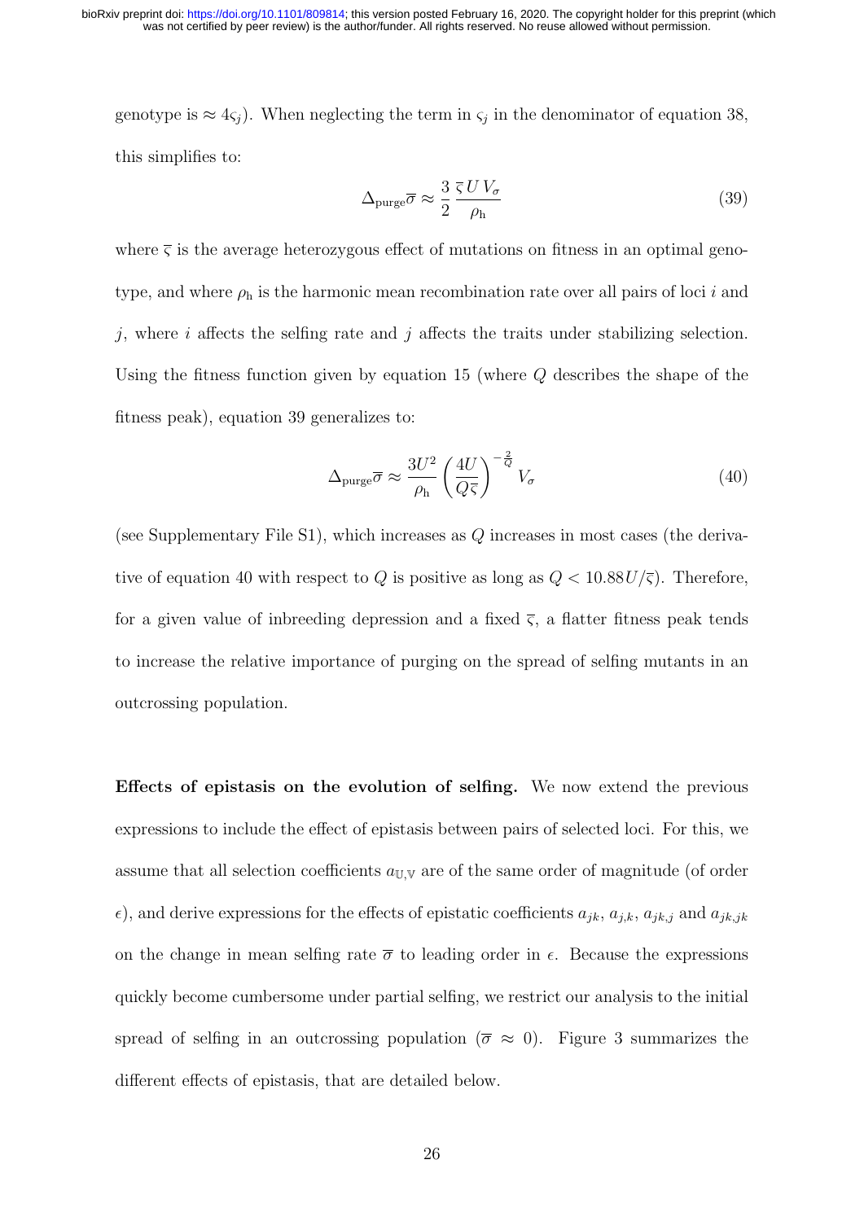genotype is $\approx 4\varsigma_j$). When neglecting the term in $\varsigma_j$ in the denominator of equation 38, this simplifies to:

$$\Delta_{\text{purge}}\overline{\sigma} \approx \frac{3}{2}\,\frac{\overline{\varsigma}\,U\,V_\sigma}{\rho_\text{h}} \tag{39}$$

where $\overline{\varsigma}$ is the average heterozygous effect of mutations on fitness in an optimal genotype, and where $\rho_\text{h}$ is the harmonic mean recombination rate over all pairs of loci $i$ and $j$, where $i$ affects the selfing rate and $j$ affects the traits under stabilizing selection. Using the fitness function given by equation 15 (where $Q$ describes the shape of the fitness peak), equation 39 generalizes to:

$$\Delta_{\text{purge}}\overline{\sigma} \approx \frac{3U^2}{\rho_\text{h}}\left(\frac{4U}{Q\overline{\varsigma}}\right)^{-\frac{2}{Q}} V_\sigma \tag{40}$$

(see Supplementary File S1), which increases as $Q$ increases in most cases (the derivative of equation 40 with respect to $Q$ is positive as long as $Q < 10.88U/\overline{\varsigma}$). Therefore, for a given value of inbreeding depression and a fixed $\overline{\varsigma}$, a flatter fitness peak tends to increase the relative importance of purging on the spread of selfing mutants in an outcrossing population.

**Effects of epistasis on the evolution of selfing.** We now extend the previous expressions to include the effect of epistasis between pairs of selected loci. For this, we assume that all selection coefficients $a_{\mathbb{U},\mathbb{V}}$ are of the same order of magnitude (of order $\epsilon$), and derive expressions for the effects of epistatic coefficients $a_{jk}$, $a_{j,k}$, $a_{jk,j}$ and $a_{jk,jk}$ on the change in mean selfing rate $\overline{\sigma}$ to leading order in $\epsilon$. Because the expressions quickly become cumbersome under partial selfing, we restrict our analysis to the initial spread of selfing in an outcrossing population ($\overline{\sigma} \approx 0$). Figure 3 summarizes the different effects of epistasis, that are detailed below.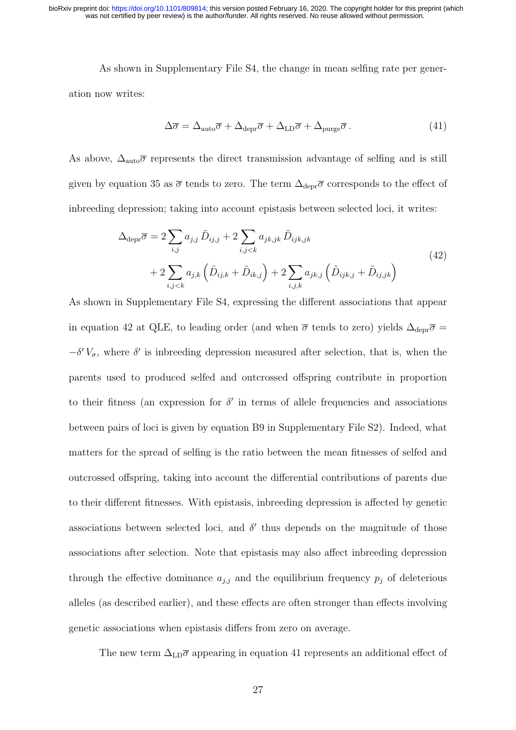As shown in Supplementary File S4, the change in mean selfing rate per generation now writes:

$$\Delta\overline{\sigma} = \Delta_{\text{auto}}\overline{\sigma} + \Delta_{\text{depr}}\overline{\sigma} + \Delta_{\text{LD}}\overline{\sigma} + \Delta_{\text{purge}}\overline{\sigma}\,. \tag{41}$$

As above, $\Delta_{\text{auto}}\overline{\sigma}$ represents the direct transmission advantage of selfing and is still given by equation 35 as $\overline{\sigma}$ tends to zero. The term $\Delta_{\text{depr}}\overline{\sigma}$ corresponds to the effect of inbreeding depression; taking into account epistasis between selected loci, it writes:

$$\begin{aligned}
\Delta_{\text{depr}}\overline{\sigma} &= 2\sum_{i,j} a_{j,j}\,\tilde{D}_{ij,j} + 2\sum_{i,j<k} a_{jk,jk}\,\tilde{D}_{ijk,jk} \\
&\quad + 2\sum_{i,j<k} a_{j,k}\left(\tilde{D}_{ij,k} + \tilde{D}_{ik,j}\right) + 2\sum_{i,j,k} a_{jk,j}\left(\tilde{D}_{ijk,j} + \tilde{D}_{ij,jk}\right)
\end{aligned} \tag{42}$$

As shown in Supplementary File S4, expressing the different associations that appear in equation 42 at QLE, to leading order (and when $\overline{\sigma}$ tends to zero) yields $\Delta_{\text{depr}}\overline{\sigma} = -\delta' V_{\sigma}$, where $\delta'$ is inbreeding depression measured after selection, that is, when the parents used to produced selfed and outcrossed offspring contribute in proportion to their fitness (an expression for $\delta'$ in terms of allele frequencies and associations between pairs of loci is given by equation B9 in Supplementary File S2). Indeed, what matters for the spread of selfing is the ratio between the mean fitnesses of selfed and outcrossed offspring, taking into account the differential contributions of parents due to their different fitnesses. With epistasis, inbreeding depression is affected by genetic associations between selected loci, and $\delta'$ thus depends on the magnitude of those associations after selection. Note that epistasis may also affect inbreeding depression through the effective dominance $a_{j,j}$ and the equilibrium frequency $p_j$ of deleterious alleles (as described earlier), and these effects are often stronger than effects involving genetic associations when epistasis differs from zero on average.

The new term $\Delta_{\text{LD}}\overline{\sigma}$ appearing in equation 41 represents an additional effect of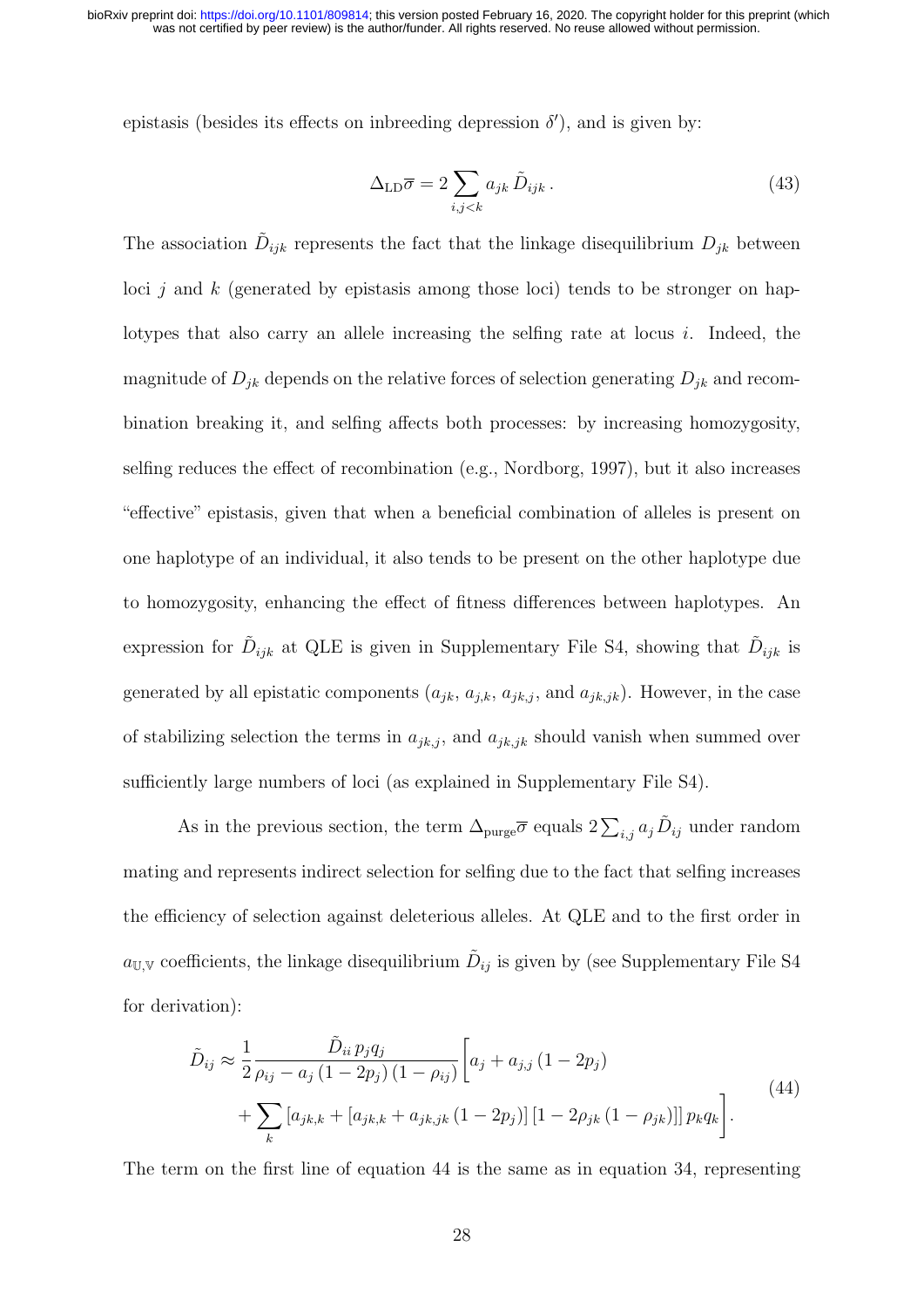epistasis (besides its effects on inbreeding depression $\delta'$), and is given by:

$$\Delta_{\text{LD}}\overline{\sigma} = 2\sum_{i,j<k} a_{jk}\,\tilde{D}_{ijk}\,. \tag{43}$$

The association $\tilde{D}_{ijk}$ represents the fact that the linkage disequilibrium $D_{jk}$ between loci $j$ and $k$ (generated by epistasis among those loci) tends to be stronger on haplotypes that also carry an allele increasing the selfing rate at locus $i$. Indeed, the magnitude of $D_{jk}$ depends on the relative forces of selection generating $D_{jk}$ and recombination breaking it, and selfing affects both processes: by increasing homozygosity, selfing reduces the effect of recombination (e.g., Nordborg, 1997), but it also increases "effective" epistasis, given that when a beneficial combination of alleles is present on one haplotype of an individual, it also tends to be present on the other haplotype due to homozygosity, enhancing the effect of fitness differences between haplotypes. An expression for $\tilde{D}_{ijk}$ at QLE is given in Supplementary File S4, showing that $\tilde{D}_{ijk}$ is generated by all epistatic components ($a_{jk}$, $a_{j,k}$, $a_{jk,j}$, and $a_{jk,jk}$). However, in the case of stabilizing selection the terms in $a_{jk,j}$, and $a_{jk,jk}$ should vanish when summed over sufficiently large numbers of loci (as explained in Supplementary File S4).

As in the previous section, the term $\Delta_{\text{purge}}\overline{\sigma}$ equals $2\sum_{i,j} a_j\,\tilde{D}_{ij}$ under random mating and represents indirect selection for selfing due to the fact that selfing increases the efficiency of selection against deleterious alleles. At QLE and to the first order in $a_{\mathbb{U},\mathbb{V}}$ coefficients, the linkage disequilibrium $\tilde{D}_{ij}$ is given by (see Supplementary File S4 for derivation):

$$\begin{aligned}\tilde{D}_{ij} \approx \frac{1}{2}\frac{\tilde{D}_{ii}\,p_j q_j}{\rho_{ij} - a_j\,(1-2p_j)\,(1-\rho_{ij})}\Bigg[&a_j + a_{j,j}\,(1-2p_j) \\ &+ \sum_k \left[a_{jk,k} + \left[a_{jk,k} + a_{jk,jk}\,(1-2p_j)\right]\left[1 - 2\rho_{jk}\,(1-\rho_{jk})\right]\right] p_k q_k\Bigg].\end{aligned} \tag{44}$$

The term on the first line of equation 44 is the same as in equation 34, representing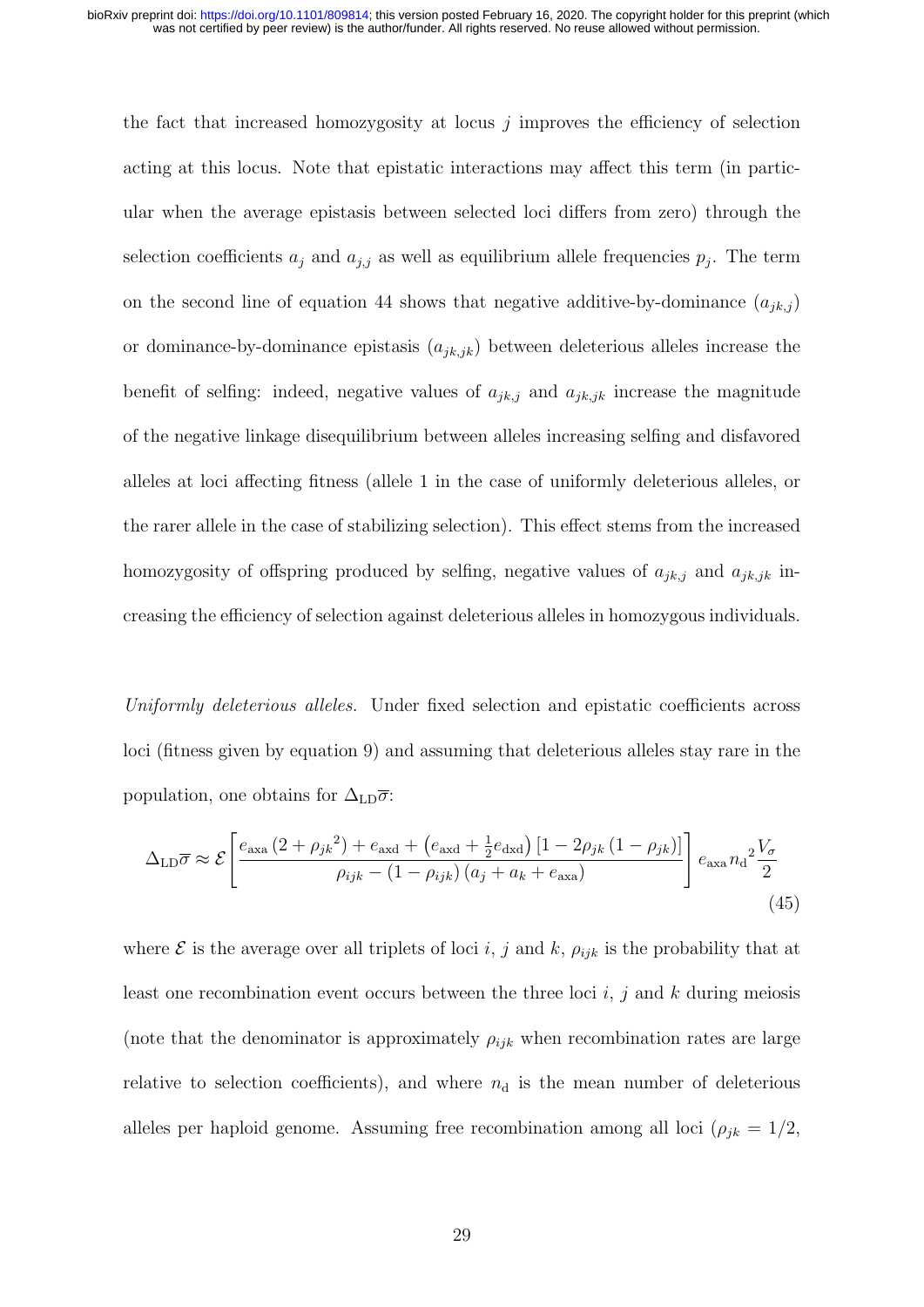the fact that increased homozygosity at locus $j$ improves the efficiency of selection acting at this locus. Note that epistatic interactions may affect this term (in particular when the average epistasis between selected loci differs from zero) through the selection coefficients $a_j$ and $a_{j,j}$ as well as equilibrium allele frequencies $p_j$. The term on the second line of equation 44 shows that negative additive-by-dominance ($a_{jk,j}$) or dominance-by-dominance epistasis ($a_{jk,jk}$) between deleterious alleles increase the benefit of selfing: indeed, negative values of $a_{jk,j}$ and $a_{jk,jk}$ increase the magnitude of the negative linkage disequilibrium between alleles increasing selfing and disfavored alleles at loci affecting fitness (allele 1 in the case of uniformly deleterious alleles, or the rarer allele in the case of stabilizing selection). This effect stems from the increased homozygosity of offspring produced by selfing, negative values of $a_{jk,j}$ and $a_{jk,jk}$ increasing the efficiency of selection against deleterious alleles in homozygous individuals.

*Uniformly deleterious alleles.* Under fixed selection and epistatic coefficients across loci (fitness given by equation 9) and assuming that deleterious alleles stay rare in the population, one obtains for $\Delta_{\mathrm{LD}}\overline{\sigma}$:

$$\Delta_{\mathrm{LD}}\overline{\sigma} \approx \mathcal{E}\left[\frac{e_{\mathrm{axa}}\left(2+{\rho_{jk}}^{2}\right)+e_{\mathrm{axd}}+\left(e_{\mathrm{axd}}+\frac{1}{2}e_{\mathrm{dxd}}\right)\left[1-2\rho_{jk}\left(1-\rho_{jk}\right)\right]}{\rho_{ijk}-\left(1-\rho_{ijk}\right)\left(a_j+a_k+e_{\mathrm{axa}}\right)}\right] e_{\mathrm{axa}}\, {n_{\mathrm{d}}}^{2}\frac{V_\sigma}{2} \tag{45}$$

where $\mathcal{E}$ is the average over all triplets of loci $i$, $j$ and $k$, $\rho_{ijk}$ is the probability that at least one recombination event occurs between the three loci $i$, $j$ and $k$ during meiosis (note that the denominator is approximately $\rho_{ijk}$ when recombination rates are large relative to selection coefficients), and where $n_{\mathrm{d}}$ is the mean number of deleterious alleles per haploid genome. Assuming free recombination among all loci ($\rho_{jk} = 1/2$,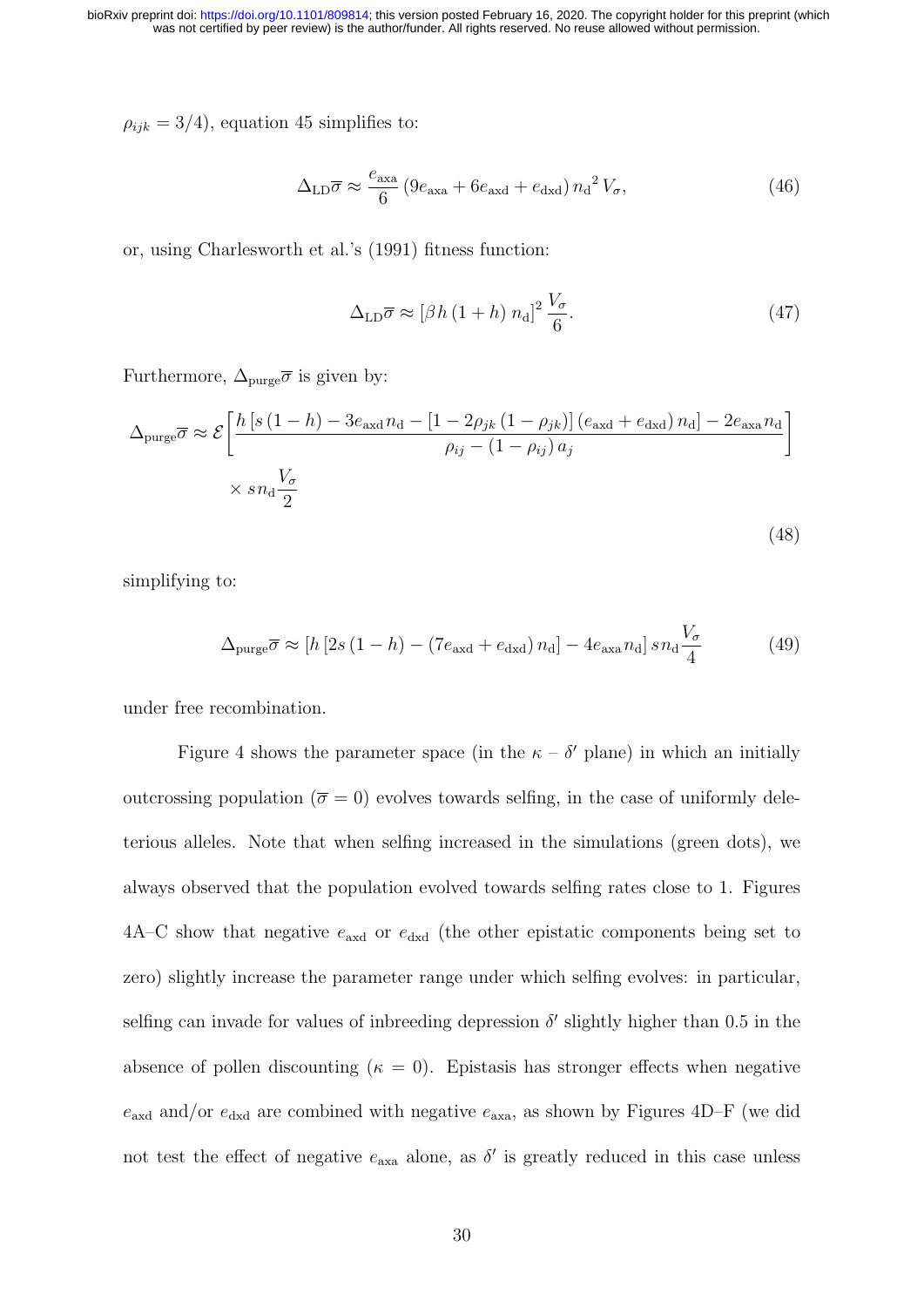$\rho_{ijk} = 3/4$), equation 45 simplifies to:

$$\Delta_{\text{LD}}\overline{\sigma} \approx \frac{e_{\text{axa}}}{6}\left(9e_{\text{axa}} + 6e_{\text{axd}} + e_{\text{dxd}}\right) {n_{\text{d}}}^2\, V_{\sigma}, \tag{46}$$

or, using Charlesworth et al.'s (1991) fitness function:

$$\Delta_{\text{LD}}\overline{\sigma} \approx \left[\beta\, h\,(1+h)\; n_{\text{d}}\right]^2 \frac{V_{\sigma}}{6}. \tag{47}$$

Furthermore, $\Delta_{\text{purge}}\overline{\sigma}$ is given by:

$$\Delta_{\text{purge}}\overline{\sigma} \approx \mathcal{E}\left[\frac{h\left[s\,(1-h) - 3e_{\text{axd}}\, n_{\text{d}} - \left[1 - 2\rho_{jk}\,(1-\rho_{jk})\right](e_{\text{axd}} + e_{\text{dxd}})\, n_{\text{d}}\right] - 2e_{\text{axa}}\, n_{\text{d}}}{\rho_{ij} - (1-\rho_{ij})\, a_j}\right] \times s n_{\text{d}} \frac{V_{\sigma}}{2} \tag{48}$$

simplifying to:

$$\Delta_{\text{purge}}\overline{\sigma} \approx \left[h\left[2s\,(1-h) - (7e_{\text{axd}} + e_{\text{dxd}})\, n_{\text{d}}\right] - 4e_{\text{axa}}\, n_{\text{d}}\right] s n_{\text{d}} \frac{V_{\sigma}}{4} \tag{49}$$

under free recombination.

Figure 4 shows the parameter space (in the $\kappa$ – $\delta'$ plane) in which an initially outcrossing population ($\overline{\sigma} = 0$) evolves towards selfing, in the case of uniformly deleterious alleles. Note that when selfing increased in the simulations (green dots), we always observed that the population evolved towards selfing rates close to 1. Figures 4A–C show that negative $e_{\text{axd}}$ or $e_{\text{dxd}}$ (the other epistatic components being set to zero) slightly increase the parameter range under which selfing evolves: in particular, selfing can invade for values of inbreeding depression $\delta'$ slightly higher than 0.5 in the absence of pollen discounting ($\kappa = 0$). Epistasis has stronger effects when negative $e_{\text{axd}}$ and/or $e_{\text{dxd}}$ are combined with negative $e_{\text{axa}}$, as shown by Figures 4D–F (we did not test the effect of negative $e_{\text{axa}}$ alone, as $\delta'$ is greatly reduced in this case unless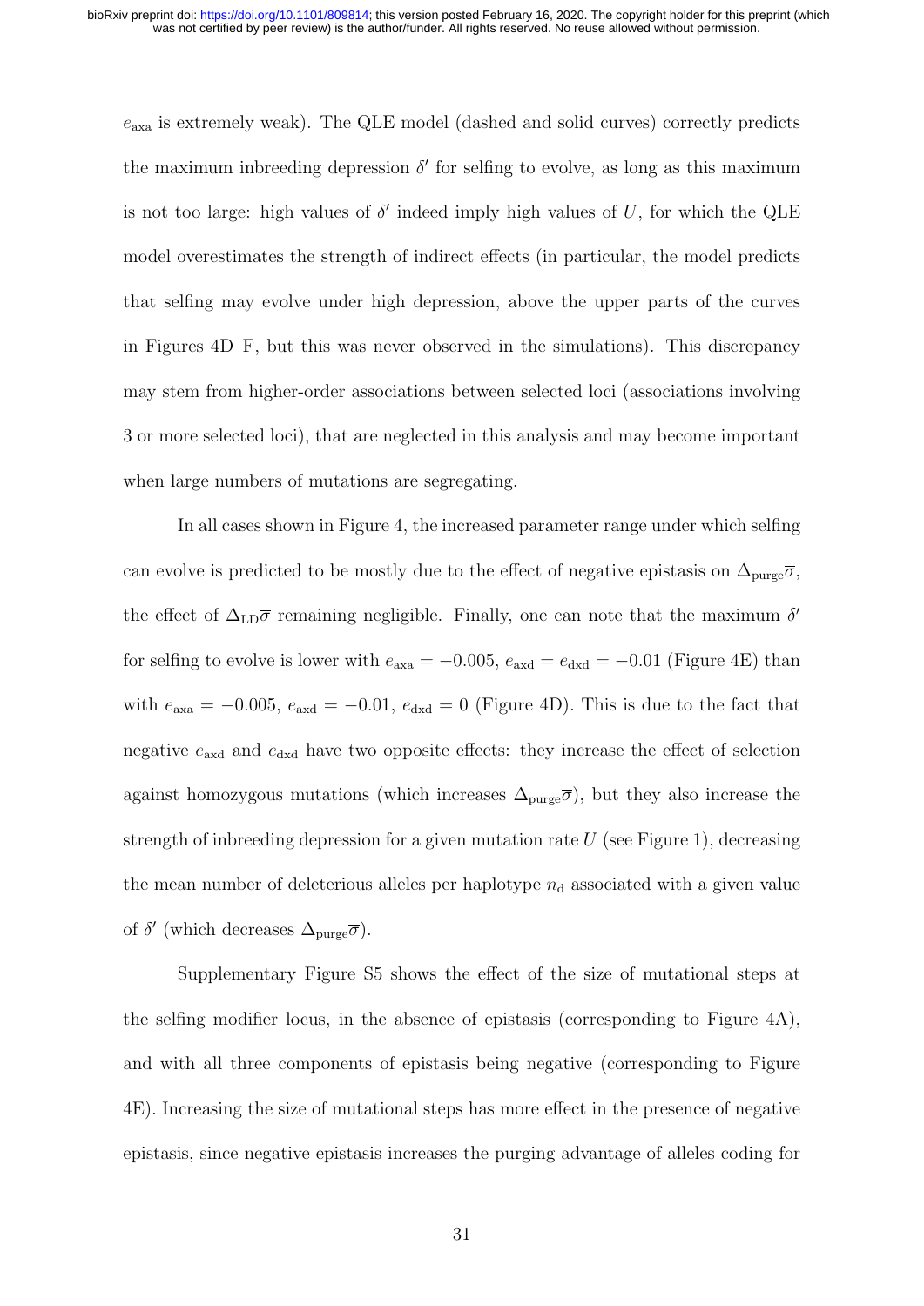$e_{\text{axa}}$ is extremely weak). The QLE model (dashed and solid curves) correctly predicts the maximum inbreeding depression $\delta'$ for selfing to evolve, as long as this maximum is not too large: high values of $\delta'$ indeed imply high values of $U$, for which the QLE model overestimates the strength of indirect effects (in particular, the model predicts that selfing may evolve under high depression, above the upper parts of the curves in Figures 4D–F, but this was never observed in the simulations). This discrepancy may stem from higher-order associations between selected loci (associations involving 3 or more selected loci), that are neglected in this analysis and may become important when large numbers of mutations are segregating.

In all cases shown in Figure 4, the increased parameter range under which selfing can evolve is predicted to be mostly due to the effect of negative epistasis on $\Delta_{\text{purge}}\overline{\sigma}$, the effect of $\Delta_{\text{LD}}\overline{\sigma}$ remaining negligible. Finally, one can note that the maximum $\delta'$ for selfing to evolve is lower with $e_{\text{axa}} = -0.005$, $e_{\text{axd}} = e_{\text{dxd}} = -0.01$ (Figure 4E) than with $e_{\text{axa}} = -0.005$, $e_{\text{axd}} = -0.01$, $e_{\text{dxd}} = 0$ (Figure 4D). This is due to the fact that negative $e_{\text{axd}}$ and $e_{\text{dxd}}$ have two opposite effects: they increase the effect of selection against homozygous mutations (which increases $\Delta_{\text{purge}}\overline{\sigma}$), but they also increase the strength of inbreeding depression for a given mutation rate $U$ (see Figure 1), decreasing the mean number of deleterious alleles per haplotype $n_{\text{d}}$ associated with a given value of $\delta'$ (which decreases $\Delta_{\text{purge}}\overline{\sigma}$).

Supplementary Figure S5 shows the effect of the size of mutational steps at the selfing modifier locus, in the absence of epistasis (corresponding to Figure 4A), and with all three components of epistasis being negative (corresponding to Figure 4E). Increasing the size of mutational steps has more effect in the presence of negative epistasis, since negative epistasis increases the purging advantage of alleles coding for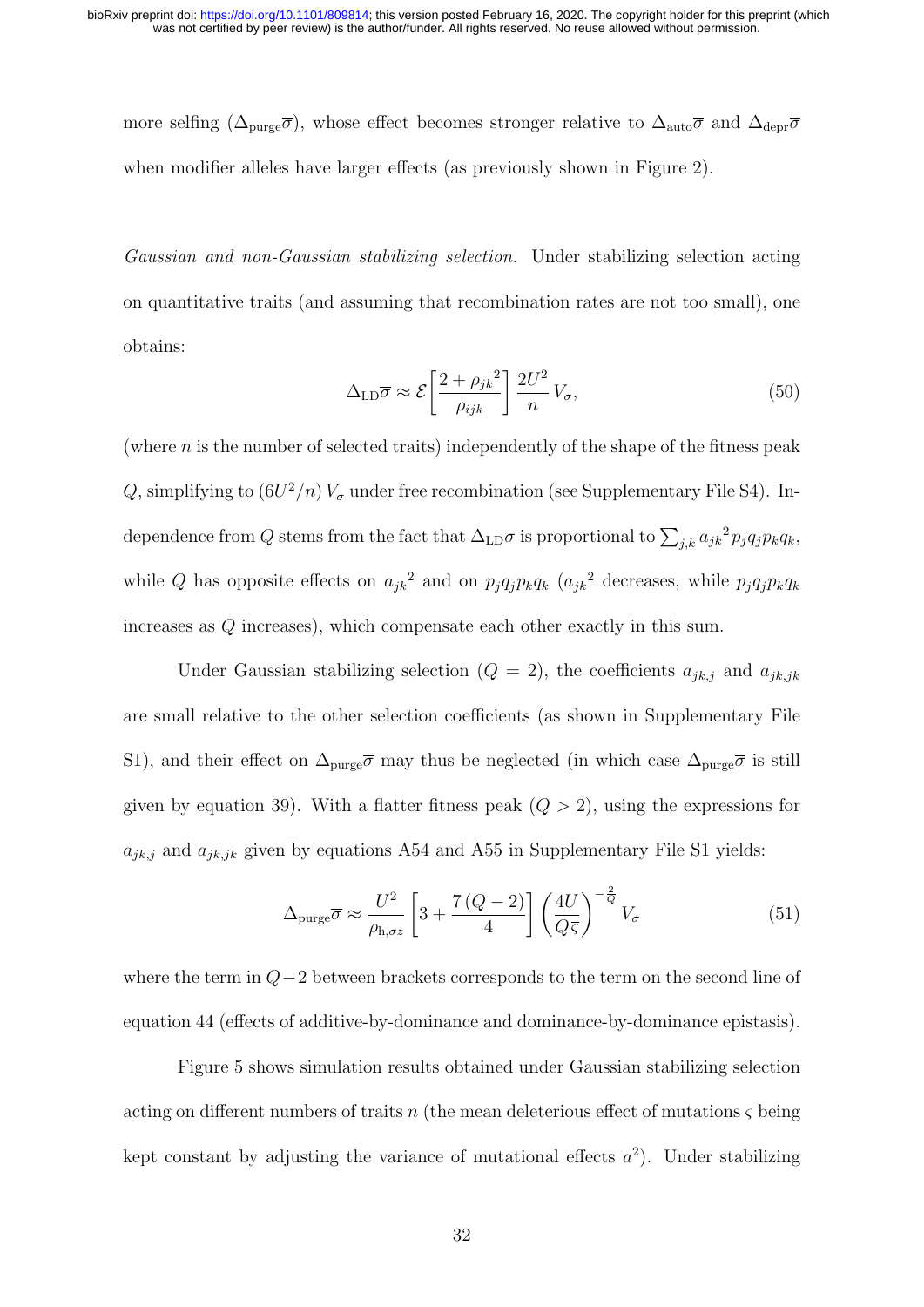more selfing ($\Delta_{\text{purge}}\overline{\sigma}$), whose effect becomes stronger relative to $\Delta_{\text{auto}}\overline{\sigma}$ and $\Delta_{\text{depr}}\overline{\sigma}$ when modifier alleles have larger effects (as previously shown in Figure 2).

*Gaussian and non-Gaussian stabilizing selection.* Under stabilizing selection acting on quantitative traits (and assuming that recombination rates are not too small), one obtains:

$$\Delta_{\text{LD}}\overline{\sigma} \approx \mathcal{E}\left[\frac{2 + {\rho_{jk}}^2}{\rho_{ijk}}\right] \frac{2U^2}{n} V_\sigma, \tag{50}$$

(where $n$ is the number of selected traits) independently of the shape of the fitness peak $Q$, simplifying to $(6U^2/n)\, V_\sigma$ under free recombination (see Supplementary File S4). Independence from $Q$ stems from the fact that $\Delta_{\text{LD}}\overline{\sigma}$ is proportional to $\sum_{j,k} {a_{jk}}^2 p_j q_j p_k q_k$, while $Q$ has opposite effects on ${a_{jk}}^2$ and on $p_j q_j p_k q_k$ (${a_{jk}}^2$ decreases, while $p_j q_j p_k q_k$ increases as $Q$ increases), which compensate each other exactly in this sum.

Under Gaussian stabilizing selection ($Q = 2$), the coefficients $a_{jk,j}$ and $a_{jk,jk}$ are small relative to the other selection coefficients (as shown in Supplementary File S1), and their effect on $\Delta_{\text{purge}}\overline{\sigma}$ may thus be neglected (in which case $\Delta_{\text{purge}}\overline{\sigma}$ is still given by equation 39). With a flatter fitness peak ($Q > 2$), using the expressions for $a_{jk,j}$ and $a_{jk,jk}$ given by equations A54 and A55 in Supplementary File S1 yields:

$$\Delta_{\text{purge}}\overline{\sigma} \approx \frac{U^2}{\rho_{\text{h},\sigma z}} \left[3 + \frac{7\,(Q-2)}{4}\right] \left(\frac{4U}{Q\overline{\varsigma}}\right)^{-\frac{2}{Q}} V_\sigma \tag{51}$$

where the term in $Q-2$ between brackets corresponds to the term on the second line of equation 44 (effects of additive-by-dominance and dominance-by-dominance epistasis).

Figure 5 shows simulation results obtained under Gaussian stabilizing selection acting on different numbers of traits $n$ (the mean deleterious effect of mutations $\overline{\varsigma}$ being kept constant by adjusting the variance of mutational effects $a^2$). Under stabilizing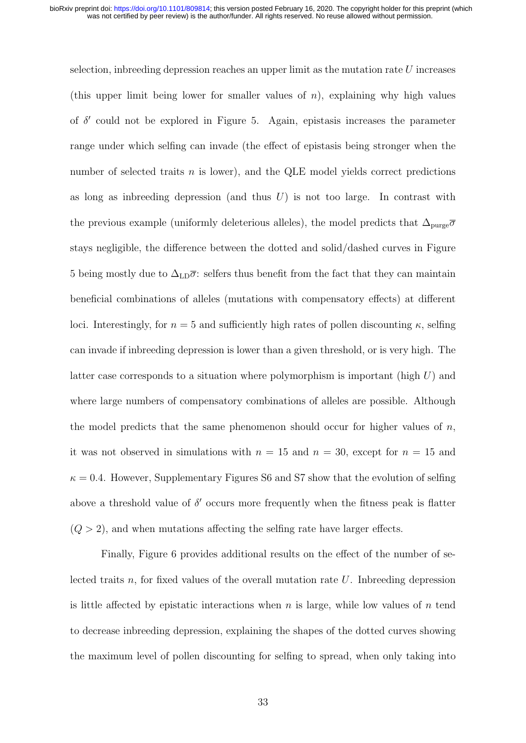selection, inbreeding depression reaches an upper limit as the mutation rate $U$ increases (this upper limit being lower for smaller values of $n$), explaining why high values of $\delta'$ could not be explored in Figure 5. Again, epistasis increases the parameter range under which selfing can invade (the effect of epistasis being stronger when the number of selected traits $n$ is lower), and the QLE model yields correct predictions as long as inbreeding depression (and thus $U$) is not too large. In contrast with the previous example (uniformly deleterious alleles), the model predicts that $\Delta_{\text{purge}}\overline{\sigma}$ stays negligible, the difference between the dotted and solid/dashed curves in Figure 5 being mostly due to $\Delta_{\text{LD}}\overline{\sigma}$: selfers thus benefit from the fact that they can maintain beneficial combinations of alleles (mutations with compensatory effects) at different loci. Interestingly, for $n = 5$ and sufficiently high rates of pollen discounting $\kappa$, selfing can invade if inbreeding depression is lower than a given threshold, or is very high. The latter case corresponds to a situation where polymorphism is important (high $U$) and where large numbers of compensatory combinations of alleles are possible. Although the model predicts that the same phenomenon should occur for higher values of $n$, it was not observed in simulations with $n = 15$ and $n = 30$, except for $n = 15$ and $\kappa = 0.4$. However, Supplementary Figures S6 and S7 show that the evolution of selfing above a threshold value of $\delta'$ occurs more frequently when the fitness peak is flatter ($Q > 2$), and when mutations affecting the selfing rate have larger effects.

Finally, Figure 6 provides additional results on the effect of the number of selected traits $n$, for fixed values of the overall mutation rate $U$. Inbreeding depression is little affected by epistatic interactions when $n$ is large, while low values of $n$ tend to decrease inbreeding depression, explaining the shapes of the dotted curves showing the maximum level of pollen discounting for selfing to spread, when only taking into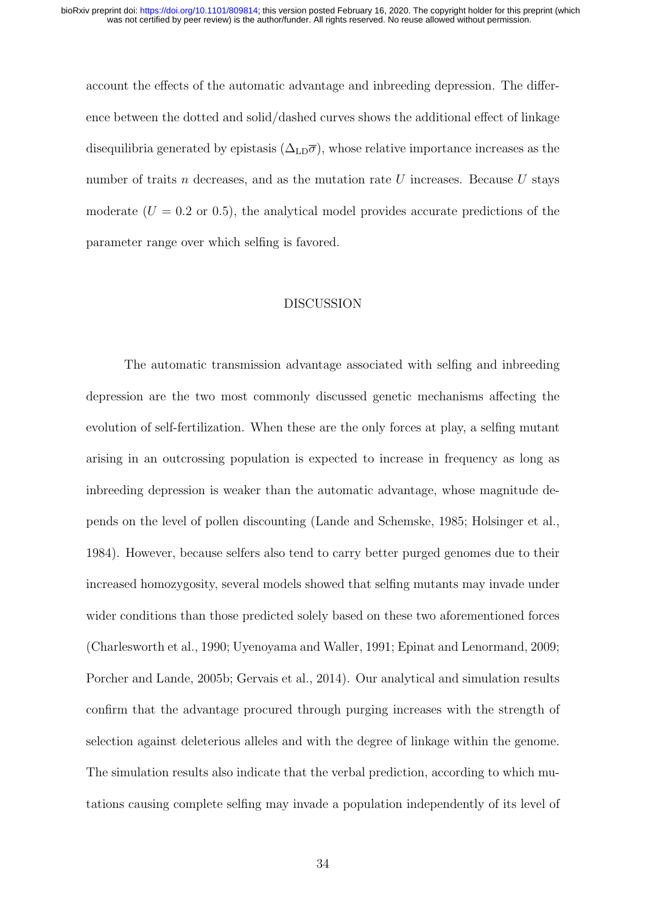account the effects of the automatic advantage and inbreeding depression. The difference between the dotted and solid/dashed curves shows the additional effect of linkage disequilibria generated by epistasis ($\Delta_{\mathrm{LD}}\overline{\sigma}$), whose relative importance increases as the number of traits $n$ decreases, and as the mutation rate $U$ increases. Because $U$ stays moderate ($U = 0.2$ or $0.5$), the analytical model provides accurate predictions of the parameter range over which selfing is favored.

## DISCUSSION

The automatic transmission advantage associated with selfing and inbreeding depression are the two most commonly discussed genetic mechanisms affecting the evolution of self-fertilization. When these are the only forces at play, a selfing mutant arising in an outcrossing population is expected to increase in frequency as long as inbreeding depression is weaker than the automatic advantage, whose magnitude depends on the level of pollen discounting (Lande and Schemske, 1985; Holsinger et al., 1984). However, because selfers also tend to carry better purged genomes due to their increased homozygosity, several models showed that selfing mutants may invade under wider conditions than those predicted solely based on these two aforementioned forces (Charlesworth et al., 1990; Uyenoyama and Waller, 1991; Epinat and Lenormand, 2009; Porcher and Lande, 2005b; Gervais et al., 2014). Our analytical and simulation results confirm that the advantage procured through purging increases with the strength of selection against deleterious alleles and with the degree of linkage within the genome. The simulation results also indicate that the verbal prediction, according to which mutations causing complete selfing may invade a population independently of its level of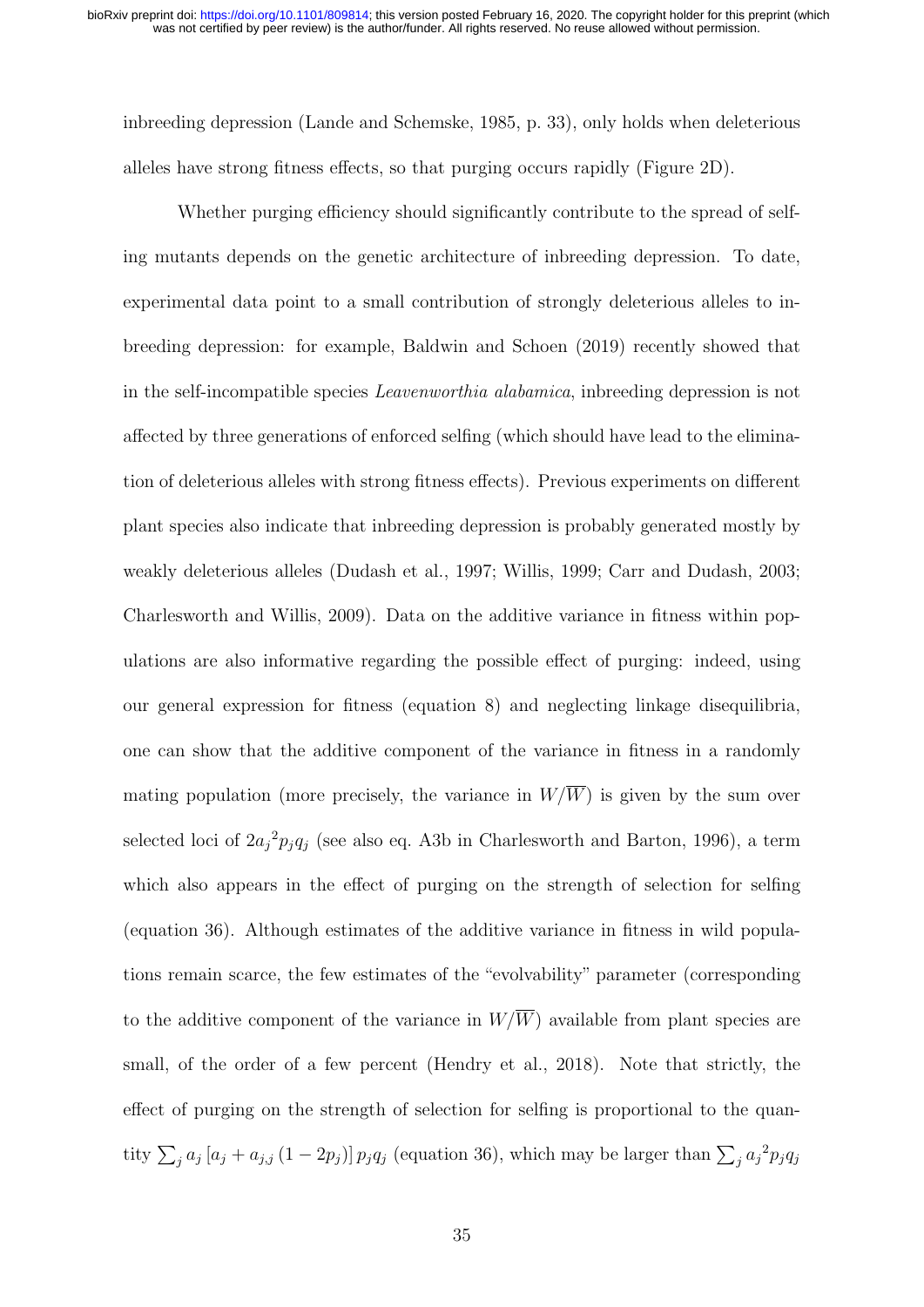inbreeding depression (Lande and Schemske, 1985, p. 33), only holds when deleterious alleles have strong fitness effects, so that purging occurs rapidly (Figure 2D).

Whether purging efficiency should significantly contribute to the spread of selfing mutants depends on the genetic architecture of inbreeding depression. To date, experimental data point to a small contribution of strongly deleterious alleles to inbreeding depression: for example, Baldwin and Schoen (2019) recently showed that in the self-incompatible species *Leavenworthia alabamica*, inbreeding depression is not affected by three generations of enforced selfing (which should have lead to the elimination of deleterious alleles with strong fitness effects). Previous experiments on different plant species also indicate that inbreeding depression is probably generated mostly by weakly deleterious alleles (Dudash et al., 1997; Willis, 1999; Carr and Dudash, 2003; Charlesworth and Willis, 2009). Data on the additive variance in fitness within populations are also informative regarding the possible effect of purging: indeed, using our general expression for fitness (equation 8) and neglecting linkage disequilibria, one can show that the additive component of the variance in fitness in a randomly mating population (more precisely, the variance in $W/\overline{W}$) is given by the sum over selected loci of $2{a_j}^2 p_j q_j$ (see also eq. A3b in Charlesworth and Barton, 1996), a term which also appears in the effect of purging on the strength of selection for selfing (equation 36). Although estimates of the additive variance in fitness in wild populations remain scarce, the few estimates of the "evolvability" parameter (corresponding to the additive component of the variance in $W/\overline{W}$) available from plant species are small, of the order of a few percent (Hendry et al., 2018). Note that strictly, the effect of purging on the strength of selection for selfing is proportional to the quantity $\sum_j a_j \left[a_j + a_{j,j}\left(1 - 2p_j\right)\right] p_j q_j$ (equation 36), which may be larger than $\sum_j {a_j}^2 p_j q_j$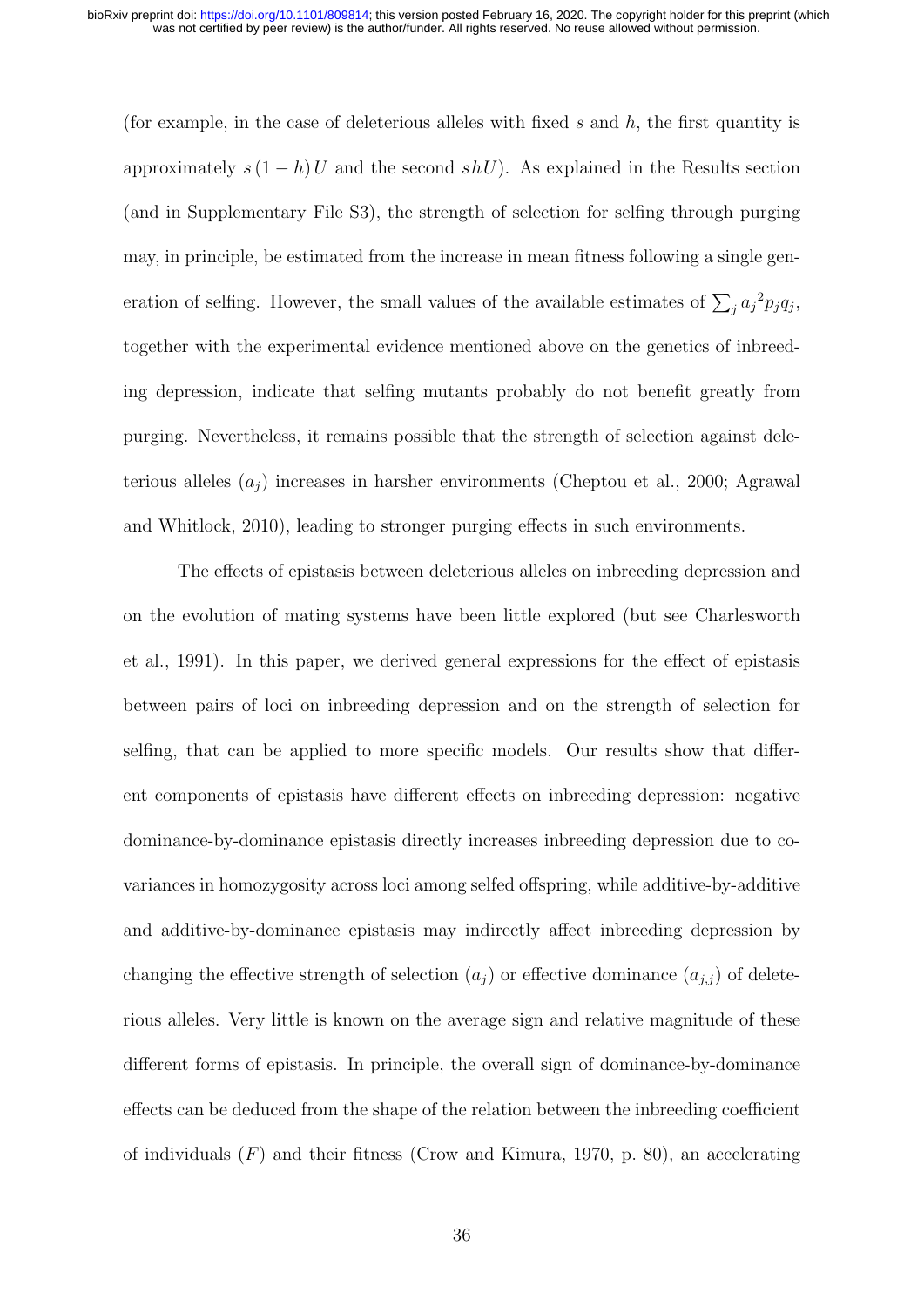(for example, in the case of deleterious alleles with fixed $s$ and $h$, the first quantity is approximately $s(1-h)U$ and the second $shU$). As explained in the Results section (and in Supplementary File S3), the strength of selection for selfing through purging may, in principle, be estimated from the increase in mean fitness following a single generation of selfing. However, the small values of the available estimates of $\sum_j {a_j}^2 p_j q_j$, together with the experimental evidence mentioned above on the genetics of inbreeding depression, indicate that selfing mutants probably do not benefit greatly from purging. Nevertheless, it remains possible that the strength of selection against deleterious alleles ($a_j$) increases in harsher environments (Cheptou et al., 2000; Agrawal and Whitlock, 2010), leading to stronger purging effects in such environments.

The effects of epistasis between deleterious alleles on inbreeding depression and on the evolution of mating systems have been little explored (but see Charlesworth et al., 1991). In this paper, we derived general expressions for the effect of epistasis between pairs of loci on inbreeding depression and on the strength of selection for selfing, that can be applied to more specific models. Our results show that different components of epistasis have different effects on inbreeding depression: negative dominance-by-dominance epistasis directly increases inbreeding depression due to covariances in homozygosity across loci among selfed offspring, while additive-by-additive and additive-by-dominance epistasis may indirectly affect inbreeding depression by changing the effective strength of selection ($a_j$) or effective dominance ($a_{j,j}$) of deleterious alleles. Very little is known on the average sign and relative magnitude of these different forms of epistasis. In principle, the overall sign of dominance-by-dominance effects can be deduced from the shape of the relation between the inbreeding coefficient of individuals ($F$) and their fitness (Crow and Kimura, 1970, p. 80), an accelerating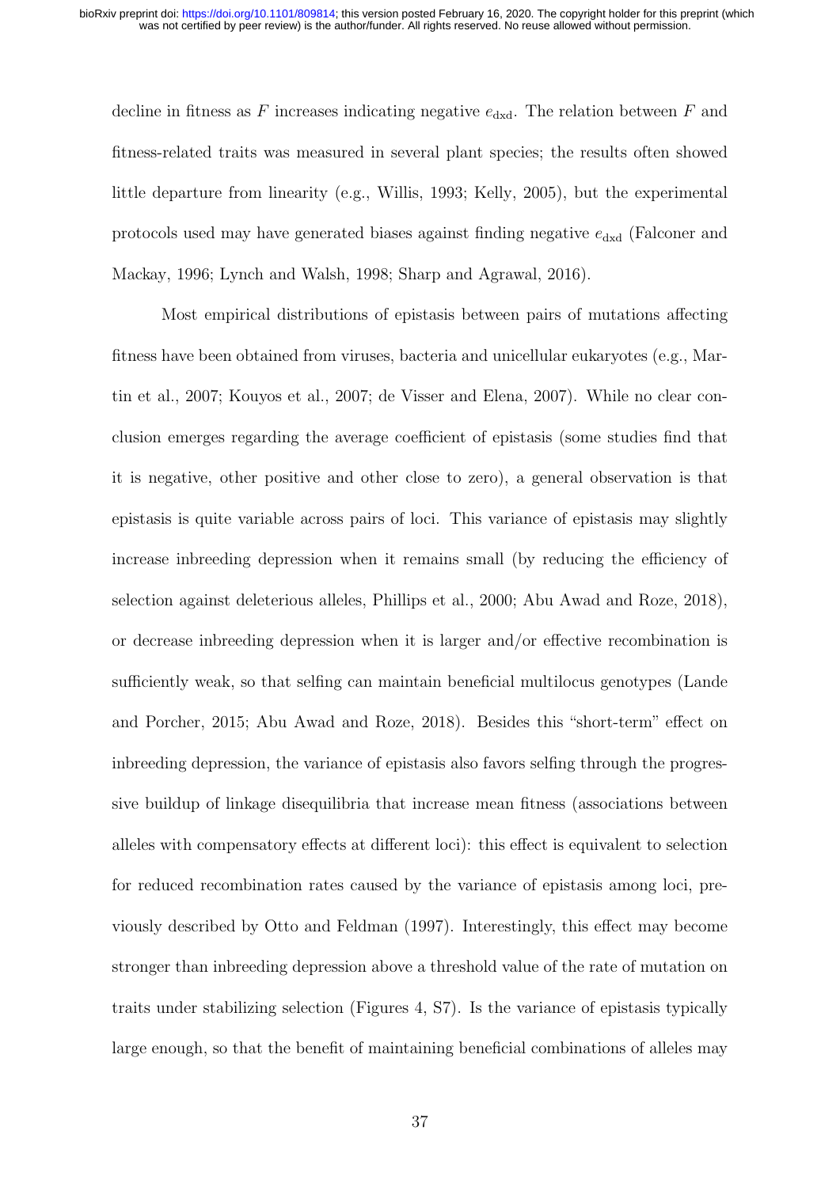decline in fitness as $F$ increases indicating negative $e_{\mathrm{dxd}}$. The relation between $F$ and fitness-related traits was measured in several plant species; the results often showed little departure from linearity (e.g., Willis, 1993; Kelly, 2005), but the experimental protocols used may have generated biases against finding negative $e_{\mathrm{dxd}}$ (Falconer and Mackay, 1996; Lynch and Walsh, 1998; Sharp and Agrawal, 2016).

Most empirical distributions of epistasis between pairs of mutations affecting fitness have been obtained from viruses, bacteria and unicellular eukaryotes (e.g., Martin et al., 2007; Kouyos et al., 2007; de Visser and Elena, 2007). While no clear conclusion emerges regarding the average coefficient of epistasis (some studies find that it is negative, other positive and other close to zero), a general observation is that epistasis is quite variable across pairs of loci. This variance of epistasis may slightly increase inbreeding depression when it remains small (by reducing the efficiency of selection against deleterious alleles, Phillips et al., 2000; Abu Awad and Roze, 2018), or decrease inbreeding depression when it is larger and/or effective recombination is sufficiently weak, so that selfing can maintain beneficial multilocus genotypes (Lande and Porcher, 2015; Abu Awad and Roze, 2018). Besides this "short-term" effect on inbreeding depression, the variance of epistasis also favors selfing through the progressive buildup of linkage disequilibria that increase mean fitness (associations between alleles with compensatory effects at different loci): this effect is equivalent to selection for reduced recombination rates caused by the variance of epistasis among loci, previously described by Otto and Feldman (1997). Interestingly, this effect may become stronger than inbreeding depression above a threshold value of the rate of mutation on traits under stabilizing selection (Figures 4, S7). Is the variance of epistasis typically large enough, so that the benefit of maintaining beneficial combinations of alleles may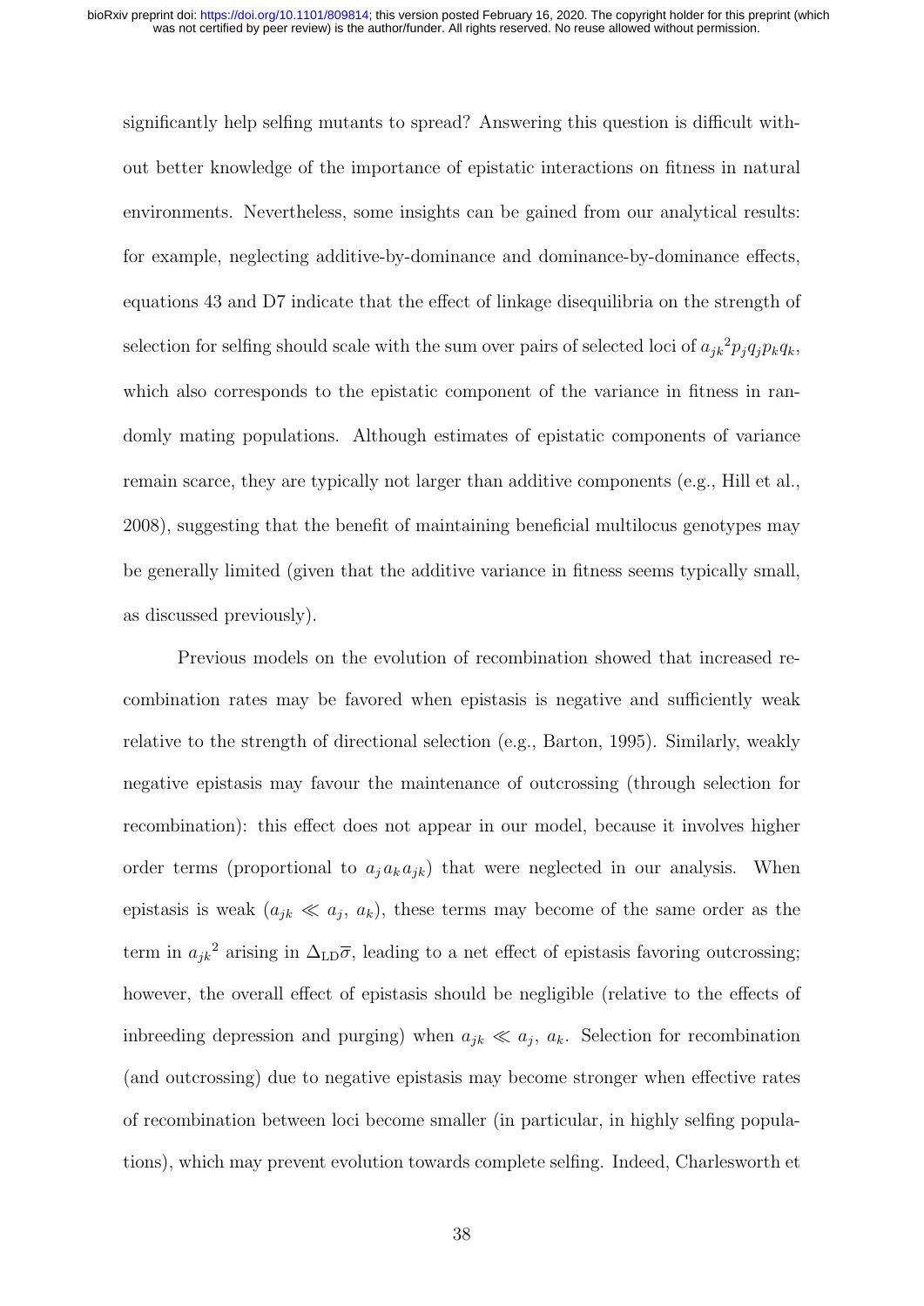significantly help selfing mutants to spread? Answering this question is difficult without better knowledge of the importance of epistatic interactions on fitness in natural environments. Nevertheless, some insights can be gained from our analytical results: for example, neglecting additive-by-dominance and dominance-by-dominance effects, equations 43 and D7 indicate that the effect of linkage disequilibria on the strength of selection for selfing should scale with the sum over pairs of selected loci of ${a_{jk}}^2 p_j q_j p_k q_k$, which also corresponds to the epistatic component of the variance in fitness in randomly mating populations. Although estimates of epistatic components of variance remain scarce, they are typically not larger than additive components (e.g., Hill et al., 2008), suggesting that the benefit of maintaining beneficial multilocus genotypes may be generally limited (given that the additive variance in fitness seems typically small, as discussed previously).

Previous models on the evolution of recombination showed that increased recombination rates may be favored when epistasis is negative and sufficiently weak relative to the strength of directional selection (e.g., Barton, 1995). Similarly, weakly negative epistasis may favour the maintenance of outcrossing (through selection for recombination): this effect does not appear in our model, because it involves higher order terms (proportional to $a_j a_k a_{jk}$) that were neglected in our analysis. When epistasis is weak ($a_{jk} \ll a_j,\ a_k$), these terms may become of the same order as the term in ${a_{jk}}^2$ arising in $\Delta_{\text{LD}}\overline{\sigma}$, leading to a net effect of epistasis favoring outcrossing; however, the overall effect of epistasis should be negligible (relative to the effects of inbreeding depression and purging) when $a_{jk} \ll a_j,\ a_k$. Selection for recombination (and outcrossing) due to negative epistasis may become stronger when effective rates of recombination between loci become smaller (in particular, in highly selfing populations), which may prevent evolution towards complete selfing. Indeed, Charlesworth et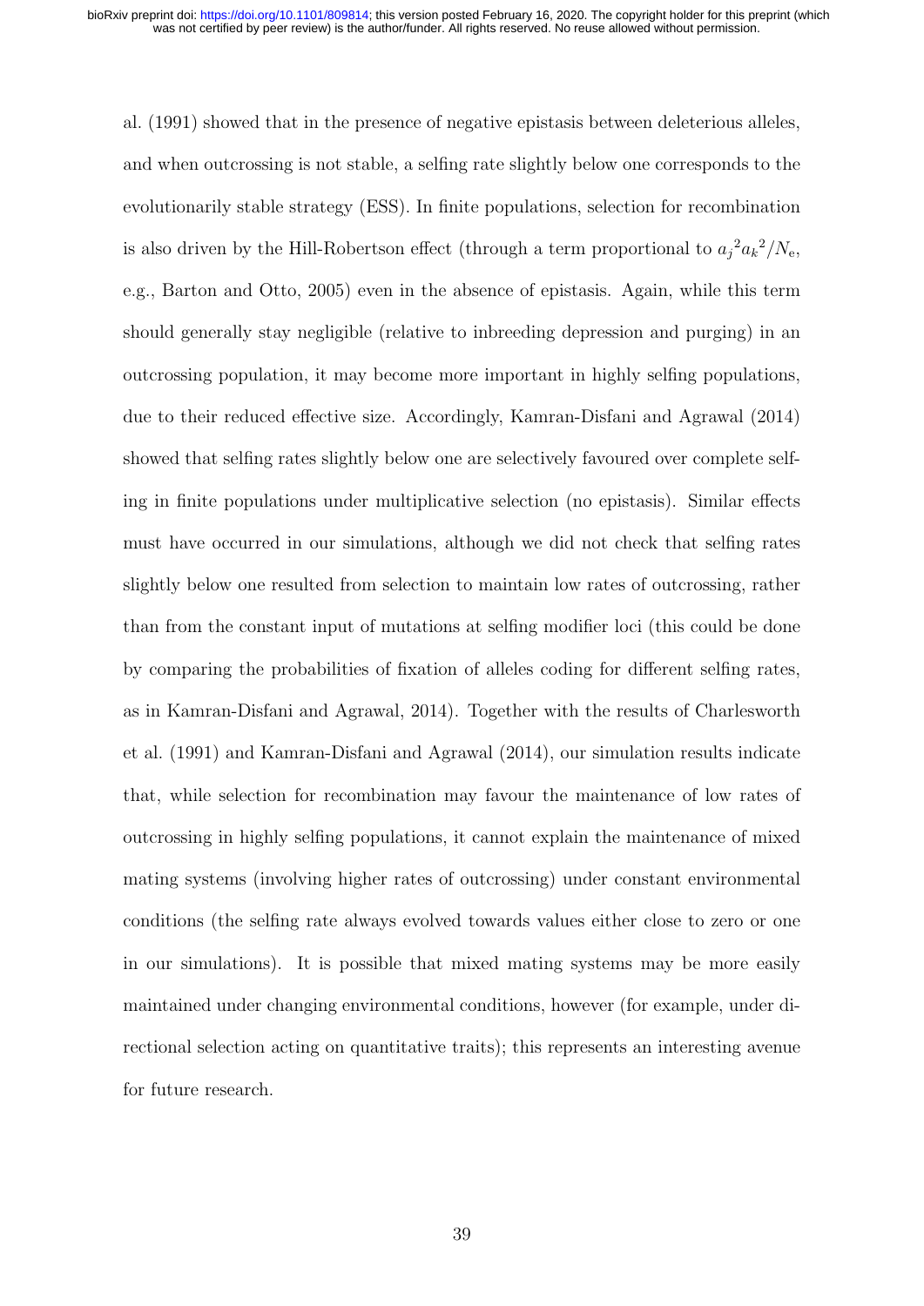al. (1991) showed that in the presence of negative epistasis between deleterious alleles, and when outcrossing is not stable, a selfing rate slightly below one corresponds to the evolutionarily stable strategy (ESS). In finite populations, selection for recombination is also driven by the Hill-Robertson effect (through a term proportional to ${a_j}^2{a_k}^2/N_e$, e.g., Barton and Otto, 2005) even in the absence of epistasis. Again, while this term should generally stay negligible (relative to inbreeding depression and purging) in an outcrossing population, it may become more important in highly selfing populations, due to their reduced effective size. Accordingly, Kamran-Disfani and Agrawal (2014) showed that selfing rates slightly below one are selectively favoured over complete selfing in finite populations under multiplicative selection (no epistasis). Similar effects must have occurred in our simulations, although we did not check that selfing rates slightly below one resulted from selection to maintain low rates of outcrossing, rather than from the constant input of mutations at selfing modifier loci (this could be done by comparing the probabilities of fixation of alleles coding for different selfing rates, as in Kamran-Disfani and Agrawal, 2014). Together with the results of Charlesworth et al. (1991) and Kamran-Disfani and Agrawal (2014), our simulation results indicate that, while selection for recombination may favour the maintenance of low rates of outcrossing in highly selfing populations, it cannot explain the maintenance of mixed mating systems (involving higher rates of outcrossing) under constant environmental conditions (the selfing rate always evolved towards values either close to zero or one in our simulations). It is possible that mixed mating systems may be more easily maintained under changing environmental conditions, however (for example, under directional selection acting on quantitative traits); this represents an interesting avenue for future research.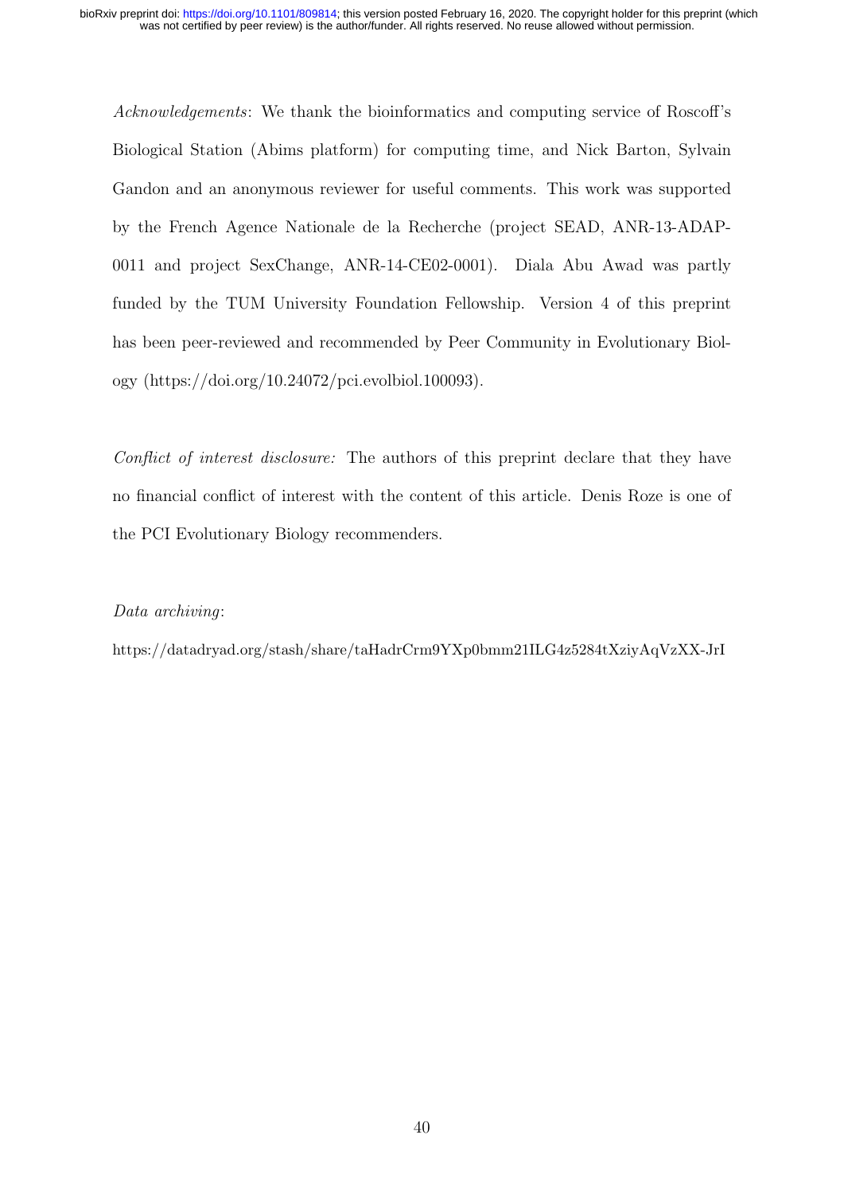*Acknowledgements*: We thank the bioinformatics and computing service of Roscoff's Biological Station (Abims platform) for computing time, and Nick Barton, Sylvain Gandon and an anonymous reviewer for useful comments. This work was supported by the French Agence Nationale de la Recherche (project SEAD, ANR-13-ADAP-0011 and project SexChange, ANR-14-CE02-0001). Diala Abu Awad was partly funded by the TUM University Foundation Fellowship. Version 4 of this preprint has been peer-reviewed and recommended by Peer Community in Evolutionary Biology (https://doi.org/10.24072/pci.evolbiol.100093).

*Conflict of interest disclosure:* The authors of this preprint declare that they have no financial conflict of interest with the content of this article. Denis Roze is one of the PCI Evolutionary Biology recommenders.

*Data archiving*:

https://datadryad.org/stash/share/taHadrCrm9YXp0bmm21ILG4z5284tXziyAqVzXX-JrI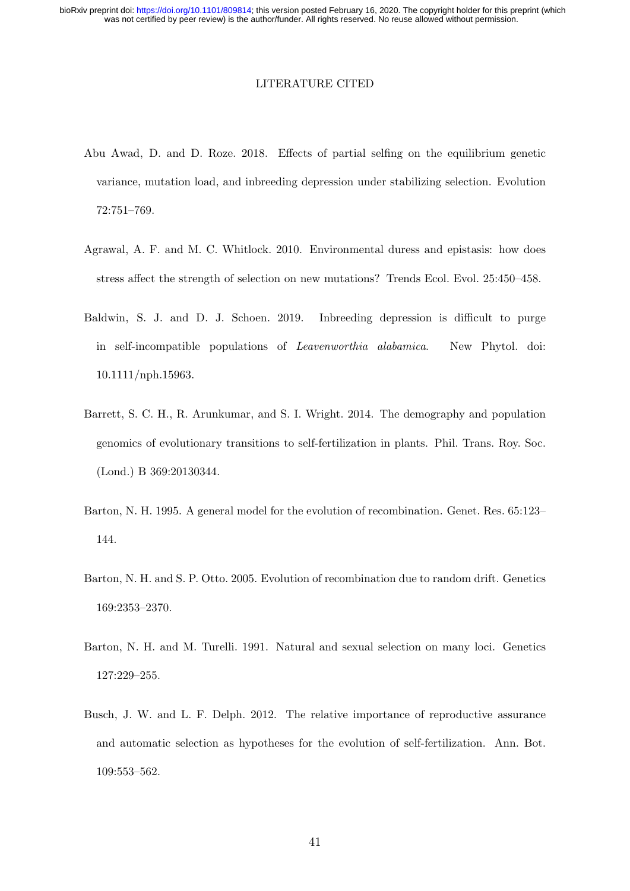# LITERATURE CITED

Abu Awad, D. and D. Roze. 2018. Effects of partial selfing on the equilibrium genetic variance, mutation load, and inbreeding depression under stabilizing selection. Evolution 72:751–769.

Agrawal, A. F. and M. C. Whitlock. 2010. Environmental duress and epistasis: how does stress affect the strength of selection on new mutations? Trends Ecol. Evol. 25:450–458.

Baldwin, S. J. and D. J. Schoen. 2019. Inbreeding depression is difficult to purge in self-incompatible populations of *Leavenworthia alabamica*. New Phytol. doi: 10.1111/nph.15963.

Barrett, S. C. H., R. Arunkumar, and S. I. Wright. 2014. The demography and population genomics of evolutionary transitions to self-fertilization in plants. Phil. Trans. Roy. Soc. (Lond.) B 369:20130344.

Barton, N. H. 1995. A general model for the evolution of recombination. Genet. Res. 65:123–144.

Barton, N. H. and S. P. Otto. 2005. Evolution of recombination due to random drift. Genetics 169:2353–2370.

Barton, N. H. and M. Turelli. 1991. Natural and sexual selection on many loci. Genetics 127:229–255.

Busch, J. W. and L. F. Delph. 2012. The relative importance of reproductive assurance and automatic selection as hypotheses for the evolution of self-fertilization. Ann. Bot. 109:553–562.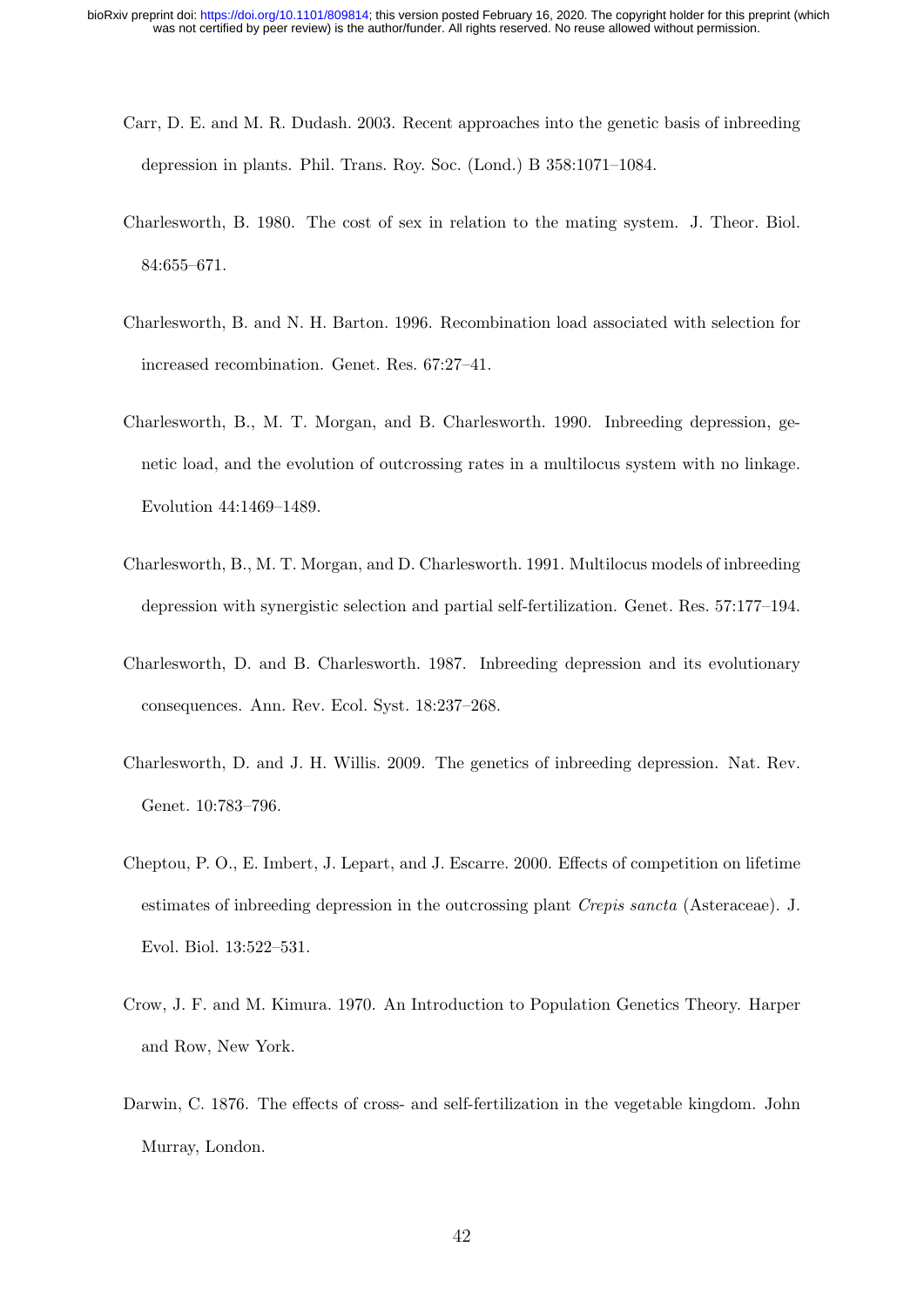Carr, D. E. and M. R. Dudash. 2003. Recent approaches into the genetic basis of inbreeding depression in plants. Phil. Trans. Roy. Soc. (Lond.) B 358:1071–1084.

Charlesworth, B. 1980. The cost of sex in relation to the mating system. J. Theor. Biol. 84:655–671.

Charlesworth, B. and N. H. Barton. 1996. Recombination load associated with selection for increased recombination. Genet. Res. 67:27–41.

Charlesworth, B., M. T. Morgan, and B. Charlesworth. 1990. Inbreeding depression, genetic load, and the evolution of outcrossing rates in a multilocus system with no linkage. Evolution 44:1469–1489.

Charlesworth, B., M. T. Morgan, and D. Charlesworth. 1991. Multilocus models of inbreeding depression with synergistic selection and partial self-fertilization. Genet. Res. 57:177–194.

Charlesworth, D. and B. Charlesworth. 1987. Inbreeding depression and its evolutionary consequences. Ann. Rev. Ecol. Syst. 18:237–268.

Charlesworth, D. and J. H. Willis. 2009. The genetics of inbreeding depression. Nat. Rev. Genet. 10:783–796.

Cheptou, P. O., E. Imbert, J. Lepart, and J. Escarre. 2000. Effects of competition on lifetime estimates of inbreeding depression in the outcrossing plant *Crepis sancta* (Asteraceae). J. Evol. Biol. 13:522–531.

Crow, J. F. and M. Kimura. 1970. An Introduction to Population Genetics Theory. Harper and Row, New York.

Darwin, C. 1876. The effects of cross- and self-fertilization in the vegetable kingdom. John Murray, London.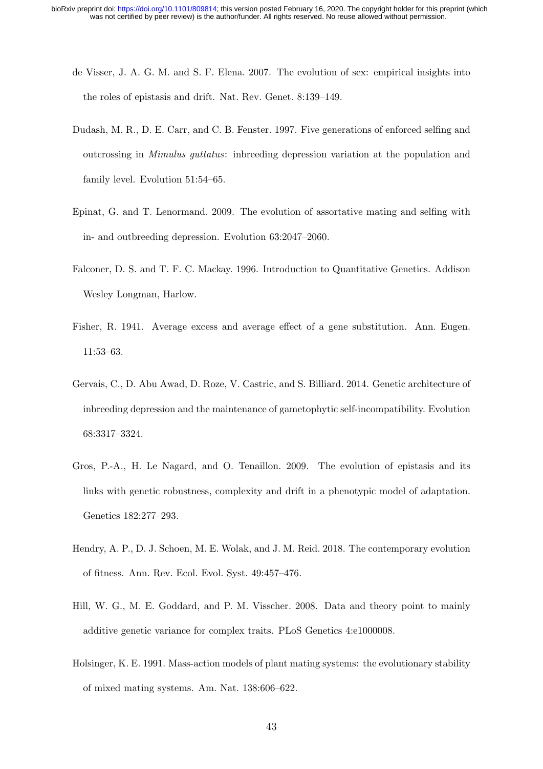de Visser, J. A. G. M. and S. F. Elena. 2007. The evolution of sex: empirical insights into the roles of epistasis and drift. Nat. Rev. Genet. 8:139–149.

Dudash, M. R., D. E. Carr, and C. B. Fenster. 1997. Five generations of enforced selfing and outcrossing in *Mimulus guttatus*: inbreeding depression variation at the population and family level. Evolution 51:54–65.

Epinat, G. and T. Lenormand. 2009. The evolution of assortative mating and selfing with in- and outbreeding depression. Evolution 63:2047–2060.

Falconer, D. S. and T. F. C. Mackay. 1996. Introduction to Quantitative Genetics. Addison Wesley Longman, Harlow.

Fisher, R. 1941. Average excess and average effect of a gene substitution. Ann. Eugen. 11:53–63.

Gervais, C., D. Abu Awad, D. Roze, V. Castric, and S. Billiard. 2014. Genetic architecture of inbreeding depression and the maintenance of gametophytic self-incompatibility. Evolution 68:3317–3324.

Gros, P.-A., H. Le Nagard, and O. Tenaillon. 2009. The evolution of epistasis and its links with genetic robustness, complexity and drift in a phenotypic model of adaptation. Genetics 182:277–293.

Hendry, A. P., D. J. Schoen, M. E. Wolak, and J. M. Reid. 2018. The contemporary evolution of fitness. Ann. Rev. Ecol. Evol. Syst. 49:457–476.

Hill, W. G., M. E. Goddard, and P. M. Visscher. 2008. Data and theory point to mainly additive genetic variance for complex traits. PLoS Genetics 4:e1000008.

Holsinger, K. E. 1991. Mass-action models of plant mating systems: the evolutionary stability of mixed mating systems. Am. Nat. 138:606–622.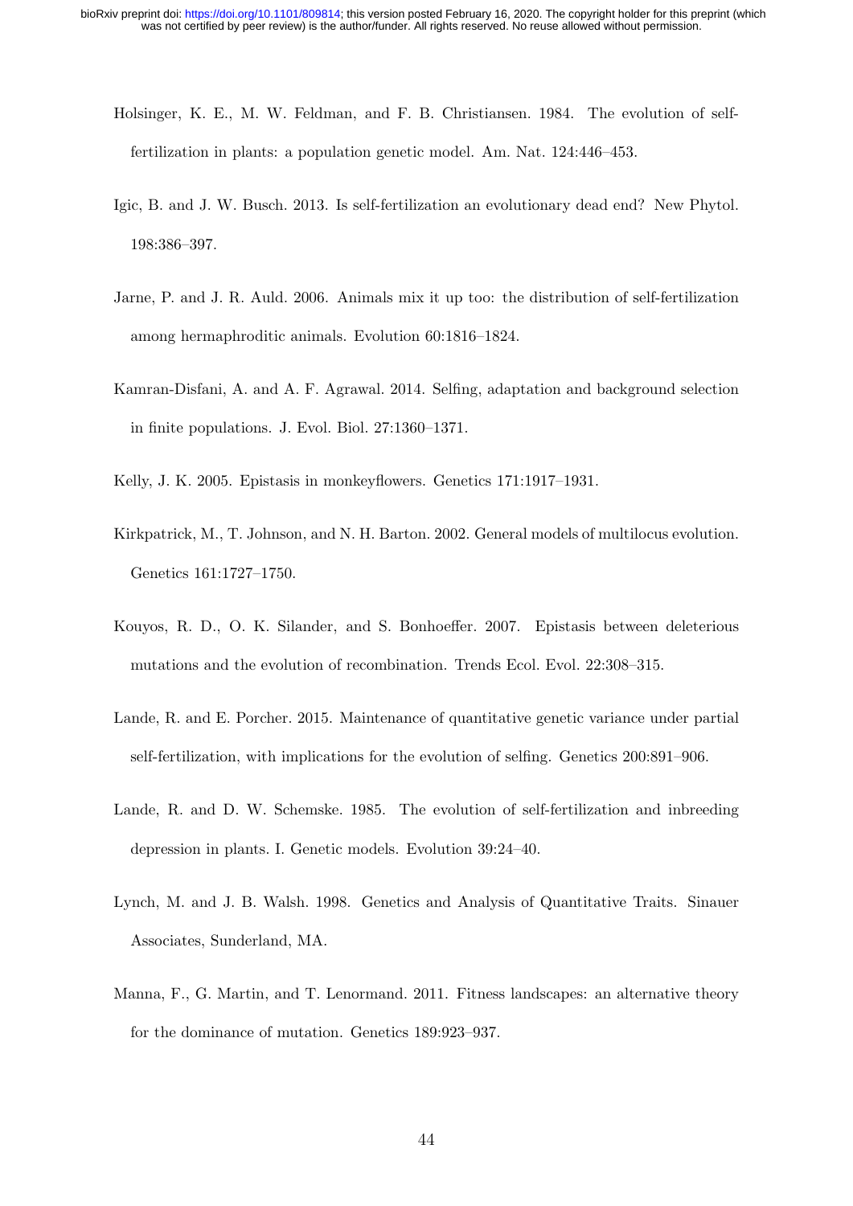Holsinger, K. E., M. W. Feldman, and F. B. Christiansen. 1984. The evolution of self-fertilization in plants: a population genetic model. Am. Nat. 124:446–453.

Igic, B. and J. W. Busch. 2013. Is self-fertilization an evolutionary dead end? New Phytol. 198:386–397.

Jarne, P. and J. R. Auld. 2006. Animals mix it up too: the distribution of self-fertilization among hermaphroditic animals. Evolution 60:1816–1824.

Kamran-Disfani, A. and A. F. Agrawal. 2014. Selfing, adaptation and background selection in finite populations. J. Evol. Biol. 27:1360–1371.

Kelly, J. K. 2005. Epistasis in monkeyflowers. Genetics 171:1917–1931.

Kirkpatrick, M., T. Johnson, and N. H. Barton. 2002. General models of multilocus evolution. Genetics 161:1727–1750.

Kouyos, R. D., O. K. Silander, and S. Bonhoeffer. 2007. Epistasis between deleterious mutations and the evolution of recombination. Trends Ecol. Evol. 22:308–315.

Lande, R. and E. Porcher. 2015. Maintenance of quantitative genetic variance under partial self-fertilization, with implications for the evolution of selfing. Genetics 200:891–906.

Lande, R. and D. W. Schemske. 1985. The evolution of self-fertilization and inbreeding depression in plants. I. Genetic models. Evolution 39:24–40.

Lynch, M. and J. B. Walsh. 1998. Genetics and Analysis of Quantitative Traits. Sinauer Associates, Sunderland, MA.

Manna, F., G. Martin, and T. Lenormand. 2011. Fitness landscapes: an alternative theory for the dominance of mutation. Genetics 189:923–937.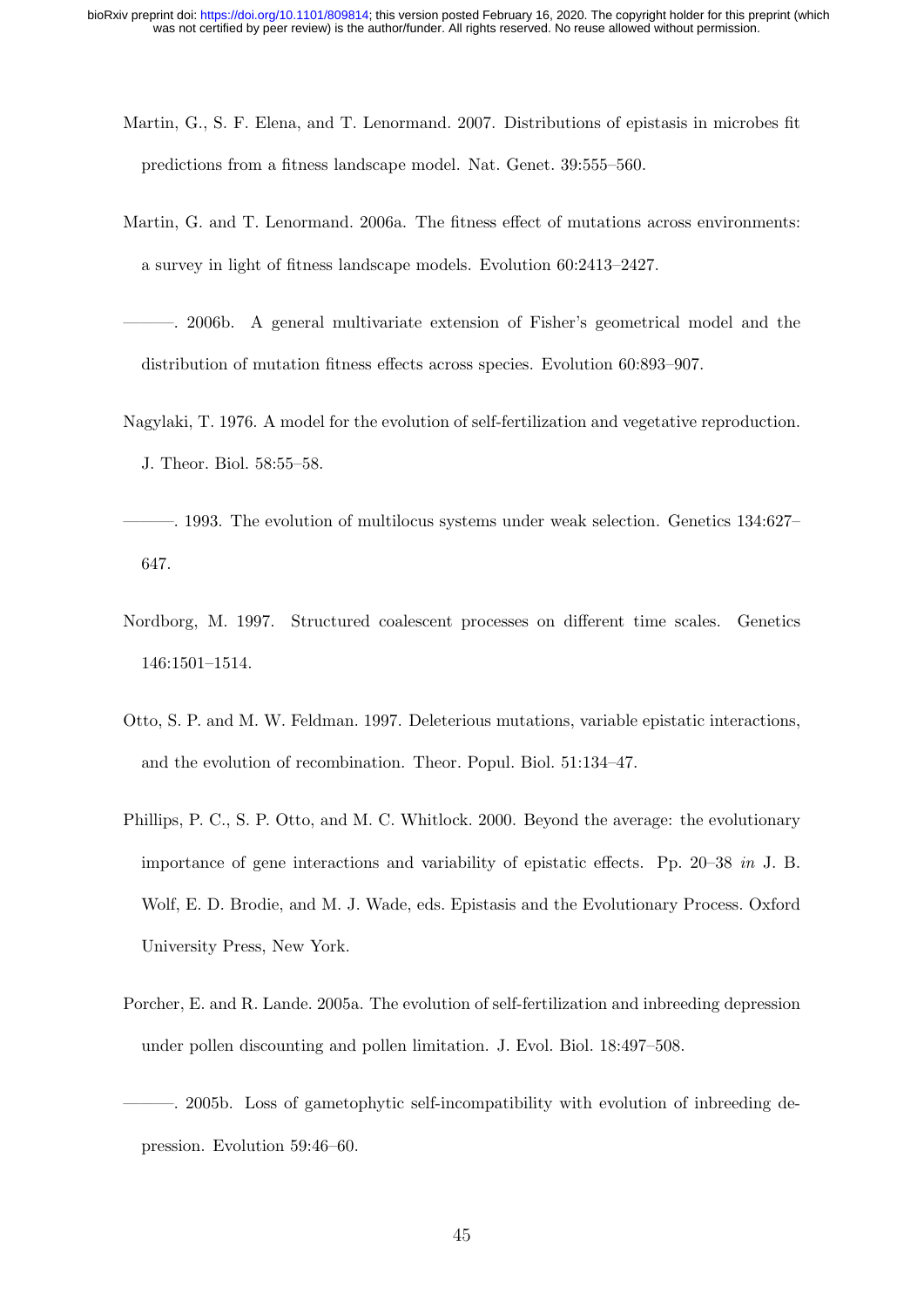Martin, G., S. F. Elena, and T. Lenormand. 2007. Distributions of epistasis in microbes fit predictions from a fitness landscape model. Nat. Genet. 39:555–560.

Martin, G. and T. Lenormand. 2006a. The fitness effect of mutations across environments: a survey in light of fitness landscape models. Evolution 60:2413–2427.

———. 2006b. A general multivariate extension of Fisher's geometrical model and the distribution of mutation fitness effects across species. Evolution 60:893–907.

Nagylaki, T. 1976. A model for the evolution of self-fertilization and vegetative reproduction. J. Theor. Biol. 58:55–58.

———. 1993. The evolution of multilocus systems under weak selection. Genetics 134:627–647.

Nordborg, M. 1997. Structured coalescent processes on different time scales. Genetics 146:1501–1514.

Otto, S. P. and M. W. Feldman. 1997. Deleterious mutations, variable epistatic interactions, and the evolution of recombination. Theor. Popul. Biol. 51:134–47.

Phillips, P. C., S. P. Otto, and M. C. Whitlock. 2000. Beyond the average: the evolutionary importance of gene interactions and variability of epistatic effects. Pp. 20–38 *in* J. B. Wolf, E. D. Brodie, and M. J. Wade, eds. Epistasis and the Evolutionary Process. Oxford University Press, New York.

Porcher, E. and R. Lande. 2005a. The evolution of self-fertilization and inbreeding depression under pollen discounting and pollen limitation. J. Evol. Biol. 18:497–508.

———. 2005b. Loss of gametophytic self-incompatibility with evolution of inbreeding depression. Evolution 59:46–60.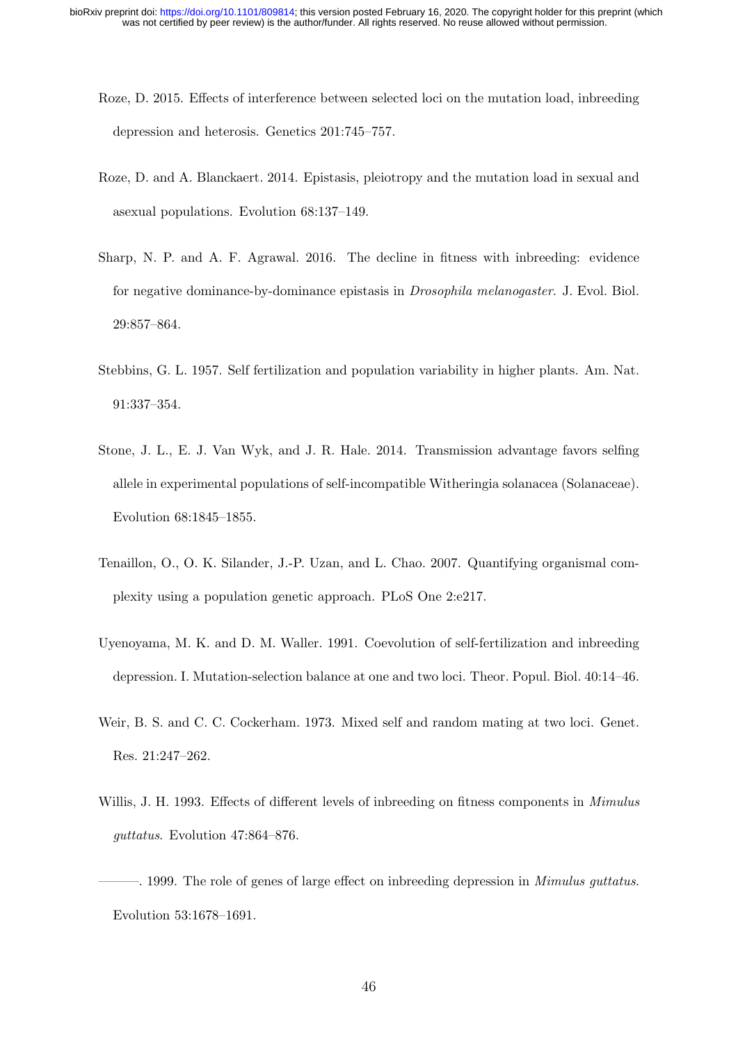Roze, D. 2015. Effects of interference between selected loci on the mutation load, inbreeding depression and heterosis. Genetics 201:745–757.

Roze, D. and A. Blanckaert. 2014. Epistasis, pleiotropy and the mutation load in sexual and asexual populations. Evolution 68:137–149.

Sharp, N. P. and A. F. Agrawal. 2016. The decline in fitness with inbreeding: evidence for negative dominance-by-dominance epistasis in *Drosophila melanogaster*. J. Evol. Biol. 29:857–864.

Stebbins, G. L. 1957. Self fertilization and population variability in higher plants. Am. Nat. 91:337–354.

Stone, J. L., E. J. Van Wyk, and J. R. Hale. 2014. Transmission advantage favors selfing allele in experimental populations of self-incompatible Witheringia solanacea (Solanaceae). Evolution 68:1845–1855.

Tenaillon, O., O. K. Silander, J.-P. Uzan, and L. Chao. 2007. Quantifying organismal complexity using a population genetic approach. PLoS One 2:e217.

Uyenoyama, M. K. and D. M. Waller. 1991. Coevolution of self-fertilization and inbreeding depression. I. Mutation-selection balance at one and two loci. Theor. Popul. Biol. 40:14–46.

Weir, B. S. and C. C. Cockerham. 1973. Mixed self and random mating at two loci. Genet. Res. 21:247–262.

Willis, J. H. 1993. Effects of different levels of inbreeding on fitness components in *Mimulus guttatus*. Evolution 47:864–876.

———. 1999. The role of genes of large effect on inbreeding depression in *Mimulus guttatus*. Evolution 53:1678–1691.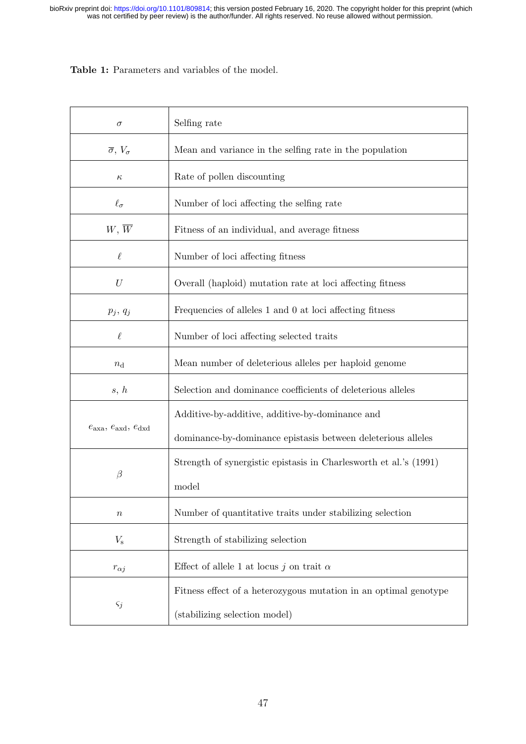**Table 1:** Parameters and variables of the model.

| | |
|---|---|
| $\sigma$ | Selfing rate |
| $\overline{\sigma}$, $V_\sigma$ | Mean and variance in the selfing rate in the population |
| $\kappa$ | Rate of pollen discounting |
| $\ell_\sigma$ | Number of loci affecting the selfing rate |
| $W$, $\overline{W}$ | Fitness of an individual, and average fitness |
| $\ell$ | Number of loci affecting fitness |
| $U$ | Overall (haploid) mutation rate at loci affecting fitness |
| $p_j$, $q_j$ | Frequencies of alleles 1 and 0 at loci affecting fitness |
| $\ell$ | Number of loci affecting selected traits |
| $n_{\mathrm{d}}$ | Mean number of deleterious alleles per haploid genome |
| $s$, $h$ | Selection and dominance coefficients of deleterious alleles |
| $e_{\mathrm{axa}}$, $e_{\mathrm{axd}}$, $e_{\mathrm{dxd}}$ | Additive-by-additive, additive-by-dominance and dominance-by-dominance epistasis between deleterious alleles |
| $\beta$ | Strength of synergistic epistasis in Charlesworth et al.'s (1991) model |
| $n$ | Number of quantitative traits under stabilizing selection |
| $V_{\mathrm{s}}$ | Strength of stabilizing selection |
| $r_{\alpha j}$ | Effect of allele 1 at locus $j$ on trait $\alpha$ |
| $\varsigma_j$ | Fitness effect of a heterozygous mutation in an optimal genotype (stabilizing selection model) |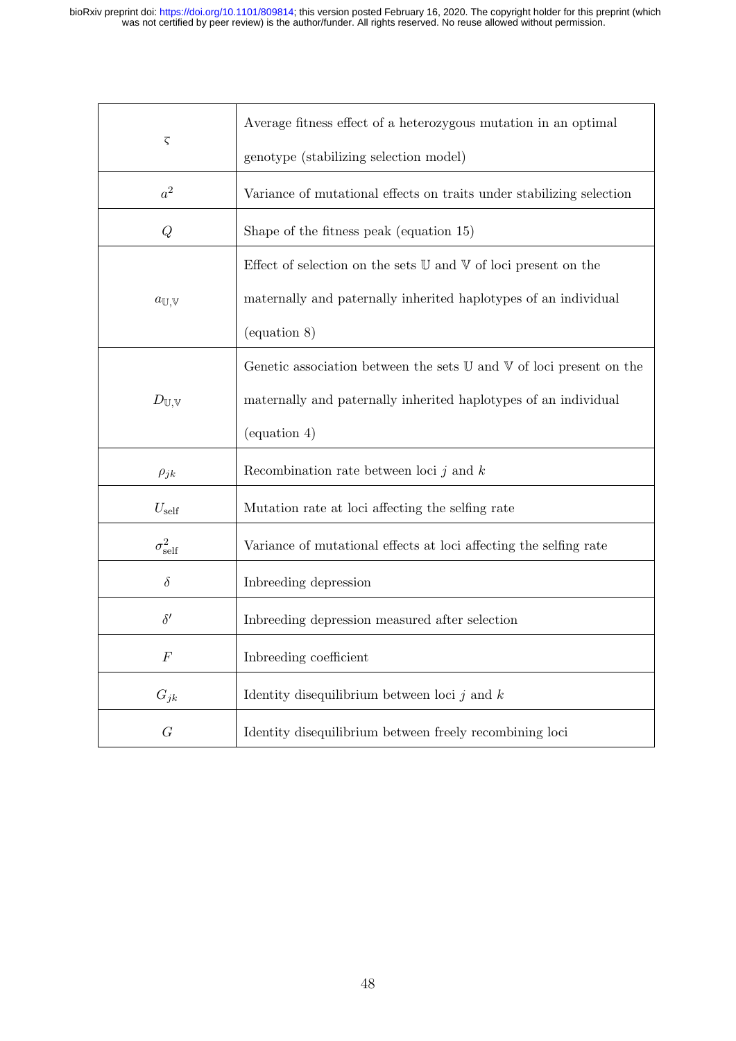| | |
|---|---|
| $\zeta$ | Average fitness effect of a heterozygous mutation in an optimal genotype (stabilizing selection model) |
| $a^2$ | Variance of mutational effects on traits under stabilizing selection |
| $Q$ | Shape of the fitness peak (equation 15) |
| $a_{\mathbb{U},\mathbb{V}}$ | Effect of selection on the sets $\mathbb{U}$ and $\mathbb{V}$ of loci present on the maternally and paternally inherited haplotypes of an individual (equation 8) |
| $D_{\mathbb{U},\mathbb{V}}$ | Genetic association between the sets $\mathbb{U}$ and $\mathbb{V}$ of loci present on the maternally and paternally inherited haplotypes of an individual (equation 4) |
| $\rho_{jk}$ | Recombination rate between loci $j$ and $k$ |
| $U_{\text{self}}$ | Mutation rate at loci affecting the selfing rate |
| $\sigma^2_{\text{self}}$ | Variance of mutational effects at loci affecting the selfing rate |
| $\delta$ | Inbreeding depression |
| $\delta'$ | Inbreeding depression measured after selection |
| $F$ | Inbreeding coefficient |
| $G_{jk}$ | Identity disequilibrium between loci $j$ and $k$ |
| $G$ | Identity disequilibrium between freely recombining loci |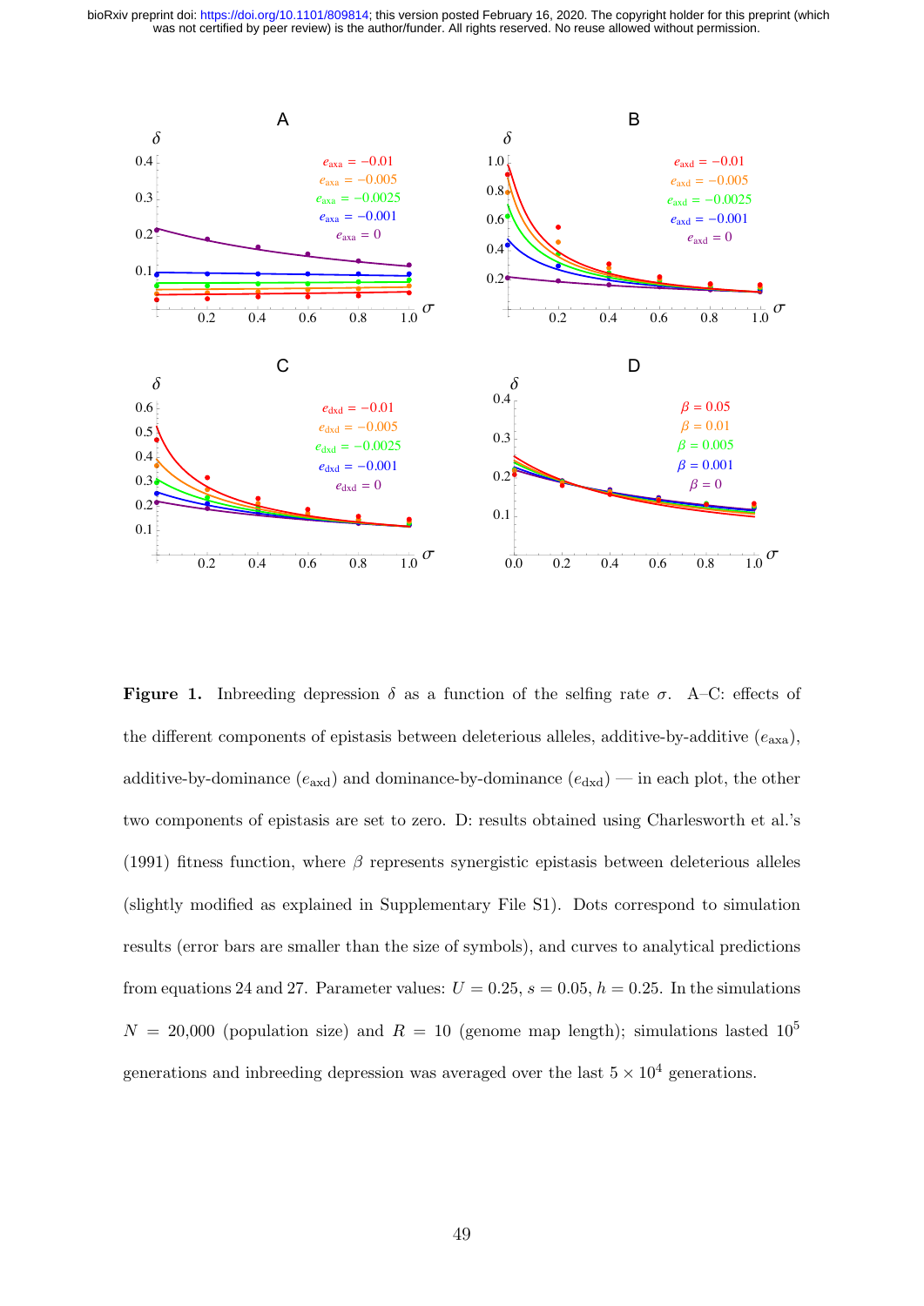**Figure 1.** Inbreeding depression $\delta$ as a function of the selfing rate $\sigma$. A–C: effects of the different components of epistasis between deleterious alleles, additive-by-additive ($e_{\text{axa}}$), additive-by-dominance ($e_{\text{axd}}$) and dominance-by-dominance ($e_{\text{dxd}}$) — in each plot, the other two components of epistasis are set to zero. D: results obtained using Charlesworth et al.'s (1991) fitness function, where $\beta$ represents synergistic epistasis between deleterious alleles (slightly modified as explained in Supplementary File S1). Dots correspond to simulation results (error bars are smaller than the size of symbols), and curves to analytical predictions from equations 24 and 27. Parameter values: $U = 0.25$, $s = 0.05$, $h = 0.25$. In the simulations $N = 20{,}000$ (population size) and $R = 10$ (genome map length); simulations lasted $10^5$ generations and inbreeding depression was averaged over the last $5 \times 10^4$ generations.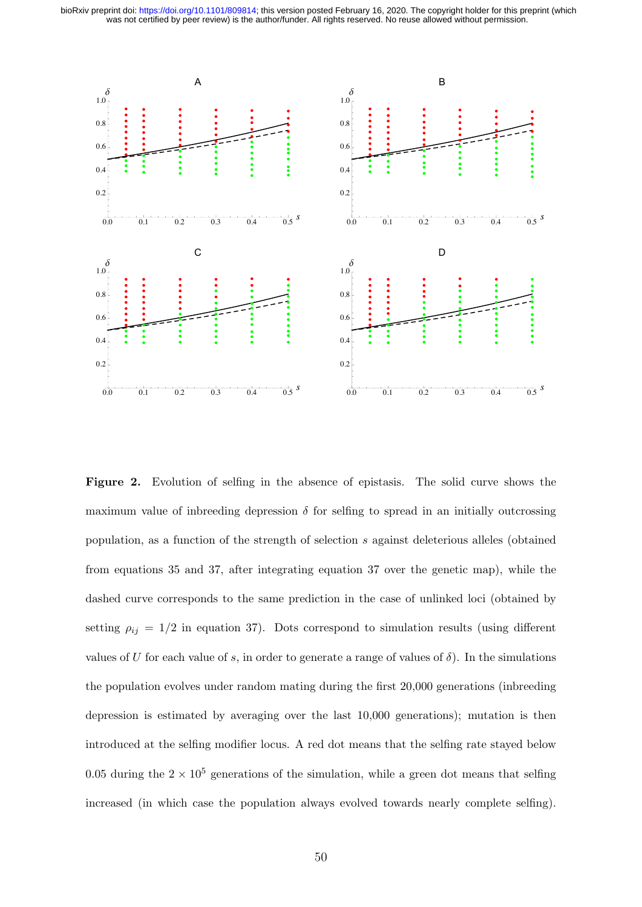**Figure 2.** Evolution of selfing in the absence of epistasis. The solid curve shows the maximum value of inbreeding depression $\delta$ for selfing to spread in an initially outcrossing population, as a function of the strength of selection $s$ against deleterious alleles (obtained from equations 35 and 37, after integrating equation 37 over the genetic map), while the dashed curve corresponds to the same prediction in the case of unlinked loci (obtained by setting $\rho_{ij} = 1/2$ in equation 37). Dots correspond to simulation results (using different values of $U$ for each value of $s$, in order to generate a range of values of $\delta$). In the simulations the population evolves under random mating during the first 20,000 generations (inbreeding depression is estimated by averaging over the last 10,000 generations); mutation is then introduced at the selfing modifier locus. A red dot means that the selfing rate stayed below 0.05 during the $2 \times 10^5$ generations of the simulation, while a green dot means that selfing increased (in which case the population always evolved towards nearly complete selfing).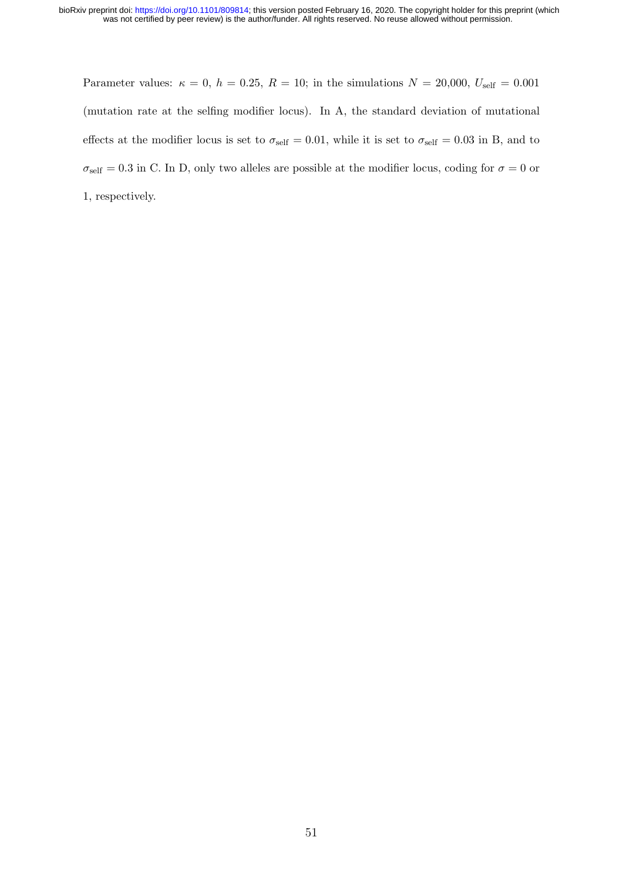Parameter values: $\kappa = 0$, $h = 0.25$, $R = 10$; in the simulations $N = 20{,}000$, $U_{\text{self}} = 0.001$ (mutation rate at the selfing modifier locus). In A, the standard deviation of mutational effects at the modifier locus is set to $\sigma_{\text{self}} = 0.01$, while it is set to $\sigma_{\text{self}} = 0.03$ in B, and to $\sigma_{\text{self}} = 0.3$ in C. In D, only two alleles are possible at the modifier locus, coding for $\sigma = 0$ or 1, respectively.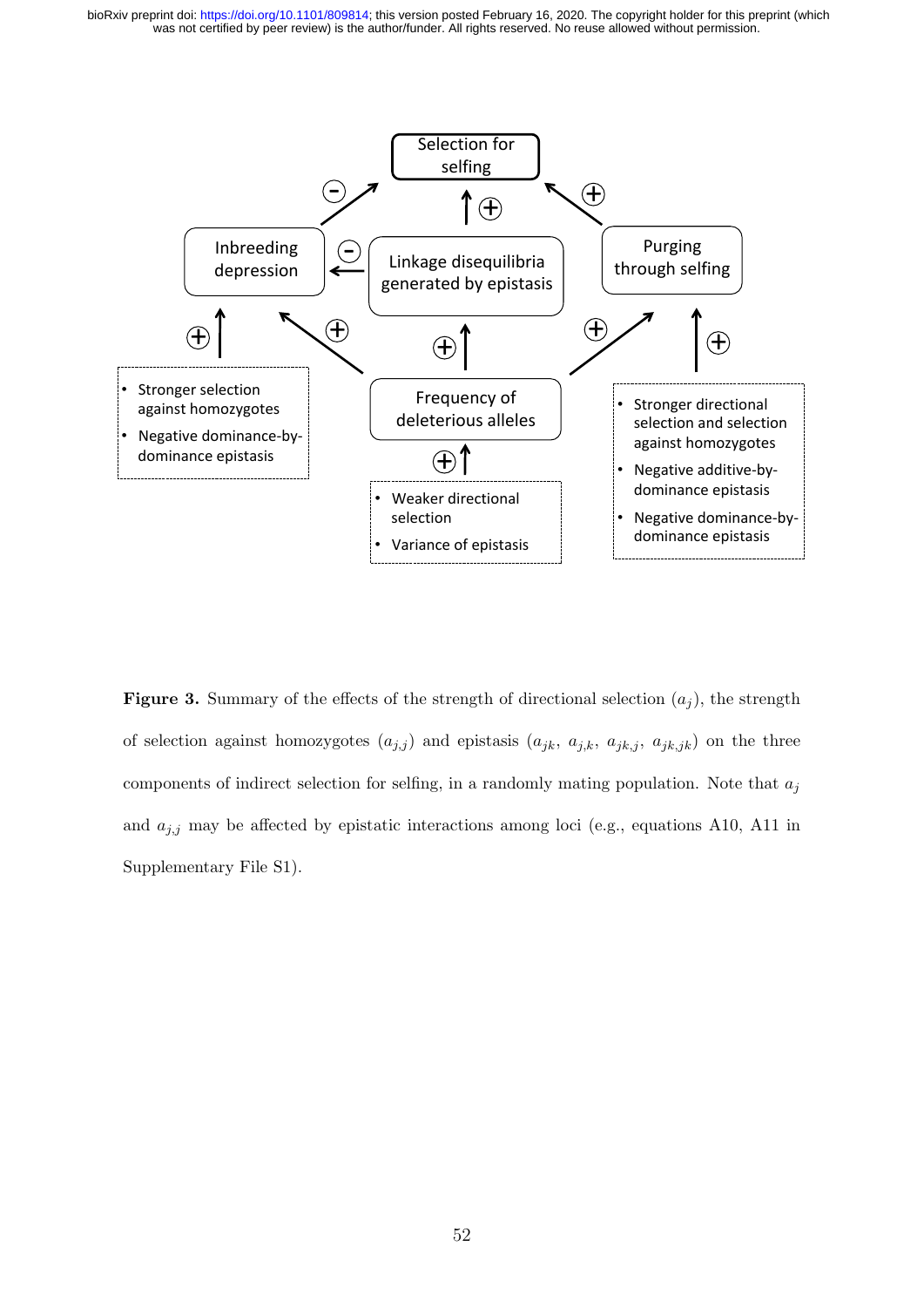**Figure 3.** Summary of the effects of the strength of directional selection ($a_j$), the strength of selection against homozygotes ($a_{j,j}$) and epistasis ($a_{jk}$, $a_{j,k}$, $a_{jk,j}$, $a_{jk,jk}$) on the three components of indirect selection for selfing, in a randomly mating population. Note that $a_j$ and $a_{j,j}$ may be affected by epistatic interactions among loci (e.g., equations A10, A11 in Supplementary File S1).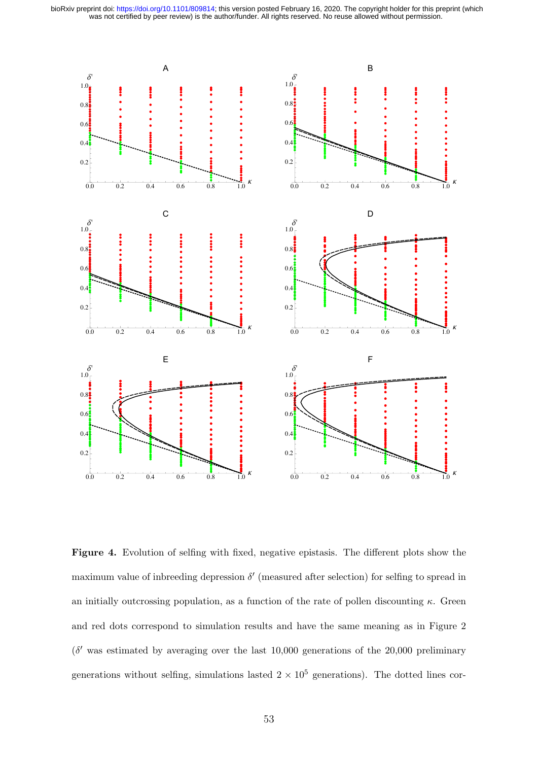**Figure 4.** Evolution of selfing with fixed, negative epistasis. The different plots show the maximum value of inbreeding depression $\delta'$ (measured after selection) for selfing to spread in an initially outcrossing population, as a function of the rate of pollen discounting $\kappa$. Green and red dots correspond to simulation results and have the same meaning as in Figure 2 ($\delta'$ was estimated by averaging over the last 10,000 generations of the 20,000 preliminary generations without selfing, simulations lasted $2 \times 10^5$ generations). The dotted lines cor-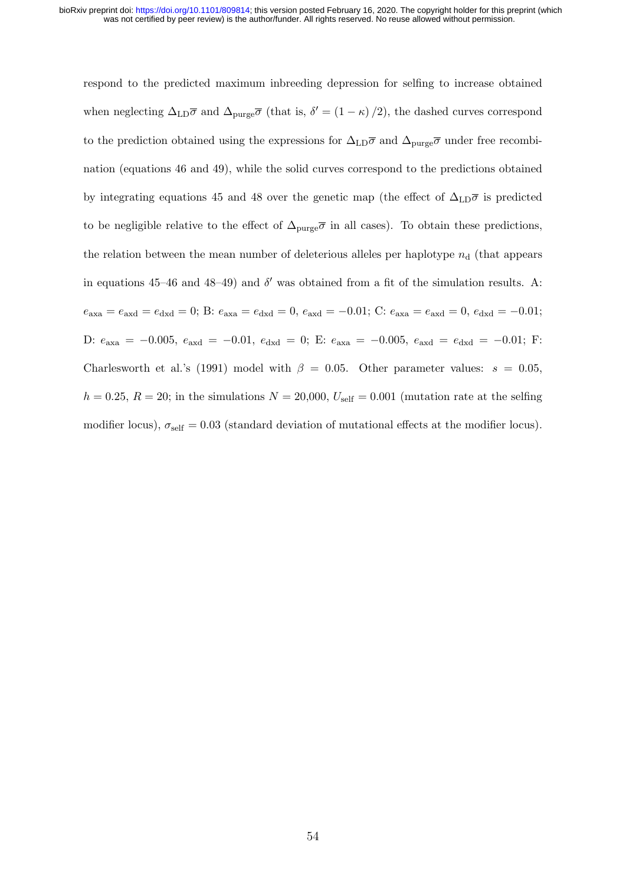respond to the predicted maximum inbreeding depression for selfing to increase obtained when neglecting $\Delta_{\text{LD}}\overline{\sigma}$ and $\Delta_{\text{purge}}\overline{\sigma}$ (that is, $\delta' = (1-\kappa)/2$), the dashed curves correspond to the prediction obtained using the expressions for $\Delta_{\text{LD}}\overline{\sigma}$ and $\Delta_{\text{purge}}\overline{\sigma}$ under free recombination (equations 46 and 49), while the solid curves correspond to the predictions obtained by integrating equations 45 and 48 over the genetic map (the effect of $\Delta_{\text{LD}}\overline{\sigma}$ is predicted to be negligible relative to the effect of $\Delta_{\text{purge}}\overline{\sigma}$ in all cases). To obtain these predictions, the relation between the mean number of deleterious alleles per haplotype $n_{\text{d}}$ (that appears in equations 45–46 and 48–49) and $\delta'$ was obtained from a fit of the simulation results. A: $e_{\text{axa}} = e_{\text{axd}} = e_{\text{dxd}} = 0$; B: $e_{\text{axa}} = e_{\text{dxd}} = 0$, $e_{\text{axd}} = -0.01$; C: $e_{\text{axa}} = e_{\text{axd}} = 0$, $e_{\text{dxd}} = -0.01$; D: $e_{\text{axa}} = -0.005$, $e_{\text{axd}} = -0.01$, $e_{\text{dxd}} = 0$; E: $e_{\text{axa}} = -0.005$, $e_{\text{axd}} = e_{\text{dxd}} = -0.01$; F: Charlesworth et al.'s (1991) model with $\beta = 0.05$. Other parameter values: $s = 0.05$, $h = 0.25$, $R = 20$; in the simulations $N = 20{,}000$, $U_{\text{self}} = 0.001$ (mutation rate at the selfing modifier locus), $\sigma_{\text{self}} = 0.03$ (standard deviation of mutational effects at the modifier locus).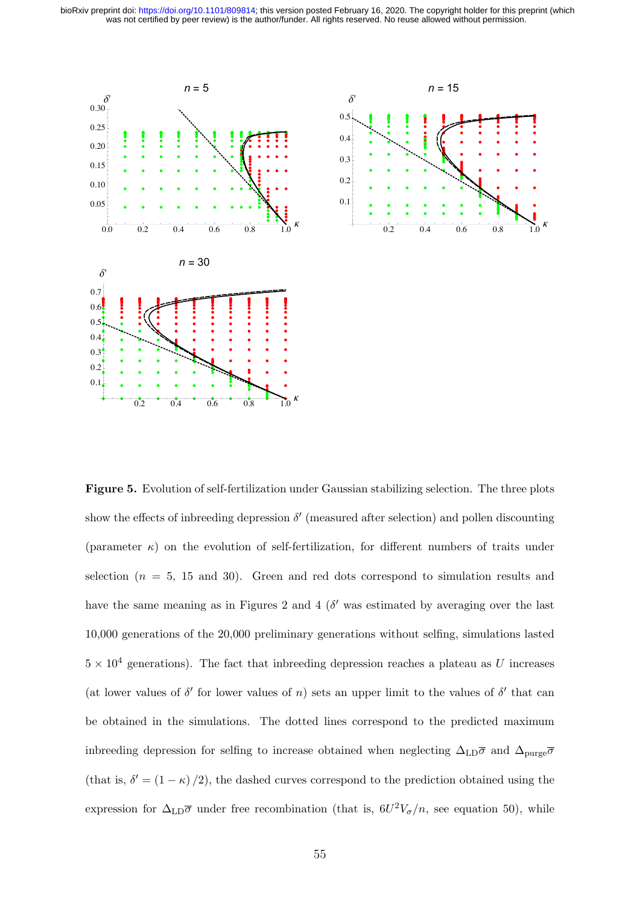**Figure 5.** Evolution of self-fertilization under Gaussian stabilizing selection. The three plots show the effects of inbreeding depression $\delta'$ (measured after selection) and pollen discounting (parameter $\kappa$) on the evolution of self-fertilization, for different numbers of traits under selection ($n = 5$, 15 and 30). Green and red dots correspond to simulation results and have the same meaning as in Figures 2 and 4 ($\delta'$ was estimated by averaging over the last 10,000 generations of the 20,000 preliminary generations without selfing, simulations lasted $5 \times 10^4$ generations). The fact that inbreeding depression reaches a plateau as $U$ increases (at lower values of $\delta'$ for lower values of $n$) sets an upper limit to the values of $\delta'$ that can be obtained in the simulations. The dotted lines correspond to the predicted maximum inbreeding depression for selfing to increase obtained when neglecting $\Delta_{\mathrm{LD}}\overline{\sigma}$ and $\Delta_{\mathrm{purge}}\overline{\sigma}$ (that is, $\delta' = (1 - \kappa)/2$), the dashed curves correspond to the prediction obtained using the expression for $\Delta_{\mathrm{LD}}\overline{\sigma}$ under free recombination (that is, $6U^2V_\sigma/n$, see equation 50), while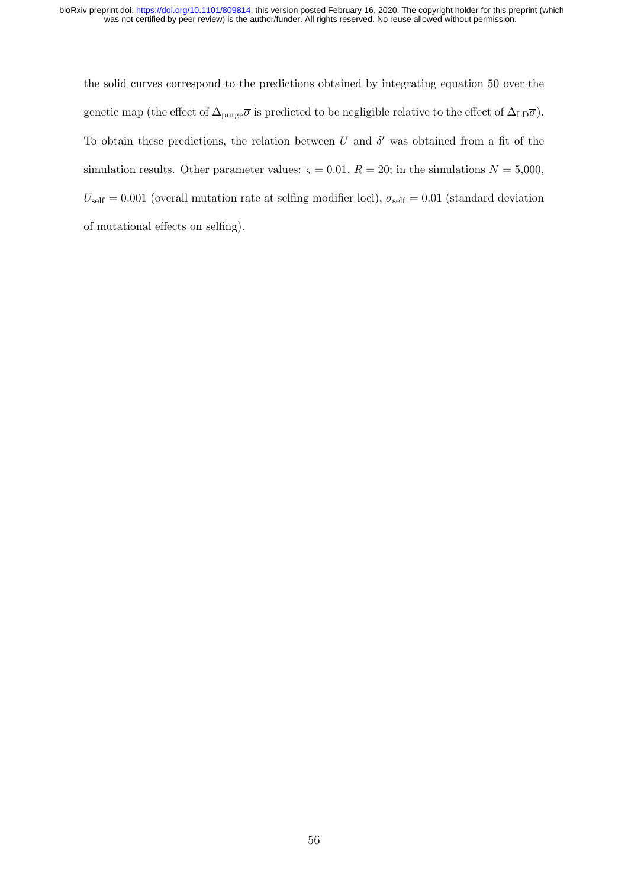the solid curves correspond to the predictions obtained by integrating equation 50 over the genetic map (the effect of $\Delta_{\text{purge}}\overline{\sigma}$ is predicted to be negligible relative to the effect of $\Delta_{\text{LD}}\overline{\sigma}$). To obtain these predictions, the relation between $U$ and $\delta'$ was obtained from a fit of the simulation results. Other parameter values: $\overline{\varsigma} = 0.01$, $R = 20$; in the simulations $N = 5{,}000$, $U_{\text{self}} = 0.001$ (overall mutation rate at selfing modifier loci), $\sigma_{\text{self}} = 0.01$ (standard deviation of mutational effects on selfing).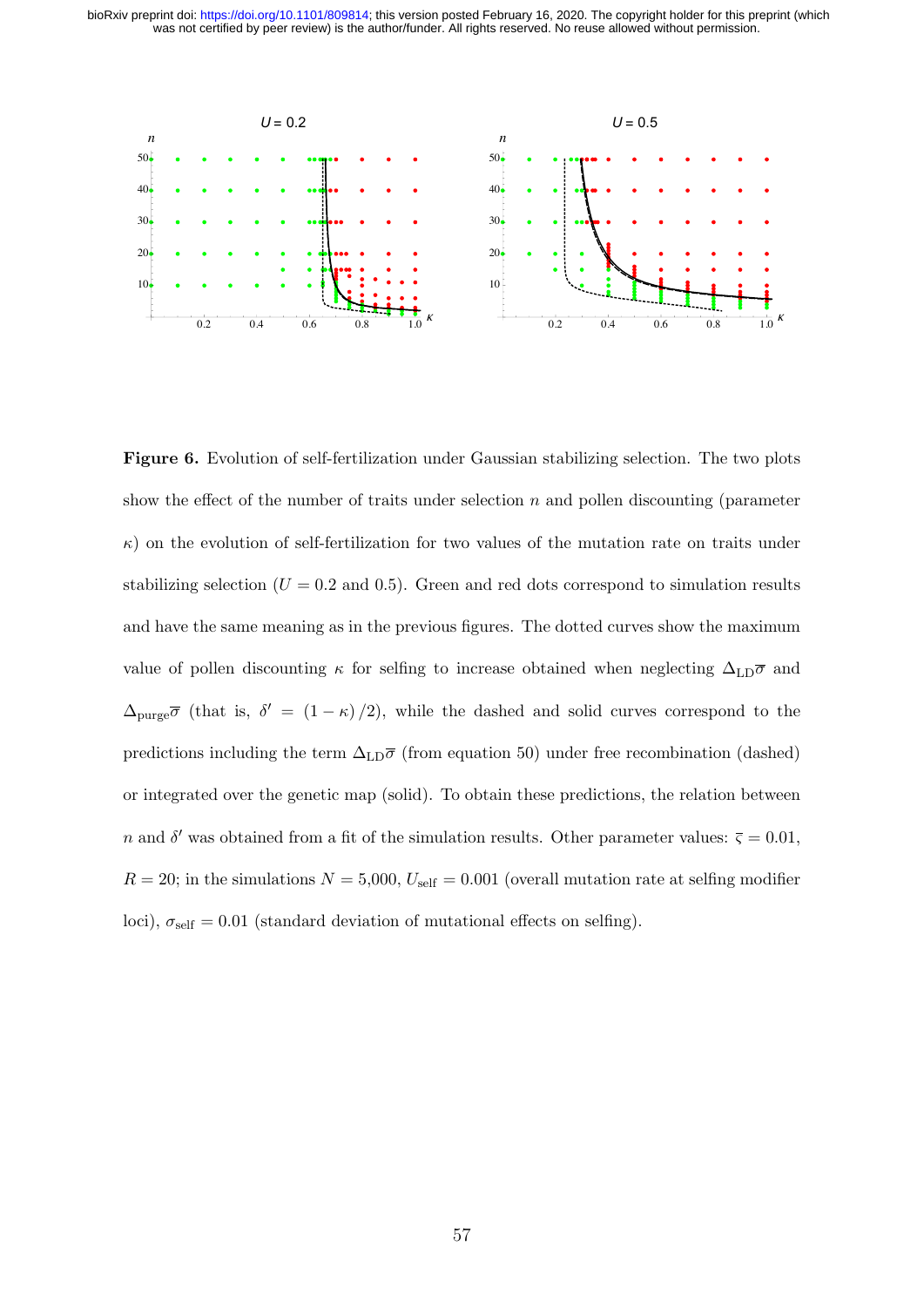U = 0.2

n

50
40
30
20
10

0.2 0.4 0.6 0.8 1.0 κ

U = 0.5

n

50
40
30
20
10

0.2 0.4 0.6 0.8 1.0 κ

**Figure 6.** Evolution of self-fertilization under Gaussian stabilizing selection. The two plots show the effect of the number of traits under selection $n$ and pollen discounting (parameter $\kappa$) on the evolution of self-fertilization for two values of the mutation rate on traits under stabilizing selection ($U = 0.2$ and $0.5$). Green and red dots correspond to simulation results and have the same meaning as in the previous figures. The dotted curves show the maximum value of pollen discounting $\kappa$ for selfing to increase obtained when neglecting $\Delta_{\mathrm{LD}}\overline{\sigma}$ and $\Delta_{\mathrm{purge}}\overline{\sigma}$ (that is, $\delta' = (1-\kappa)/2$), while the dashed and solid curves correspond to the predictions including the term $\Delta_{\mathrm{LD}}\overline{\sigma}$ (from equation 50) under free recombination (dashed) or integrated over the genetic map (solid). To obtain these predictions, the relation between $n$ and $\delta'$ was obtained from a fit of the simulation results. Other parameter values: $\overline{\varsigma} = 0.01$, $R = 20$; in the simulations $N = 5{,}000$, $U_{\mathrm{self}} = 0.001$ (overall mutation rate at selfing modifier loci), $\sigma_{\mathrm{self}} = 0.01$ (standard deviation of mutational effects on selfing).